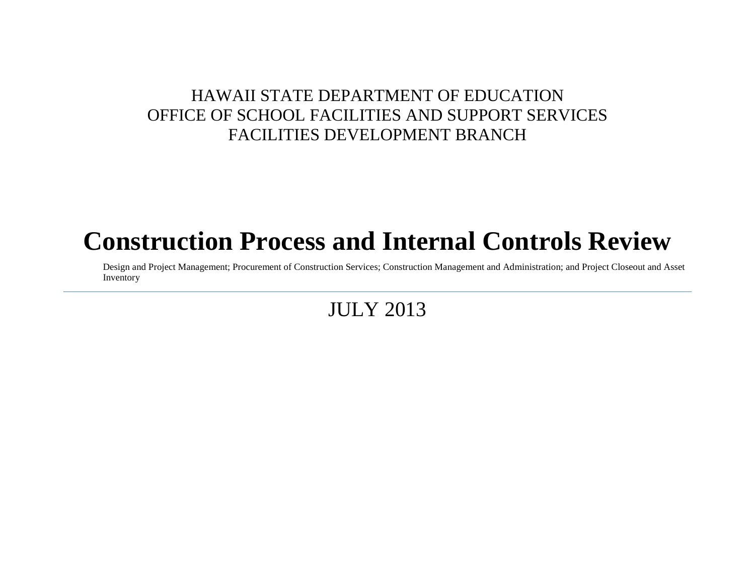HAWAII STATE DEPARTMENT OF EDUCATION
OFFICE OF SCHOOL FACILITIES AND SUPPORT SERVICES
FACILITIES DEVELOPMENT BRANCH

# Construction Process and Internal Controls Review

Design and Project Management; Procurement of Construction Services; Construction Management and Administration; and Project Closeout and Asset Inventory

---

JULY 2013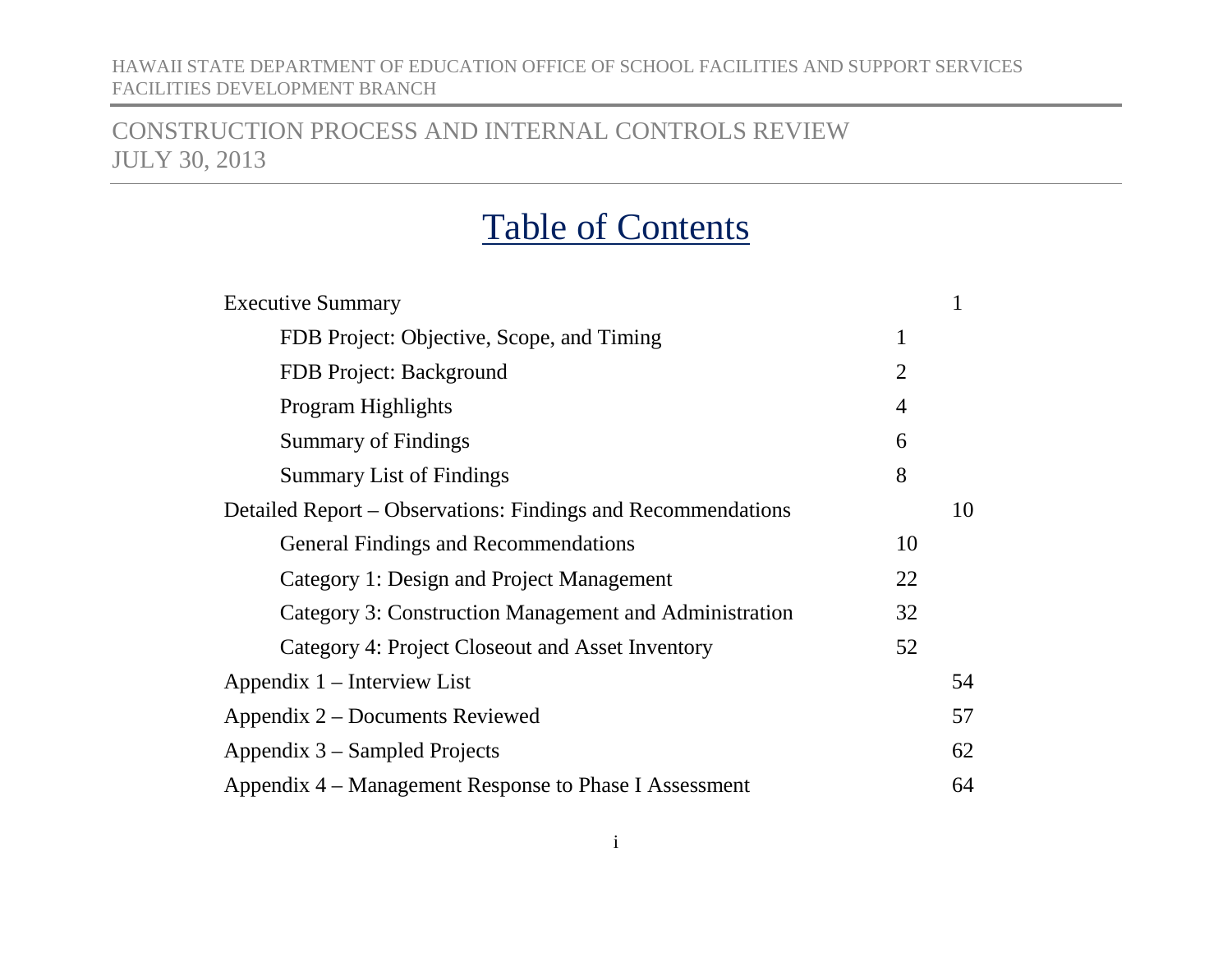# Table of Contents

| | | |
|---|---|---|
| Executive Summary | | 1 |
| FDB Project: Objective, Scope, and Timing | 1 | |
| FDB Project: Background | 2 | |
| Program Highlights | 4 | |
| Summary of Findings | 6 | |
| Summary List of Findings | 8 | |
| Detailed Report – Observations: Findings and Recommendations | | 10 |
| General Findings and Recommendations | 10 | |
| Category 1: Design and Project Management | 22 | |
| Category 3: Construction Management and Administration | 32 | |
| Category 4: Project Closeout and Asset Inventory | 52 | |
| Appendix 1 – Interview List | | 54 |
| Appendix 2 – Documents Reviewed | | 57 |
| Appendix 3 – Sampled Projects | | 62 |
| Appendix 4 – Management Response to Phase I Assessment | | 64 |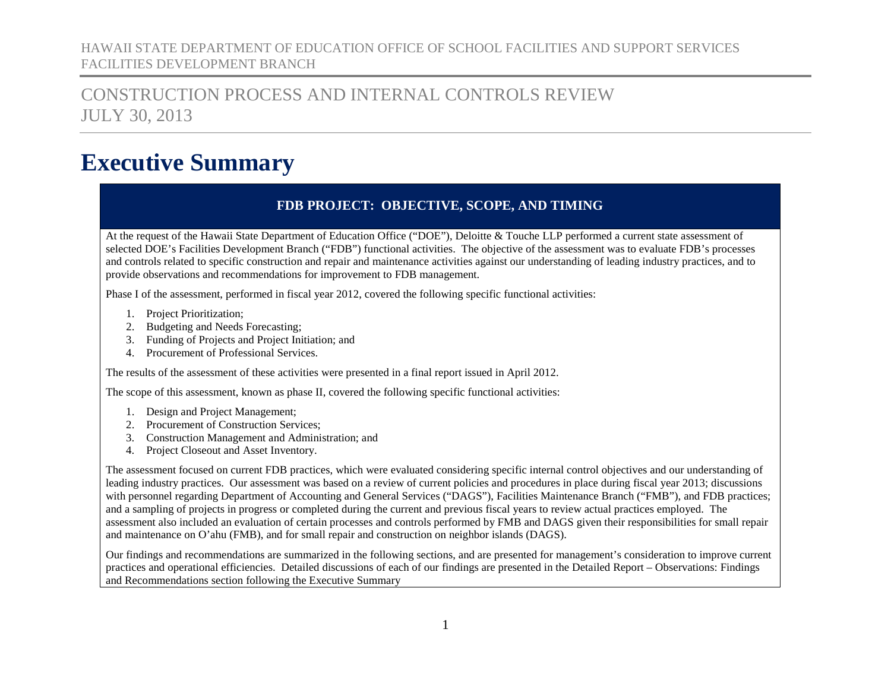HAWAII STATE DEPARTMENT OF EDUCATION OFFICE OF SCHOOL FACILITIES AND SUPPORT SERVICES
FACILITIES DEVELOPMENT BRANCH

CONSTRUCTION PROCESS AND INTERNAL CONTROLS REVIEW
JULY 30, 2013

# Executive Summary

## FDB PROJECT: OBJECTIVE, SCOPE, AND TIMING

At the request of the Hawaii State Department of Education Office ("DOE"), Deloitte & Touche LLP performed a current state assessment of selected DOE's Facilities Development Branch ("FDB") functional activities. The objective of the assessment was to evaluate FDB's processes and controls related to specific construction and repair and maintenance activities against our understanding of leading industry practices, and to provide observations and recommendations for improvement to FDB management.

Phase I of the assessment, performed in fiscal year 2012, covered the following specific functional activities:

1. Project Prioritization;
2. Budgeting and Needs Forecasting;
3. Funding of Projects and Project Initiation; and
4. Procurement of Professional Services.

The results of the assessment of these activities were presented in a final report issued in April 2012.

The scope of this assessment, known as phase II, covered the following specific functional activities:

1. Design and Project Management;
2. Procurement of Construction Services;
3. Construction Management and Administration; and
4. Project Closeout and Asset Inventory.

The assessment focused on current FDB practices, which were evaluated considering specific internal control objectives and our understanding of leading industry practices. Our assessment was based on a review of current policies and procedures in place during fiscal year 2013; discussions with personnel regarding Department of Accounting and General Services ("DAGS"), Facilities Maintenance Branch ("FMB"), and FDB practices; and a sampling of projects in progress or completed during the current and previous fiscal years to review actual practices employed. The assessment also included an evaluation of certain processes and controls performed by FMB and DAGS given their responsibilities for small repair and maintenance on O'ahu (FMB), and for small repair and construction on neighbor islands (DAGS).

Our findings and recommendations are summarized in the following sections, and are presented for management's consideration to improve current practices and operational efficiencies. Detailed discussions of each of our findings are presented in the Detailed Report – Observations: Findings and Recommendations section following the Executive Summary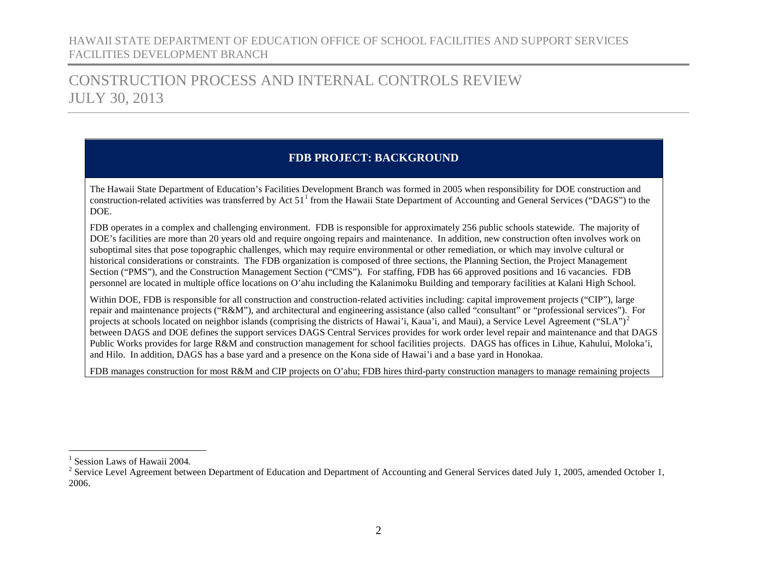## FDB PROJECT: BACKGROUND

The Hawaii State Department of Education's Facilities Development Branch was formed in 2005 when responsibility for DOE construction and construction-related activities was transferred by Act 51[1] from the Hawaii State Department of Accounting and General Services ("DAGS") to the DOE.

FDB operates in a complex and challenging environment. FDB is responsible for approximately 256 public schools statewide. The majority of DOE's facilities are more than 20 years old and require ongoing repairs and maintenance. In addition, new construction often involves work on suboptimal sites that pose topographic challenges, which may require environmental or other remediation, or which may involve cultural or historical considerations or constraints. The FDB organization is composed of three sections, the Planning Section, the Project Management Section ("PMS"), and the Construction Management Section ("CMS"). For staffing, FDB has 66 approved positions and 16 vacancies. FDB personnel are located in multiple office locations on O'ahu including the Kalanimoku Building and temporary facilities at Kalani High School.

Within DOE, FDB is responsible for all construction and construction-related activities including: capital improvement projects ("CIP"), large repair and maintenance projects ("R&M"), and architectural and engineering assistance (also called "consultant" or "professional services"). For projects at schools located on neighbor islands (comprising the districts of Hawai'i, Kaua'i, and Maui), a Service Level Agreement ("SLA")[2] between DAGS and DOE defines the support services DAGS Central Services provides for work order level repair and maintenance and that DAGS Public Works provides for large R&M and construction management for school facilities projects. DAGS has offices in Lihue, Kahului, Moloka'i, and Hilo. In addition, DAGS has a base yard and a presence on the Kona side of Hawai'i and a base yard in Honokaa.

FDB manages construction for most R&M and CIP projects on O'ahu; FDB hires third-party construction managers to manage remaining projects

---

[1] Session Laws of Hawaii 2004.

[2] Service Level Agreement between Department of Education and Department of Accounting and General Services dated July 1, 2005, amended October 1, 2006.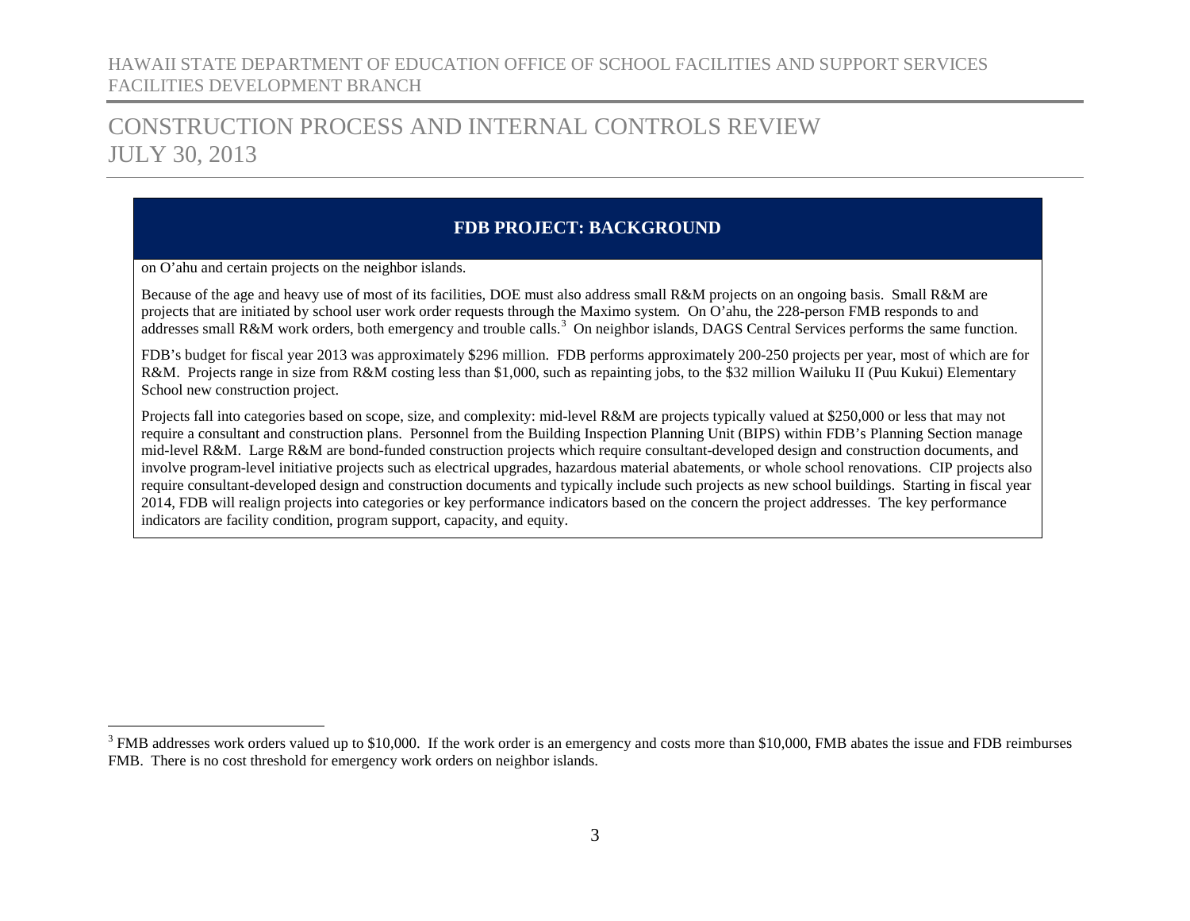## FDB PROJECT: BACKGROUND

on O'ahu and certain projects on the neighbor islands.

Because of the age and heavy use of most of its facilities, DOE must also address small R&M projects on an ongoing basis. Small R&M are projects that are initiated by school user work order requests through the Maximo system. On O'ahu, the 228-person FMB responds to and addresses small R&M work orders, both emergency and trouble calls.[3] On neighbor islands, DAGS Central Services performs the same function.

FDB's budget for fiscal year 2013 was approximately $296 million. FDB performs approximately 200-250 projects per year, most of which are for R&M. Projects range in size from R&M costing less than $1,000, such as repainting jobs, to the $32 million Wailuku II (Puu Kukui) Elementary School new construction project.

Projects fall into categories based on scope, size, and complexity: mid-level R&M are projects typically valued at $250,000 or less that may not require a consultant and construction plans. Personnel from the Building Inspection Planning Unit (BIPS) within FDB's Planning Section manage mid-level R&M. Large R&M are bond-funded construction projects which require consultant-developed design and construction documents, and involve program-level initiative projects such as electrical upgrades, hazardous material abatements, or whole school renovations. CIP projects also require consultant-developed design and construction documents and typically include such projects as new school buildings. Starting in fiscal year 2014, FDB will realign projects into categories or key performance indicators based on the concern the project addresses. The key performance indicators are facility condition, program support, capacity, and equity.

---

[3] FMB addresses work orders valued up to $10,000. If the work order is an emergency and costs more than $10,000, FMB abates the issue and FDB reimburses FMB. There is no cost threshold for emergency work orders on neighbor islands.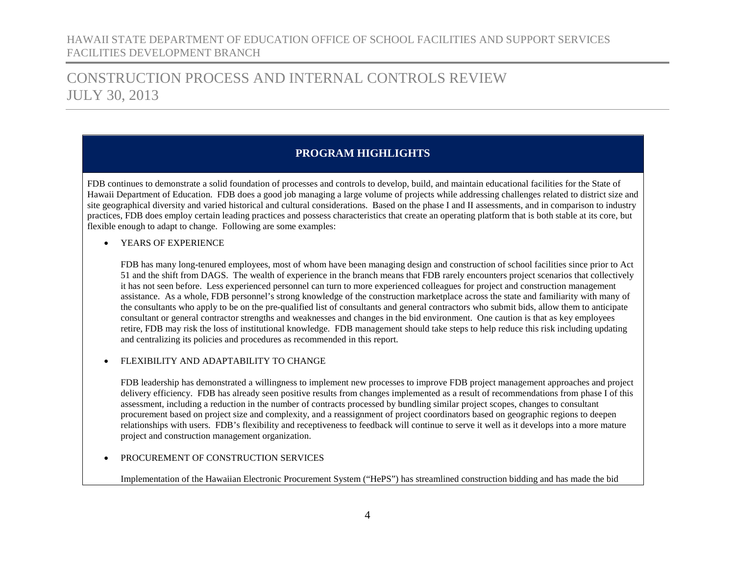## PROGRAM HIGHLIGHTS

FDB continues to demonstrate a solid foundation of processes and controls to develop, build, and maintain educational facilities for the State of Hawaii Department of Education. FDB does a good job managing a large volume of projects while addressing challenges related to district size and site geographical diversity and varied historical and cultural considerations. Based on the phase I and II assessments, and in comparison to industry practices, FDB does employ certain leading practices and possess characteristics that create an operating platform that is both stable at its core, but flexible enough to adapt to change. Following are some examples:

- YEARS OF EXPERIENCE

  FDB has many long-tenured employees, most of whom have been managing design and construction of school facilities since prior to Act 51 and the shift from DAGS. The wealth of experience in the branch means that FDB rarely encounters project scenarios that collectively it has not seen before. Less experienced personnel can turn to more experienced colleagues for project and construction management assistance. As a whole, FDB personnel's strong knowledge of the construction marketplace across the state and familiarity with many of the consultants who apply to be on the pre-qualified list of consultants and general contractors who submit bids, allow them to anticipate consultant or general contractor strengths and weaknesses and changes in the bid environment. One caution is that as key employees retire, FDB may risk the loss of institutional knowledge. FDB management should take steps to help reduce this risk including updating and centralizing its policies and procedures as recommended in this report.

- FLEXIBILITY AND ADAPTABILITY TO CHANGE

  FDB leadership has demonstrated a willingness to implement new processes to improve FDB project management approaches and project delivery efficiency. FDB has already seen positive results from changes implemented as a result of recommendations from phase I of this assessment, including a reduction in the number of contracts processed by bundling similar project scopes, changes to consultant procurement based on project size and complexity, and a reassignment of project coordinators based on geographic regions to deepen relationships with users. FDB's flexibility and receptiveness to feedback will continue to serve it well as it develops into a more mature project and construction management organization.

- PROCUREMENT OF CONSTRUCTION SERVICES

  Implementation of the Hawaiian Electronic Procurement System ("HePS") has streamlined construction bidding and has made the bid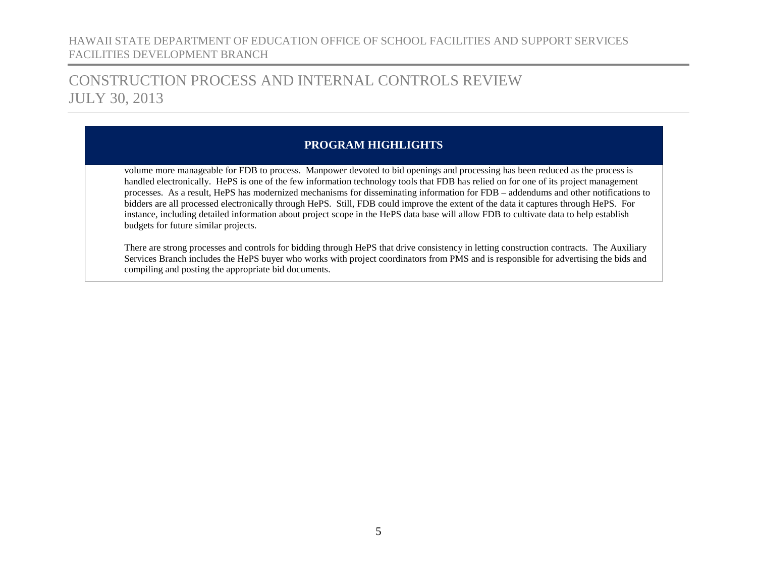## PROGRAM HIGHLIGHTS

volume more manageable for FDB to process. Manpower devoted to bid openings and processing has been reduced as the process is handled electronically. HePS is one of the few information technology tools that FDB has relied on for one of its project management processes. As a result, HePS has modernized mechanisms for disseminating information for FDB – addendums and other notifications to bidders are all processed electronically through HePS. Still, FDB could improve the extent of the data it captures through HePS. For instance, including detailed information about project scope in the HePS data base will allow FDB to cultivate data to help establish budgets for future similar projects.

There are strong processes and controls for bidding through HePS that drive consistency in letting construction contracts. The Auxiliary Services Branch includes the HePS buyer who works with project coordinators from PMS and is responsible for advertising the bids and compiling and posting the appropriate bid documents.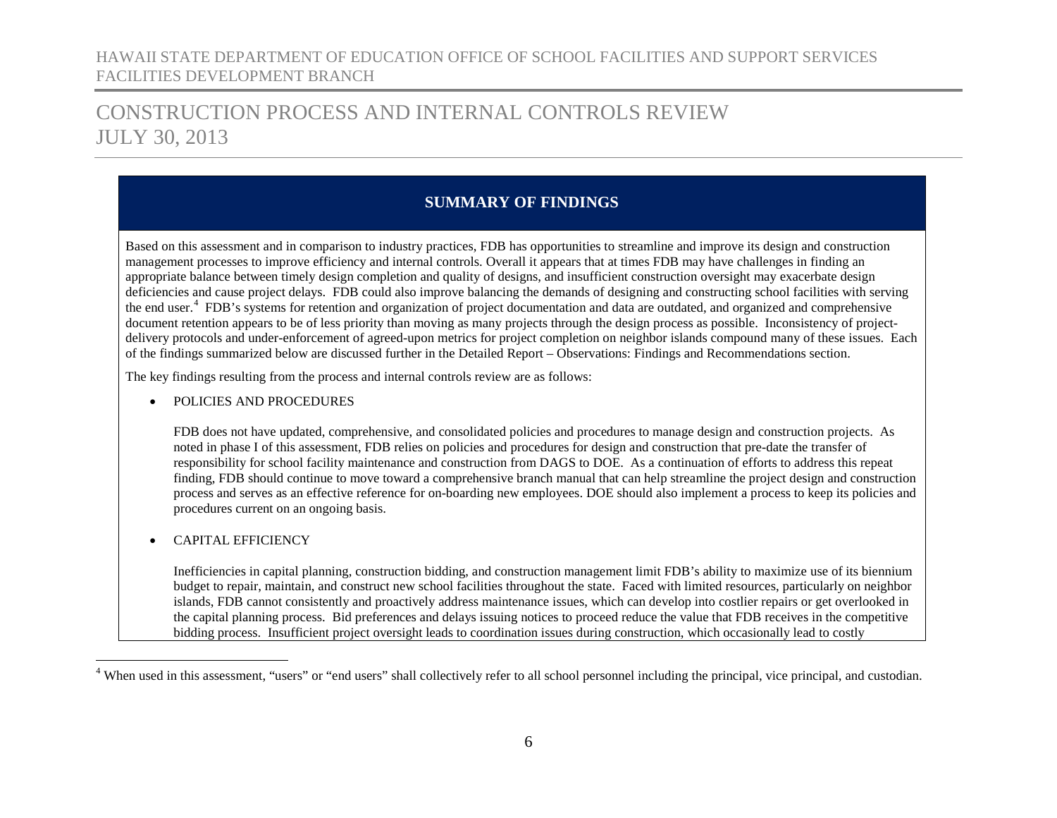## SUMMARY OF FINDINGS

Based on this assessment and in comparison to industry practices, FDB has opportunities to streamline and improve its design and construction management processes to improve efficiency and internal controls. Overall it appears that at times FDB may have challenges in finding an appropriate balance between timely design completion and quality of designs, and insufficient construction oversight may exacerbate design deficiencies and cause project delays. FDB could also improve balancing the demands of designing and constructing school facilities with serving the end user.[4] FDB's systems for retention and organization of project documentation and data are outdated, and organized and comprehensive document retention appears to be of less priority than moving as many projects through the design process as possible. Inconsistency of project-delivery protocols and under-enforcement of agreed-upon metrics for project completion on neighbor islands compound many of these issues. Each of the findings summarized below are discussed further in the Detailed Report – Observations: Findings and Recommendations section.

The key findings resulting from the process and internal controls review are as follows:

- POLICIES AND PROCEDURES

  FDB does not have updated, comprehensive, and consolidated policies and procedures to manage design and construction projects. As noted in phase I of this assessment, FDB relies on policies and procedures for design and construction that pre-date the transfer of responsibility for school facility maintenance and construction from DAGS to DOE. As a continuation of efforts to address this repeat finding, FDB should continue to move toward a comprehensive branch manual that can help streamline the project design and construction process and serves as an effective reference for on-boarding new employees. DOE should also implement a process to keep its policies and procedures current on an ongoing basis.

- CAPITAL EFFICIENCY

  Inefficiencies in capital planning, construction bidding, and construction management limit FDB's ability to maximize use of its biennium budget to repair, maintain, and construct new school facilities throughout the state. Faced with limited resources, particularly on neighbor islands, FDB cannot consistently and proactively address maintenance issues, which can develop into costlier repairs or get overlooked in the capital planning process. Bid preferences and delays issuing notices to proceed reduce the value that FDB receives in the competitive bidding process. Insufficient project oversight leads to coordination issues during construction, which occasionally lead to costly

[4] When used in this assessment, "users" or "end users" shall collectively refer to all school personnel including the principal, vice principal, and custodian.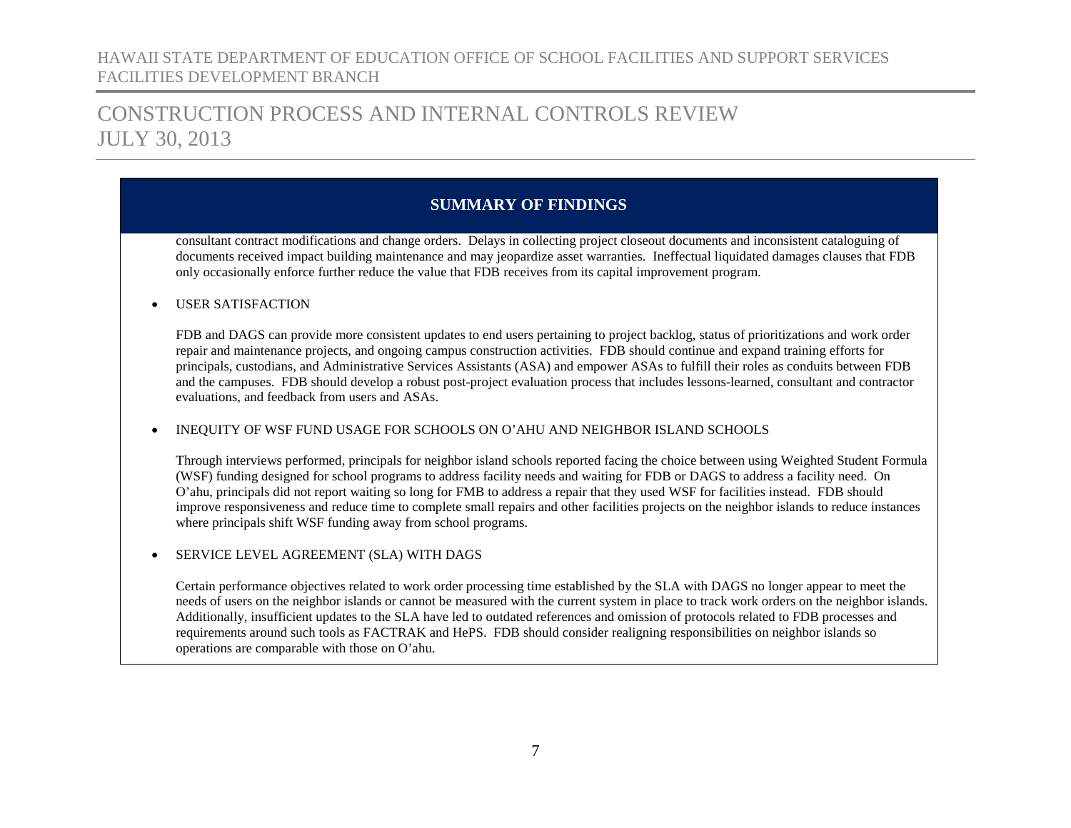## SUMMARY OF FINDINGS

consultant contract modifications and change orders. Delays in collecting project closeout documents and inconsistent cataloguing of documents received impact building maintenance and may jeopardize asset warranties. Ineffectual liquidated damages clauses that FDB only occasionally enforce further reduce the value that FDB receives from its capital improvement program.

- USER SATISFACTION

  FDB and DAGS can provide more consistent updates to end users pertaining to project backlog, status of prioritizations and work order repair and maintenance projects, and ongoing campus construction activities. FDB should continue and expand training efforts for principals, custodians, and Administrative Services Assistants (ASA) and empower ASAs to fulfill their roles as conduits between FDB and the campuses. FDB should develop a robust post-project evaluation process that includes lessons-learned, consultant and contractor evaluations, and feedback from users and ASAs.

- INEQUITY OF WSF FUND USAGE FOR SCHOOLS ON O'AHU AND NEIGHBOR ISLAND SCHOOLS

  Through interviews performed, principals for neighbor island schools reported facing the choice between using Weighted Student Formula (WSF) funding designed for school programs to address facility needs and waiting for FDB or DAGS to address a facility need. On O'ahu, principals did not report waiting so long for FMB to address a repair that they used WSF for facilities instead. FDB should improve responsiveness and reduce time to complete small repairs and other facilities projects on the neighbor islands to reduce instances where principals shift WSF funding away from school programs.

- SERVICE LEVEL AGREEMENT (SLA) WITH DAGS

  Certain performance objectives related to work order processing time established by the SLA with DAGS no longer appear to meet the needs of users on the neighbor islands or cannot be measured with the current system in place to track work orders on the neighbor islands. Additionally, insufficient updates to the SLA have led to outdated references and omission of protocols related to FDB processes and requirements around such tools as FACTRAK and HePS. FDB should consider realigning responsibilities on neighbor islands so operations are comparable with those on O'ahu.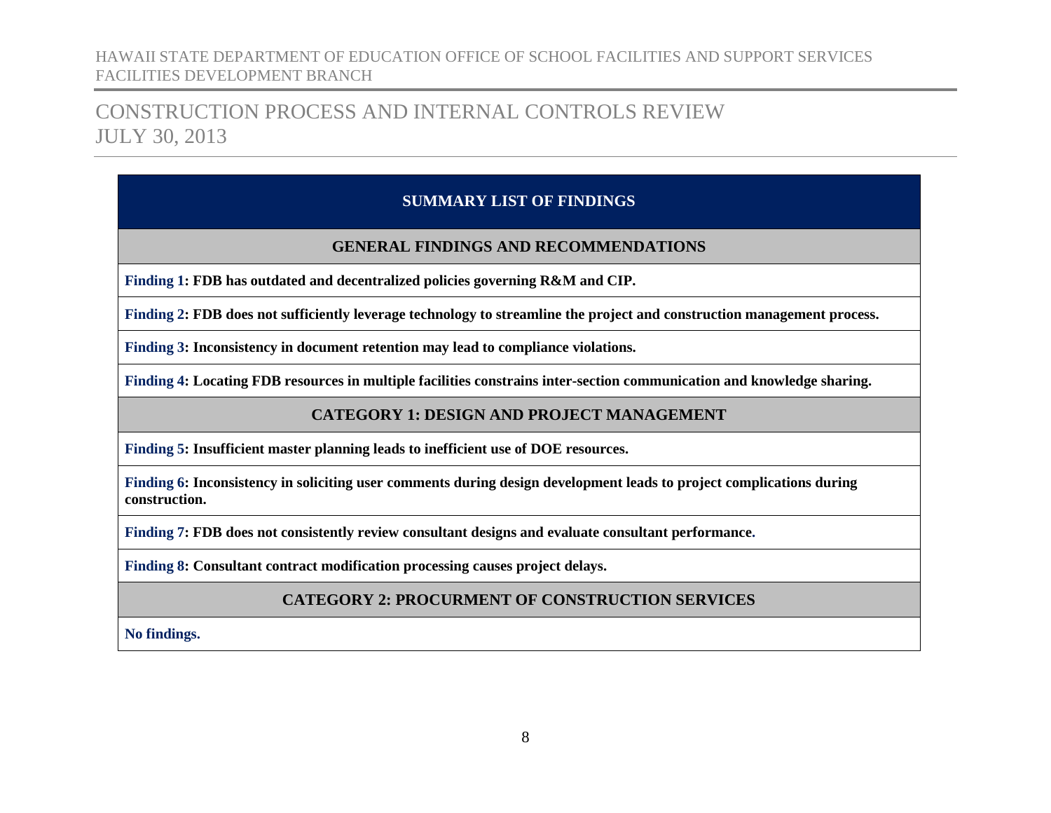## CONSTRUCTION PROCESS AND INTERNAL CONTROLS REVIEW
JULY 30, 2013

### SUMMARY LIST OF FINDINGS

#### GENERAL FINDINGS AND RECOMMENDATIONS

**Finding 1: FDB has outdated and decentralized policies governing R&M and CIP.**

**Finding 2: FDB does not sufficiently leverage technology to streamline the project and construction management process.**

**Finding 3: Inconsistency in document retention may lead to compliance violations.**

**Finding 4: Locating FDB resources in multiple facilities constrains inter-section communication and knowledge sharing.**

#### CATEGORY 1: DESIGN AND PROJECT MANAGEMENT

**Finding 5: Insufficient master planning leads to inefficient use of DOE resources.**

**Finding 6: Inconsistency in soliciting user comments during design development leads to project complications during construction.**

**Finding 7: FDB does not consistently review consultant designs and evaluate consultant performance.**

**Finding 8: Consultant contract modification processing causes project delays.**

#### CATEGORY 2: PROCURMENT OF CONSTRUCTION SERVICES

**No findings.**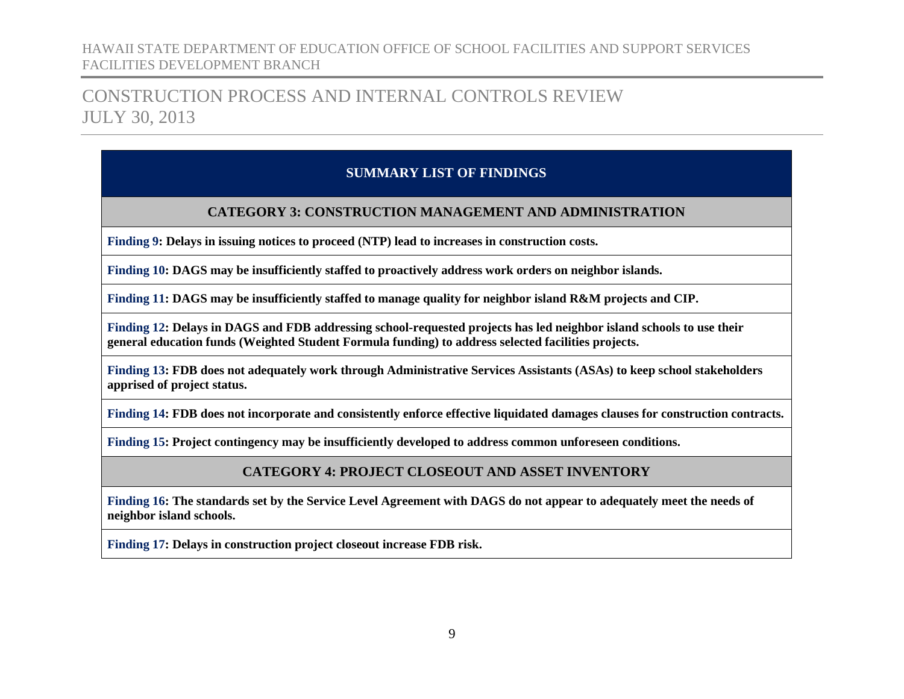## SUMMARY LIST OF FINDINGS

### CATEGORY 3: CONSTRUCTION MANAGEMENT AND ADMINISTRATION

**Finding 9: Delays in issuing notices to proceed (NTP) lead to increases in construction costs.**

**Finding 10: DAGS may be insufficiently staffed to proactively address work orders on neighbor islands.**

**Finding 11: DAGS may be insufficiently staffed to manage quality for neighbor island R&M projects and CIP.**

**Finding 12: Delays in DAGS and FDB addressing school-requested projects has led neighbor island schools to use their general education funds (Weighted Student Formula funding) to address selected facilities projects.**

**Finding 13: FDB does not adequately work through Administrative Services Assistants (ASAs) to keep school stakeholders apprised of project status.**

**Finding 14: FDB does not incorporate and consistently enforce effective liquidated damages clauses for construction contracts.**

**Finding 15: Project contingency may be insufficiently developed to address common unforeseen conditions.**

### CATEGORY 4: PROJECT CLOSEOUT AND ASSET INVENTORY

**Finding 16: The standards set by the Service Level Agreement with DAGS do not appear to adequately meet the needs of neighbor island schools.**

**Finding 17: Delays in construction project closeout increase FDB risk.**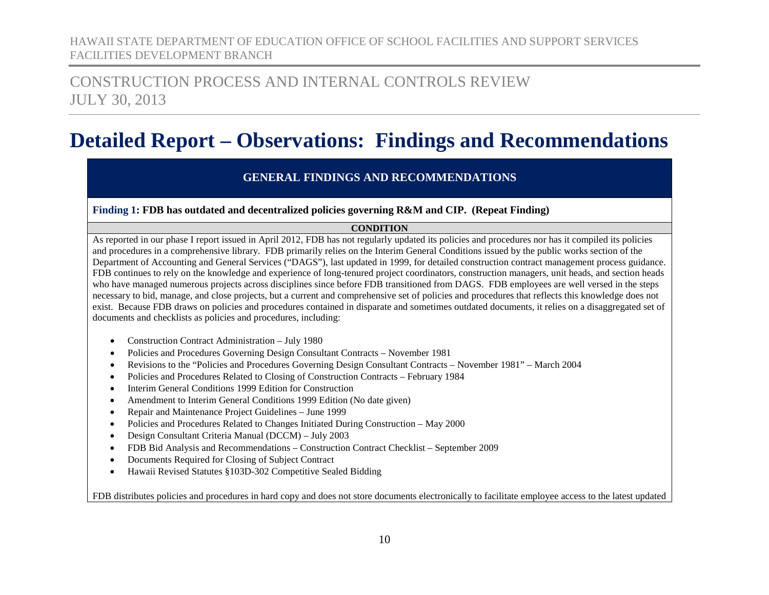# Detailed Report – Observations: Findings and Recommendations

## GENERAL FINDINGS AND RECOMMENDATIONS

**Finding 1: FDB has outdated and decentralized policies governing R&M and CIP. (Repeat Finding)**

**CONDITION**

As reported in our phase I report issued in April 2012, FDB has not regularly updated its policies and procedures nor has it compiled its policies and procedures in a comprehensive library. FDB primarily relies on the Interim General Conditions issued by the public works section of the Department of Accounting and General Services ("DAGS"), last updated in 1999, for detailed construction contract management process guidance. FDB continues to rely on the knowledge and experience of long-tenured project coordinators, construction managers, unit heads, and section heads who have managed numerous projects across disciplines since before FDB transitioned from DAGS. FDB employees are well versed in the steps necessary to bid, manage, and close projects, but a current and comprehensive set of policies and procedures that reflects this knowledge does not exist. Because FDB draws on policies and procedures contained in disparate and sometimes outdated documents, it relies on a disaggregated set of documents and checklists as policies and procedures, including:

- Construction Contract Administration – July 1980
- Policies and Procedures Governing Design Consultant Contracts – November 1981
- Revisions to the "Policies and Procedures Governing Design Consultant Contracts – November 1981" – March 2004
- Policies and Procedures Related to Closing of Construction Contracts – February 1984
- Interim General Conditions 1999 Edition for Construction
- Amendment to Interim General Conditions 1999 Edition (No date given)
- Repair and Maintenance Project Guidelines – June 1999
- Policies and Procedures Related to Changes Initiated During Construction – May 2000
- Design Consultant Criteria Manual (DCCM) – July 2003
- FDB Bid Analysis and Recommendations – Construction Contract Checklist – September 2009
- Documents Required for Closing of Subject Contract
- Hawaii Revised Statutes §103D-302 Competitive Sealed Bidding

FDB distributes policies and procedures in hard copy and does not store documents electronically to facilitate employee access to the latest updated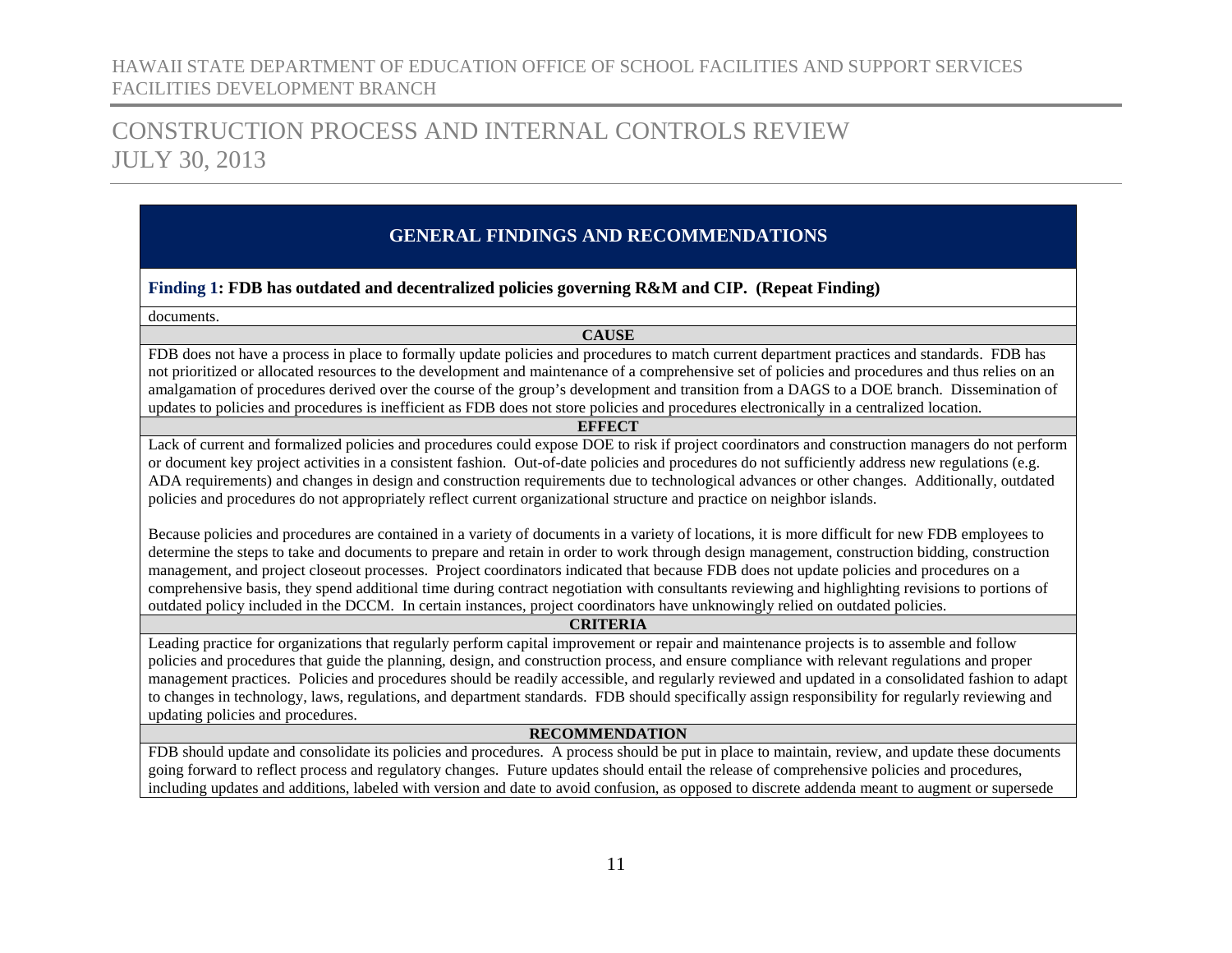## GENERAL FINDINGS AND RECOMMENDATIONS

**Finding 1: FDB has outdated and decentralized policies governing R&M and CIP. (Repeat Finding)**

documents.

**CAUSE**

FDB does not have a process in place to formally update policies and procedures to match current department practices and standards. FDB has not prioritized or allocated resources to the development and maintenance of a comprehensive set of policies and procedures and thus relies on an amalgamation of procedures derived over the course of the group's development and transition from a DAGS to a DOE branch. Dissemination of updates to policies and procedures is inefficient as FDB does not store policies and procedures electronically in a centralized location.

**EFFECT**

Lack of current and formalized policies and procedures could expose DOE to risk if project coordinators and construction managers do not perform or document key project activities in a consistent fashion. Out-of-date policies and procedures do not sufficiently address new regulations (e.g. ADA requirements) and changes in design and construction requirements due to technological advances or other changes. Additionally, outdated policies and procedures do not appropriately reflect current organizational structure and practice on neighbor islands.

Because policies and procedures are contained in a variety of documents in a variety of locations, it is more difficult for new FDB employees to determine the steps to take and documents to prepare and retain in order to work through design management, construction bidding, construction management, and project closeout processes. Project coordinators indicated that because FDB does not update policies and procedures on a comprehensive basis, they spend additional time during contract negotiation with consultants reviewing and highlighting revisions to portions of outdated policy included in the DCCM. In certain instances, project coordinators have unknowingly relied on outdated policies.

**CRITERIA**

Leading practice for organizations that regularly perform capital improvement or repair and maintenance projects is to assemble and follow policies and procedures that guide the planning, design, and construction process, and ensure compliance with relevant regulations and proper management practices. Policies and procedures should be readily accessible, and regularly reviewed and updated in a consolidated fashion to adapt to changes in technology, laws, regulations, and department standards. FDB should specifically assign responsibility for regularly reviewing and updating policies and procedures.

**RECOMMENDATION**

FDB should update and consolidate its policies and procedures. A process should be put in place to maintain, review, and update these documents going forward to reflect process and regulatory changes. Future updates should entail the release of comprehensive policies and procedures, including updates and additions, labeled with version and date to avoid confusion, as opposed to discrete addenda meant to augment or supersede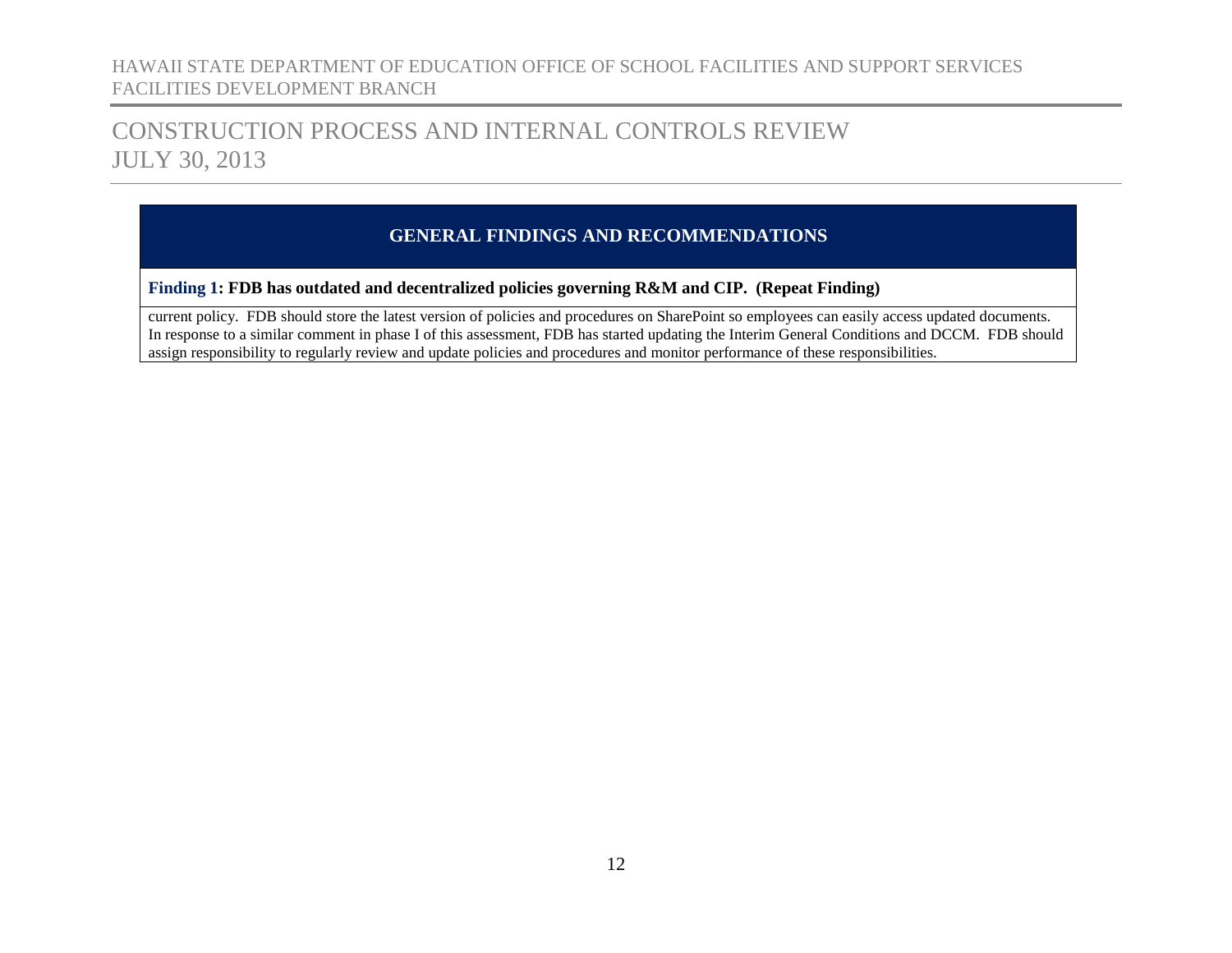## GENERAL FINDINGS AND RECOMMENDATIONS

**Finding 1: FDB has outdated and decentralized policies governing R&M and CIP. (Repeat Finding)**

current policy. FDB should store the latest version of policies and procedures on SharePoint so employees can easily access updated documents. In response to a similar comment in phase I of this assessment, FDB has started updating the Interim General Conditions and DCCM. FDB should assign responsibility to regularly review and update policies and procedures and monitor performance of these responsibilities.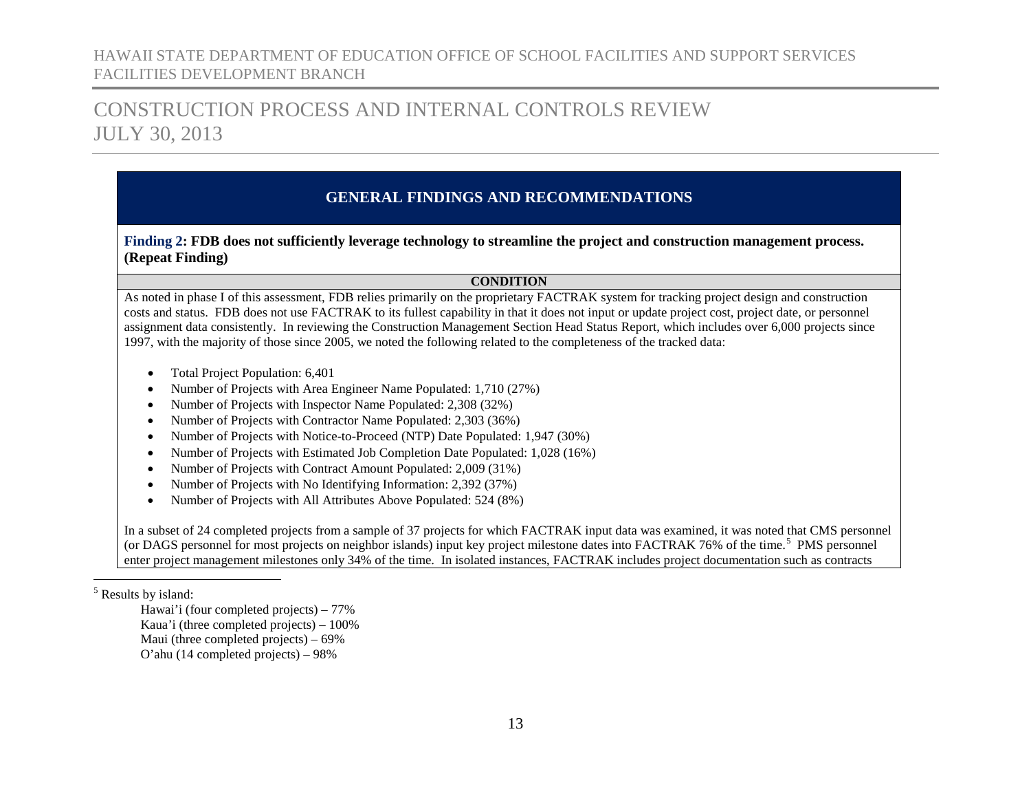## GENERAL FINDINGS AND RECOMMENDATIONS

**Finding 2: FDB does not sufficiently leverage technology to streamline the project and construction management process. (Repeat Finding)**

**CONDITION**

As noted in phase I of this assessment, FDB relies primarily on the proprietary FACTRAK system for tracking project design and construction costs and status. FDB does not use FACTRAK to its fullest capability in that it does not input or update project cost, project date, or personnel assignment data consistently. In reviewing the Construction Management Section Head Status Report, which includes over 6,000 projects since 1997, with the majority of those since 2005, we noted the following related to the completeness of the tracked data:

- Total Project Population: 6,401
- Number of Projects with Area Engineer Name Populated: 1,710 (27%)
- Number of Projects with Inspector Name Populated: 2,308 (32%)
- Number of Projects with Contractor Name Populated: 2,303 (36%)
- Number of Projects with Notice-to-Proceed (NTP) Date Populated: 1,947 (30%)
- Number of Projects with Estimated Job Completion Date Populated: 1,028 (16%)
- Number of Projects with Contract Amount Populated: 2,009 (31%)
- Number of Projects with No Identifying Information: 2,392 (37%)
- Number of Projects with All Attributes Above Populated: 524 (8%)

In a subset of 24 completed projects from a sample of 37 projects for which FACTRAK input data was examined, it was noted that CMS personnel (or DAGS personnel for most projects on neighbor islands) input key project milestone dates into FACTRAK 76% of the time.[5] PMS personnel enter project management milestones only 34% of the time. In isolated instances, FACTRAK includes project documentation such as contracts

[5] Results by island:

Hawai'i (four completed projects) – 77%
Kaua'i (three completed projects) – 100%
Maui (three completed projects) – 69%
O'ahu (14 completed projects) – 98%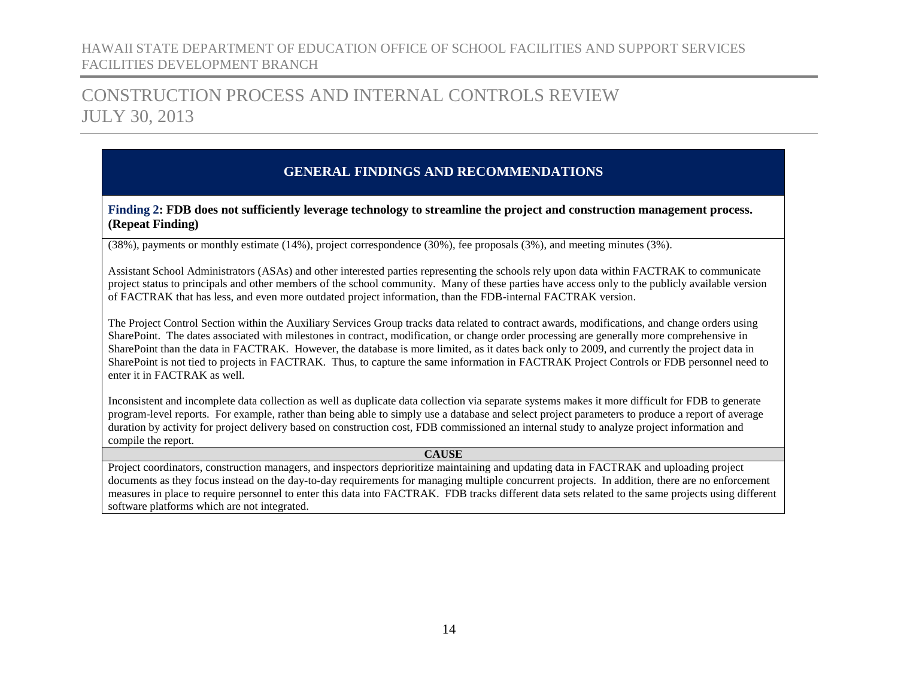## GENERAL FINDINGS AND RECOMMENDATIONS

**Finding 2: FDB does not sufficiently leverage technology to streamline the project and construction management process. (Repeat Finding)**

(38%), payments or monthly estimate (14%), project correspondence (30%), fee proposals (3%), and meeting minutes (3%).

Assistant School Administrators (ASAs) and other interested parties representing the schools rely upon data within FACTRAK to communicate project status to principals and other members of the school community. Many of these parties have access only to the publicly available version of FACTRAK that has less, and even more outdated project information, than the FDB-internal FACTRAK version.

The Project Control Section within the Auxiliary Services Group tracks data related to contract awards, modifications, and change orders using SharePoint. The dates associated with milestones in contract, modification, or change order processing are generally more comprehensive in SharePoint than the data in FACTRAK. However, the database is more limited, as it dates back only to 2009, and currently the project data in SharePoint is not tied to projects in FACTRAK. Thus, to capture the same information in FACTRAK Project Controls or FDB personnel need to enter it in FACTRAK as well.

Inconsistent and incomplete data collection as well as duplicate data collection via separate systems makes it more difficult for FDB to generate program-level reports. For example, rather than being able to simply use a database and select project parameters to produce a report of average duration by activity for project delivery based on construction cost, FDB commissioned an internal study to analyze project information and compile the report.

**CAUSE**

Project coordinators, construction managers, and inspectors deprioritize maintaining and updating data in FACTRAK and uploading project documents as they focus instead on the day-to-day requirements for managing multiple concurrent projects. In addition, there are no enforcement measures in place to require personnel to enter this data into FACTRAK. FDB tracks different data sets related to the same projects using different software platforms which are not integrated.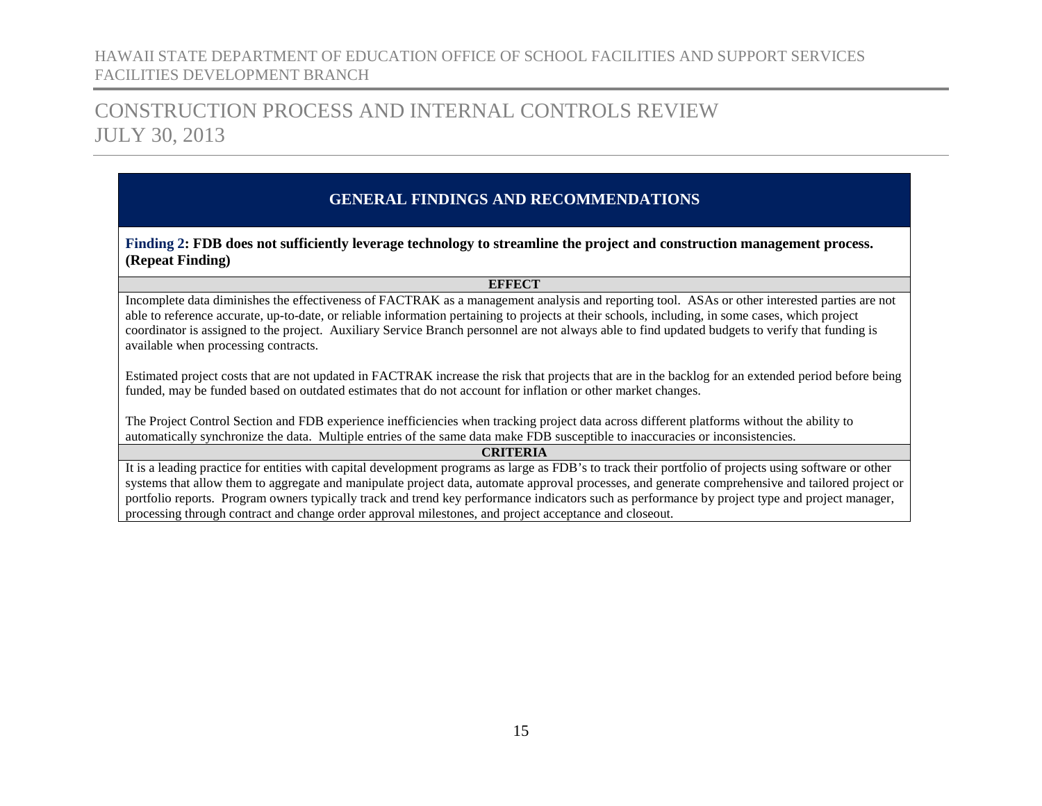## GENERAL FINDINGS AND RECOMMENDATIONS

**Finding 2: FDB does not sufficiently leverage technology to streamline the project and construction management process. (Repeat Finding)**

**EFFECT**

Incomplete data diminishes the effectiveness of FACTRAK as a management analysis and reporting tool. ASAs or other interested parties are not able to reference accurate, up-to-date, or reliable information pertaining to projects at their schools, including, in some cases, which project coordinator is assigned to the project. Auxiliary Service Branch personnel are not always able to find updated budgets to verify that funding is available when processing contracts.

Estimated project costs that are not updated in FACTRAK increase the risk that projects that are in the backlog for an extended period before being funded, may be funded based on outdated estimates that do not account for inflation or other market changes.

The Project Control Section and FDB experience inefficiencies when tracking project data across different platforms without the ability to automatically synchronize the data. Multiple entries of the same data make FDB susceptible to inaccuracies or inconsistencies.

**CRITERIA**

It is a leading practice for entities with capital development programs as large as FDB's to track their portfolio of projects using software or other systems that allow them to aggregate and manipulate project data, automate approval processes, and generate comprehensive and tailored project or portfolio reports. Program owners typically track and trend key performance indicators such as performance by project type and project manager, processing through contract and change order approval milestones, and project acceptance and closeout.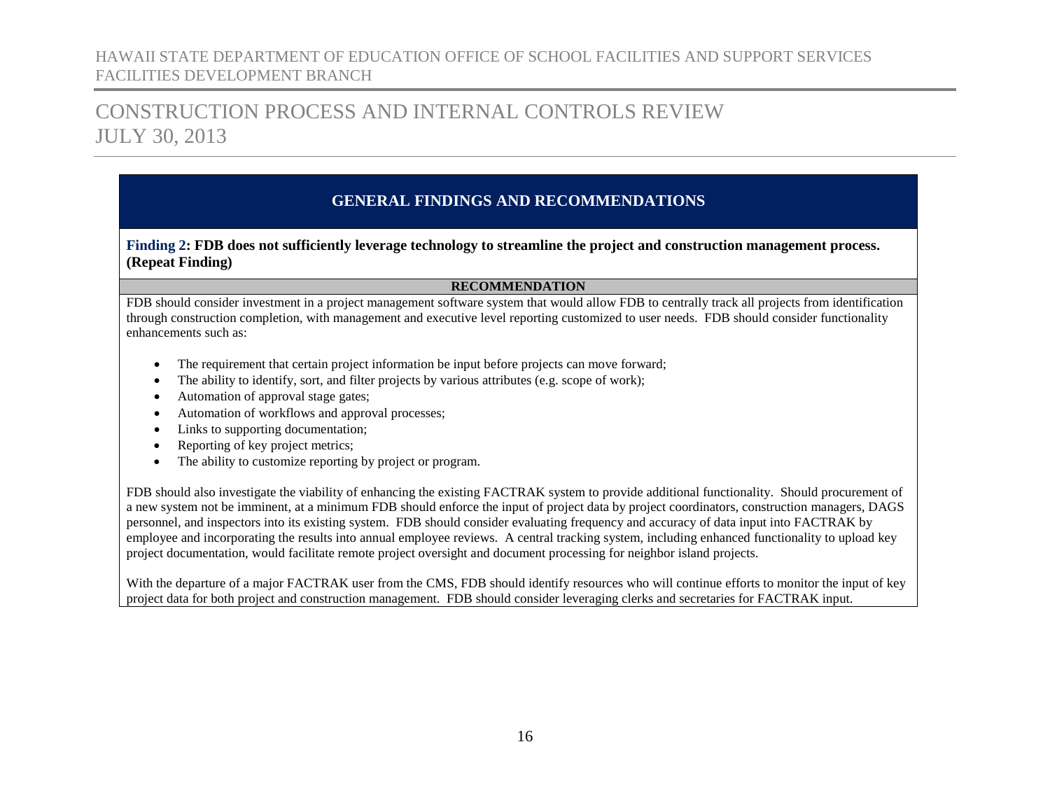## GENERAL FINDINGS AND RECOMMENDATIONS

**Finding 2: FDB does not sufficiently leverage technology to streamline the project and construction management process. (Repeat Finding)**

**RECOMMENDATION**

FDB should consider investment in a project management software system that would allow FDB to centrally track all projects from identification through construction completion, with management and executive level reporting customized to user needs. FDB should consider functionality enhancements such as:

- The requirement that certain project information be input before projects can move forward;
- The ability to identify, sort, and filter projects by various attributes (e.g. scope of work);
- Automation of approval stage gates;
- Automation of workflows and approval processes;
- Links to supporting documentation;
- Reporting of key project metrics;
- The ability to customize reporting by project or program.

FDB should also investigate the viability of enhancing the existing FACTRAK system to provide additional functionality. Should procurement of a new system not be imminent, at a minimum FDB should enforce the input of project data by project coordinators, construction managers, DAGS personnel, and inspectors into its existing system. FDB should consider evaluating frequency and accuracy of data input into FACTRAK by employee and incorporating the results into annual employee reviews. A central tracking system, including enhanced functionality to upload key project documentation, would facilitate remote project oversight and document processing for neighbor island projects.

With the departure of a major FACTRAK user from the CMS, FDB should identify resources who will continue efforts to monitor the input of key project data for both project and construction management. FDB should consider leveraging clerks and secretaries for FACTRAK input.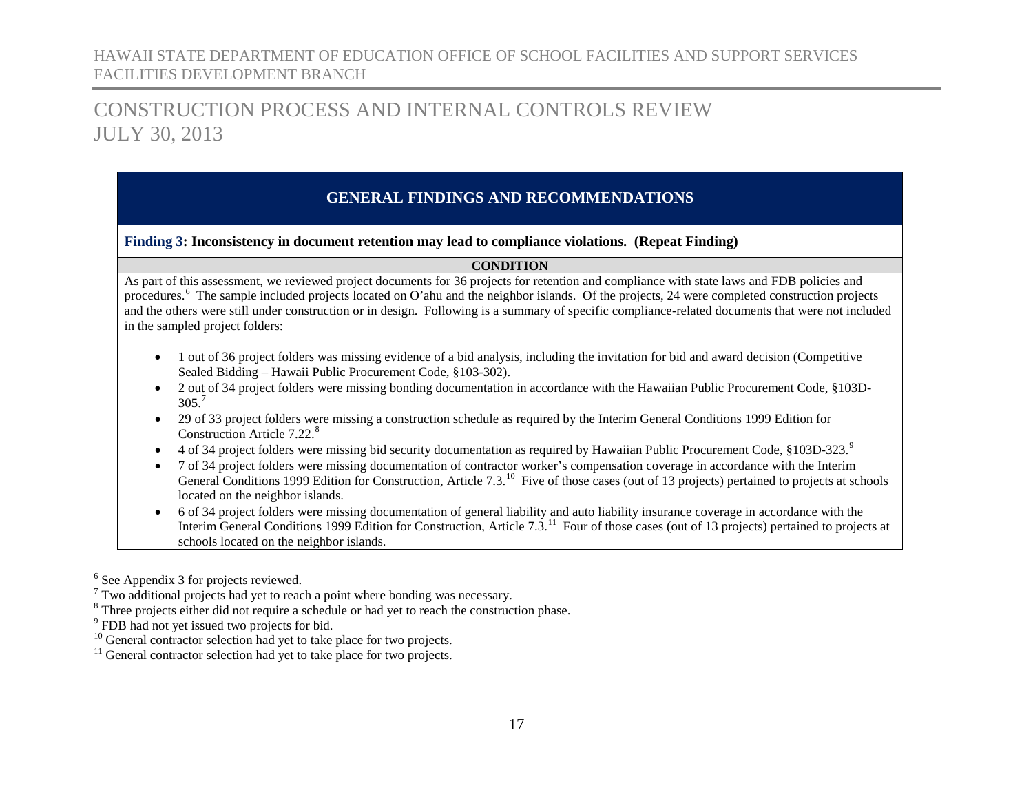## GENERAL FINDINGS AND RECOMMENDATIONS

**Finding 3: Inconsistency in document retention may lead to compliance violations. (Repeat Finding)**

**CONDITION**

As part of this assessment, we reviewed project documents for 36 projects for retention and compliance with state laws and FDB policies and procedures.[6] The sample included projects located on O'ahu and the neighbor islands. Of the projects, 24 were completed construction projects and the others were still under construction or in design. Following is a summary of specific compliance-related documents that were not included in the sampled project folders:

- 1 out of 36 project folders was missing evidence of a bid analysis, including the invitation for bid and award decision (Competitive Sealed Bidding – Hawaii Public Procurement Code, §103-302).
- 2 out of 34 project folders were missing bonding documentation in accordance with the Hawaiian Public Procurement Code, §103D-305.[7]
- 29 of 33 project folders were missing a construction schedule as required by the Interim General Conditions 1999 Edition for Construction Article 7.22.[8]
- 4 of 34 project folders were missing bid security documentation as required by Hawaiian Public Procurement Code, §103D-323.[9]
- 7 of 34 project folders were missing documentation of contractor worker's compensation coverage in accordance with the Interim General Conditions 1999 Edition for Construction, Article 7.3.[10] Five of those cases (out of 13 projects) pertained to projects at schools located on the neighbor islands.
- 6 of 34 project folders were missing documentation of general liability and auto liability insurance coverage in accordance with the Interim General Conditions 1999 Edition for Construction, Article 7.3.[11] Four of those cases (out of 13 projects) pertained to projects at schools located on the neighbor islands.

---

[6] See Appendix 3 for projects reviewed.

[7] Two additional projects had yet to reach a point where bonding was necessary.

[8] Three projects either did not require a schedule or had yet to reach the construction phase.

[9] FDB had not yet issued two projects for bid.

[10] General contractor selection had yet to take place for two projects.

[11] General contractor selection had yet to take place for two projects.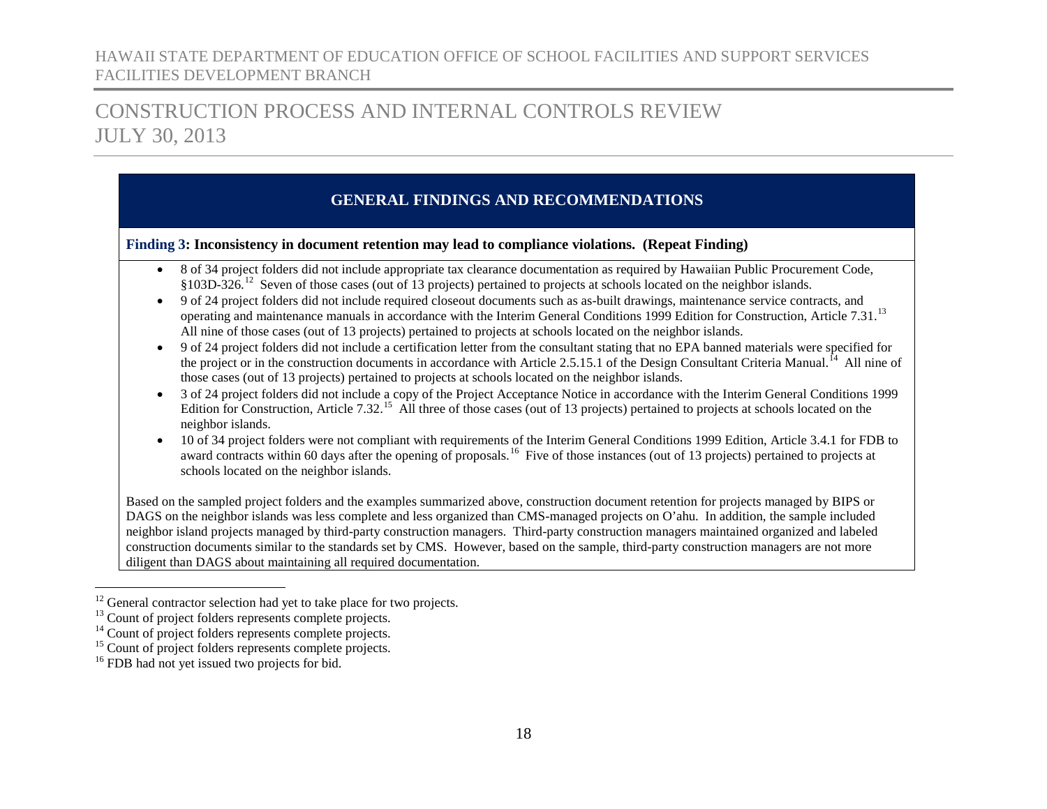## GENERAL FINDINGS AND RECOMMENDATIONS

**Finding 3: Inconsistency in document retention may lead to compliance violations. (Repeat Finding)**

- 8 of 34 project folders did not include appropriate tax clearance documentation as required by Hawaiian Public Procurement Code, §103D-326.[12] Seven of those cases (out of 13 projects) pertained to projects at schools located on the neighbor islands.
- 9 of 24 project folders did not include required closeout documents such as as-built drawings, maintenance service contracts, and operating and maintenance manuals in accordance with the Interim General Conditions 1999 Edition for Construction, Article 7.31.[13] All nine of those cases (out of 13 projects) pertained to projects at schools located on the neighbor islands.
- 9 of 24 project folders did not include a certification letter from the consultant stating that no EPA banned materials were specified for the project or in the construction documents in accordance with Article 2.5.15.1 of the Design Consultant Criteria Manual.[14] All nine of those cases (out of 13 projects) pertained to projects at schools located on the neighbor islands.
- 3 of 24 project folders did not include a copy of the Project Acceptance Notice in accordance with the Interim General Conditions 1999 Edition for Construction, Article 7.32.[15] All three of those cases (out of 13 projects) pertained to projects at schools located on the neighbor islands.
- 10 of 34 project folders were not compliant with requirements of the Interim General Conditions 1999 Edition, Article 3.4.1 for FDB to award contracts within 60 days after the opening of proposals.[16] Five of those instances (out of 13 projects) pertained to projects at schools located on the neighbor islands.

Based on the sampled project folders and the examples summarized above, construction document retention for projects managed by BIPS or DAGS on the neighbor islands was less complete and less organized than CMS-managed projects on O'ahu. In addition, the sample included neighbor island projects managed by third-party construction managers. Third-party construction managers maintained organized and labeled construction documents similar to the standards set by CMS. However, based on the sample, third-party construction managers are not more diligent than DAGS about maintaining all required documentation.

---

[12] General contractor selection had yet to take place for two projects.

[13] Count of project folders represents complete projects.

[14] Count of project folders represents complete projects.

[15] Count of project folders represents complete projects.

[16] FDB had not yet issued two projects for bid.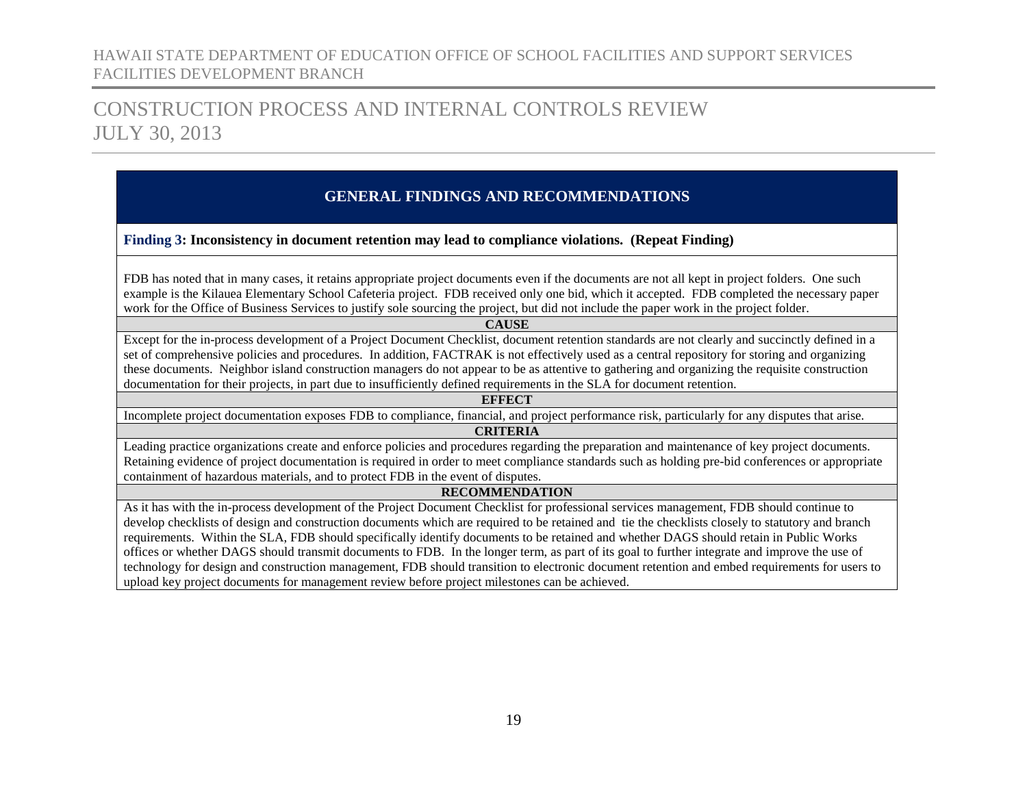## GENERAL FINDINGS AND RECOMMENDATIONS

**Finding 3: Inconsistency in document retention may lead to compliance violations. (Repeat Finding)**

FDB has noted that in many cases, it retains appropriate project documents even if the documents are not all kept in project folders. One such example is the Kilauea Elementary School Cafeteria project. FDB received only one bid, which it accepted. FDB completed the necessary paper work for the Office of Business Services to justify sole sourcing the project, but did not include the paper work in the project folder.

**CAUSE**

Except for the in-process development of a Project Document Checklist, document retention standards are not clearly and succinctly defined in a set of comprehensive policies and procedures. In addition, FACTRAK is not effectively used as a central repository for storing and organizing these documents. Neighbor island construction managers do not appear to be as attentive to gathering and organizing the requisite construction documentation for their projects, in part due to insufficiently defined requirements in the SLA for document retention.

**EFFECT**

Incomplete project documentation exposes FDB to compliance, financial, and project performance risk, particularly for any disputes that arise.

**CRITERIA**

Leading practice organizations create and enforce policies and procedures regarding the preparation and maintenance of key project documents. Retaining evidence of project documentation is required in order to meet compliance standards such as holding pre-bid conferences or appropriate containment of hazardous materials, and to protect FDB in the event of disputes.

**RECOMMENDATION**

As it has with the in-process development of the Project Document Checklist for professional services management, FDB should continue to develop checklists of design and construction documents which are required to be retained and tie the checklists closely to statutory and branch requirements. Within the SLA, FDB should specifically identify documents to be retained and whether DAGS should retain in Public Works offices or whether DAGS should transmit documents to FDB. In the longer term, as part of its goal to further integrate and improve the use of technology for design and construction management, FDB should transition to electronic document retention and embed requirements for users to upload key project documents for management review before project milestones can be achieved.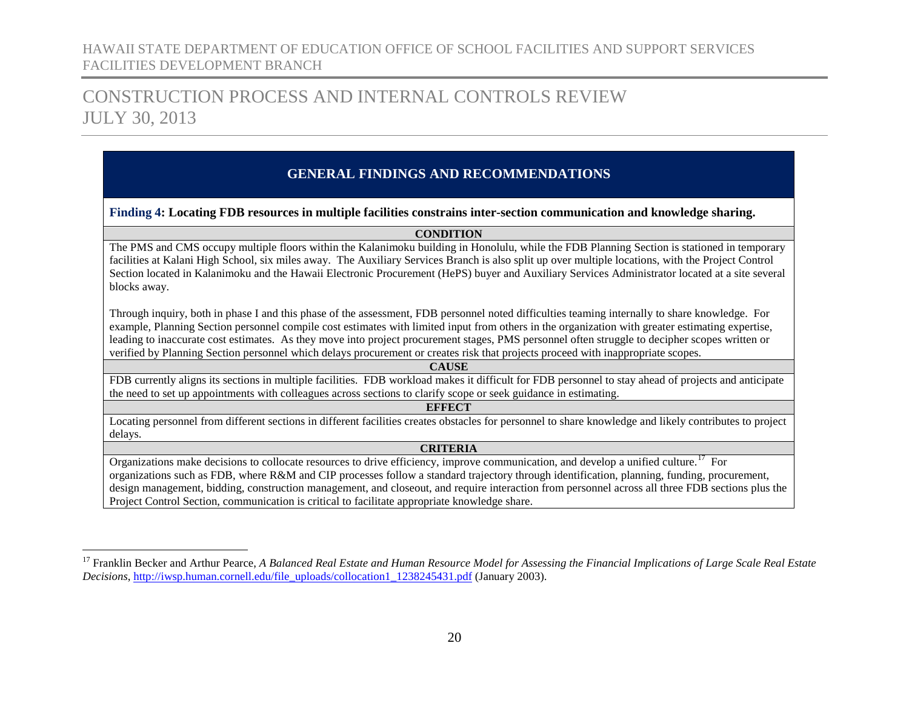## GENERAL FINDINGS AND RECOMMENDATIONS

**Finding 4: Locating FDB resources in multiple facilities constrains inter-section communication and knowledge sharing.**

**CONDITION**

The PMS and CMS occupy multiple floors within the Kalanimoku building in Honolulu, while the FDB Planning Section is stationed in temporary facilities at Kalani High School, six miles away. The Auxiliary Services Branch is also split up over multiple locations, with the Project Control Section located in Kalanimoku and the Hawaii Electronic Procurement (HePS) buyer and Auxiliary Services Administrator located at a site several blocks away.

Through inquiry, both in phase I and this phase of the assessment, FDB personnel noted difficulties teaming internally to share knowledge. For example, Planning Section personnel compile cost estimates with limited input from others in the organization with greater estimating expertise, leading to inaccurate cost estimates. As they move into project procurement stages, PMS personnel often struggle to decipher scopes written or verified by Planning Section personnel which delays procurement or creates risk that projects proceed with inappropriate scopes.

**CAUSE**

FDB currently aligns its sections in multiple facilities. FDB workload makes it difficult for FDB personnel to stay ahead of projects and anticipate the need to set up appointments with colleagues across sections to clarify scope or seek guidance in estimating.

**EFFECT**

Locating personnel from different sections in different facilities creates obstacles for personnel to share knowledge and likely contributes to project delays.

**CRITERIA**

Organizations make decisions to collocate resources to drive efficiency, improve communication, and develop a unified culture.[17] For organizations such as FDB, where R&M and CIP processes follow a standard trajectory through identification, planning, funding, procurement, design management, bidding, construction management, and closeout, and require interaction from personnel across all three FDB sections plus the Project Control Section, communication is critical to facilitate appropriate knowledge share.

---

[17] Franklin Becker and Arthur Pearce, *A Balanced Real Estate and Human Resource Model for Assessing the Financial Implications of Large Scale Real Estate Decisions*, http://iwsp.human.cornell.edu/file_uploads/collocation1_1238245431.pdf (January 2003).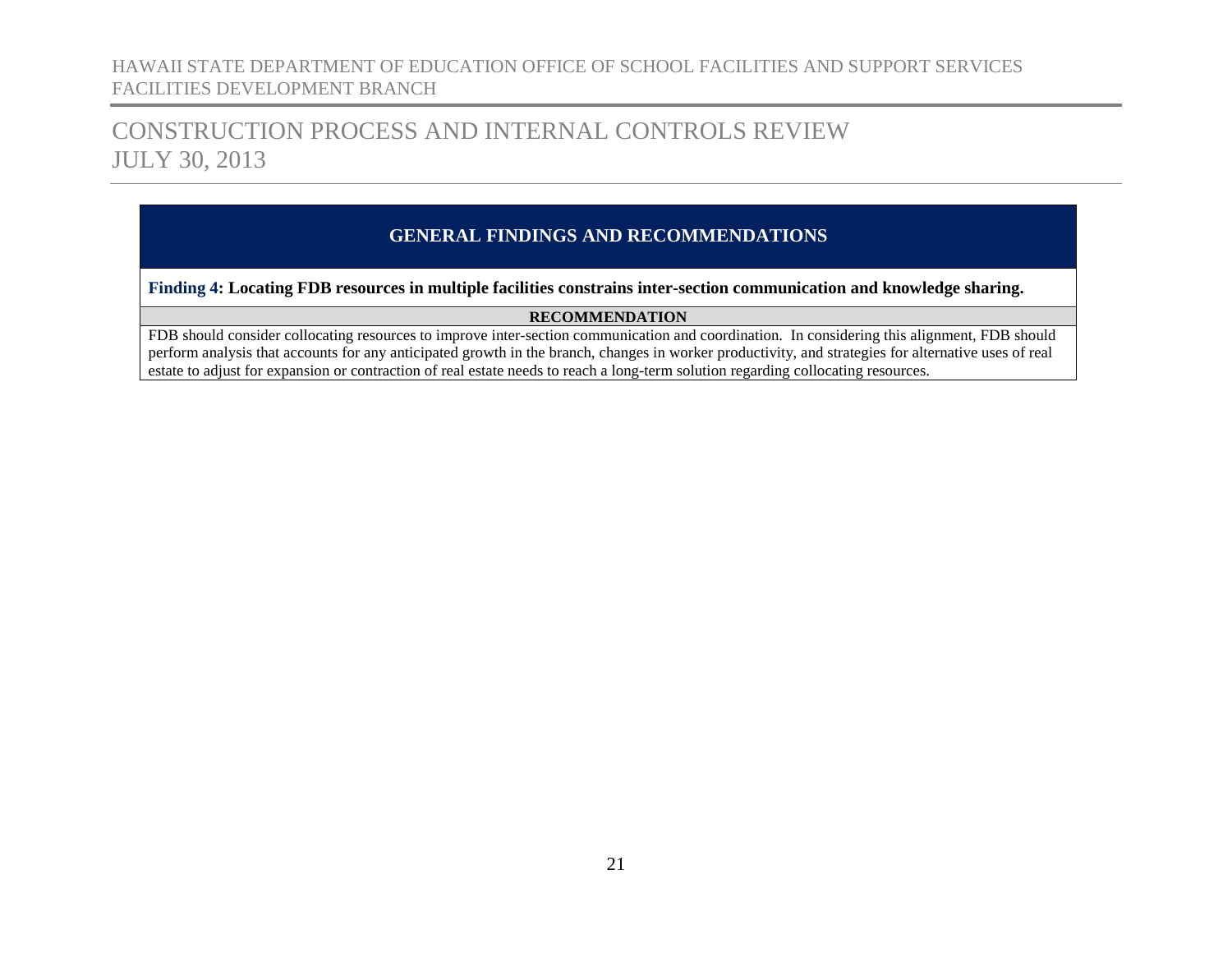## GENERAL FINDINGS AND RECOMMENDATIONS

**Finding 4: Locating FDB resources in multiple facilities constrains inter-section communication and knowledge sharing.**

**RECOMMENDATION**

FDB should consider collocating resources to improve inter-section communication and coordination. In considering this alignment, FDB should perform analysis that accounts for any anticipated growth in the branch, changes in worker productivity, and strategies for alternative uses of real estate to adjust for expansion or contraction of real estate needs to reach a long-term solution regarding collocating resources.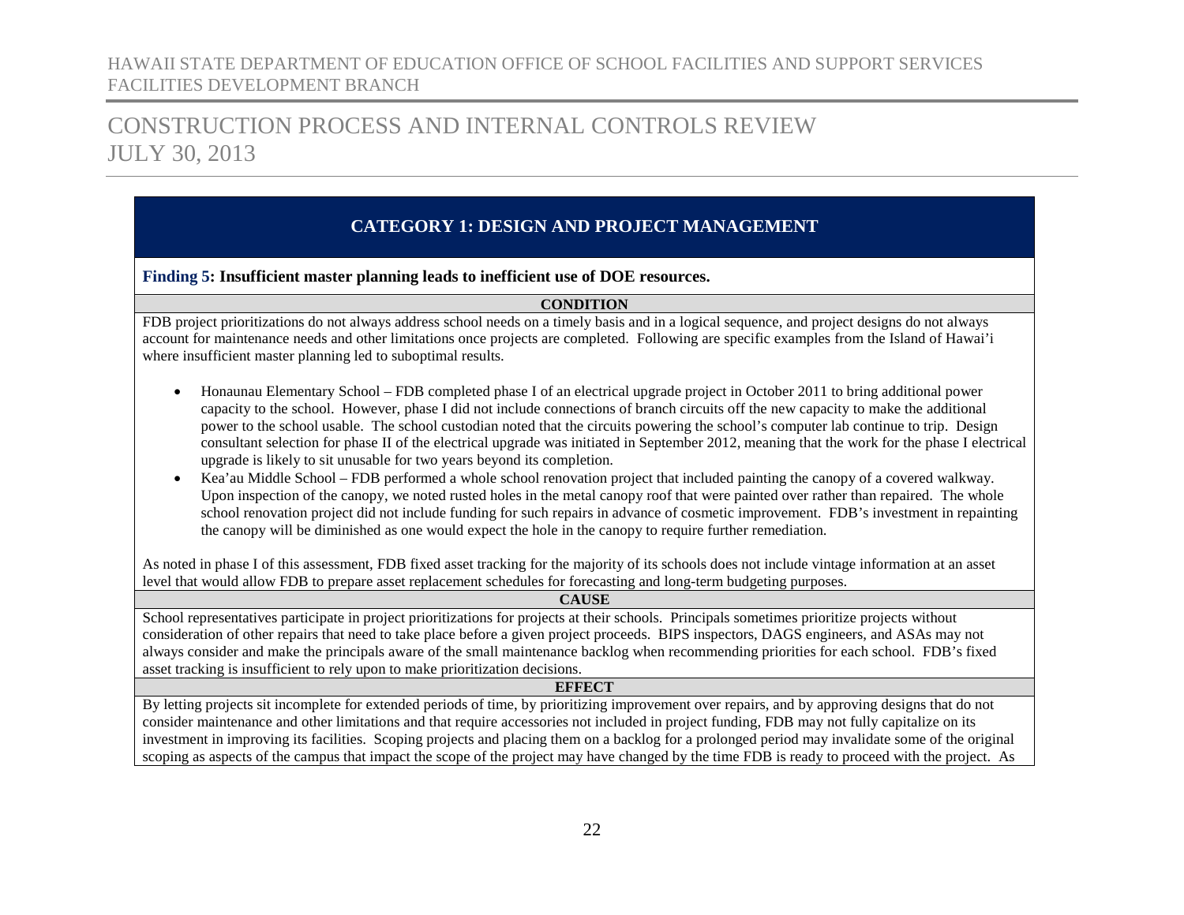## CATEGORY 1: DESIGN AND PROJECT MANAGEMENT

**Finding 5: Insufficient master planning leads to inefficient use of DOE resources.**

**CONDITION**

FDB project prioritizations do not always address school needs on a timely basis and in a logical sequence, and project designs do not always account for maintenance needs and other limitations once projects are completed. Following are specific examples from the Island of Hawai'i where insufficient master planning led to suboptimal results.

- Honaunau Elementary School – FDB completed phase I of an electrical upgrade project in October 2011 to bring additional power capacity to the school. However, phase I did not include connections of branch circuits off the new capacity to make the additional power to the school usable. The school custodian noted that the circuits powering the school's computer lab continue to trip. Design consultant selection for phase II of the electrical upgrade was initiated in September 2012, meaning that the work for the phase I electrical upgrade is likely to sit unusable for two years beyond its completion.
- Kea'au Middle School – FDB performed a whole school renovation project that included painting the canopy of a covered walkway. Upon inspection of the canopy, we noted rusted holes in the metal canopy roof that were painted over rather than repaired. The whole school renovation project did not include funding for such repairs in advance of cosmetic improvement. FDB's investment in repainting the canopy will be diminished as one would expect the hole in the canopy to require further remediation.

As noted in phase I of this assessment, FDB fixed asset tracking for the majority of its schools does not include vintage information at an asset level that would allow FDB to prepare asset replacement schedules for forecasting and long-term budgeting purposes.

**CAUSE**

School representatives participate in project prioritizations for projects at their schools. Principals sometimes prioritize projects without consideration of other repairs that need to take place before a given project proceeds. BIPS inspectors, DAGS engineers, and ASAs may not always consider and make the principals aware of the small maintenance backlog when recommending priorities for each school. FDB's fixed asset tracking is insufficient to rely upon to make prioritization decisions.

**EFFECT**

By letting projects sit incomplete for extended periods of time, by prioritizing improvement over repairs, and by approving designs that do not consider maintenance and other limitations and that require accessories not included in project funding, FDB may not fully capitalize on its investment in improving its facilities. Scoping projects and placing them on a backlog for a prolonged period may invalidate some of the original scoping as aspects of the campus that impact the scope of the project may have changed by the time FDB is ready to proceed with the project. As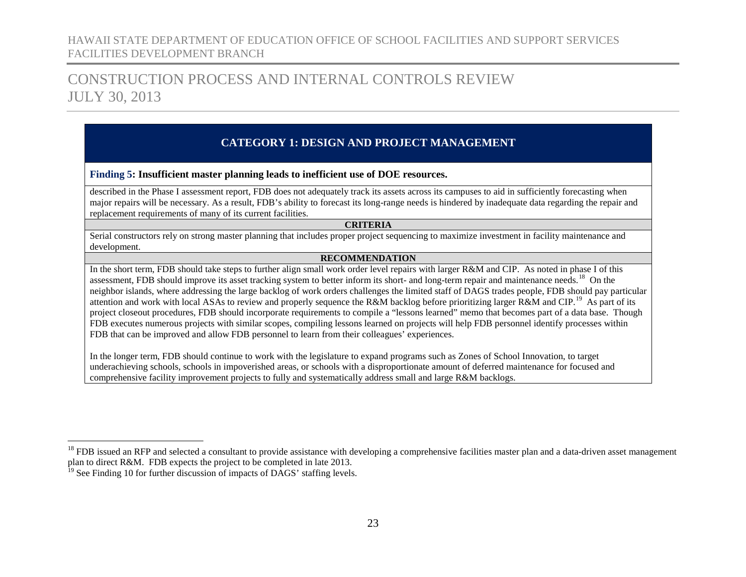## CATEGORY 1: DESIGN AND PROJECT MANAGEMENT

**Finding 5: Insufficient master planning leads to inefficient use of DOE resources.**

described in the Phase I assessment report, FDB does not adequately track its assets across its campuses to aid in sufficiently forecasting when major repairs will be necessary. As a result, FDB's ability to forecast its long-range needs is hindered by inadequate data regarding the repair and replacement requirements of many of its current facilities.

**CRITERIA**

Serial constructors rely on strong master planning that includes proper project sequencing to maximize investment in facility maintenance and development.

**RECOMMENDATION**

In the short term, FDB should take steps to further align small work order level repairs with larger R&M and CIP. As noted in phase I of this assessment, FDB should improve its asset tracking system to better inform its short- and long-term repair and maintenance needs.[18] On the neighbor islands, where addressing the large backlog of work orders challenges the limited staff of DAGS trades people, FDB should pay particular attention and work with local ASAs to review and properly sequence the R&M backlog before prioritizing larger R&M and CIP.[19] As part of its project closeout procedures, FDB should incorporate requirements to compile a "lessons learned" memo that becomes part of a data base. Though FDB executes numerous projects with similar scopes, compiling lessons learned on projects will help FDB personnel identify processes within FDB that can be improved and allow FDB personnel to learn from their colleagues' experiences.

In the longer term, FDB should continue to work with the legislature to expand programs such as Zones of School Innovation, to target underachieving schools, schools in impoverished areas, or schools with a disproportionate amount of deferred maintenance for focused and comprehensive facility improvement projects to fully and systematically address small and large R&M backlogs.

---

[18] FDB issued an RFP and selected a consultant to provide assistance with developing a comprehensive facilities master plan and a data-driven asset management plan to direct R&M. FDB expects the project to be completed in late 2013.

[19] See Finding 10 for further discussion of impacts of DAGS' staffing levels.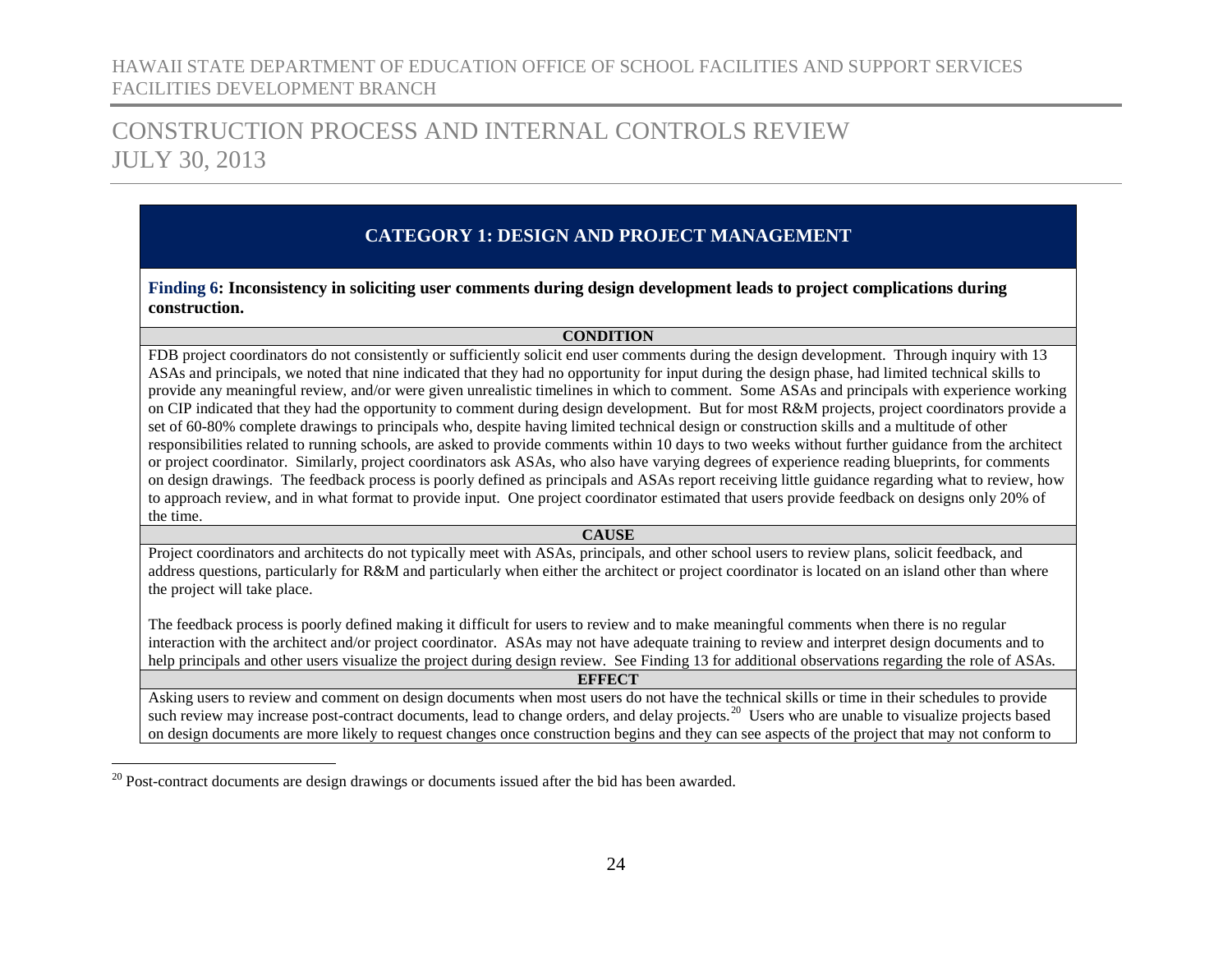## CATEGORY 1: DESIGN AND PROJECT MANAGEMENT

**Finding 6: Inconsistency in soliciting user comments during design development leads to project complications during construction.**

**CONDITION**

FDB project coordinators do not consistently or sufficiently solicit end user comments during the design development. Through inquiry with 13 ASAs and principals, we noted that nine indicated that they had no opportunity for input during the design phase, had limited technical skills to provide any meaningful review, and/or were given unrealistic timelines in which to comment. Some ASAs and principals with experience working on CIP indicated that they had the opportunity to comment during design development. But for most R&M projects, project coordinators provide a set of 60-80% complete drawings to principals who, despite having limited technical design or construction skills and a multitude of other responsibilities related to running schools, are asked to provide comments within 10 days to two weeks without further guidance from the architect or project coordinator. Similarly, project coordinators ask ASAs, who also have varying degrees of experience reading blueprints, for comments on design drawings. The feedback process is poorly defined as principals and ASAs report receiving little guidance regarding what to review, how to approach review, and in what format to provide input. One project coordinator estimated that users provide feedback on designs only 20% of the time.

**CAUSE**

Project coordinators and architects do not typically meet with ASAs, principals, and other school users to review plans, solicit feedback, and address questions, particularly for R&M and particularly when either the architect or project coordinator is located on an island other than where the project will take place.

The feedback process is poorly defined making it difficult for users to review and to make meaningful comments when there is no regular interaction with the architect and/or project coordinator. ASAs may not have adequate training to review and interpret design documents and to help principals and other users visualize the project during design review. See Finding 13 for additional observations regarding the role of ASAs.

**EFFECT**

Asking users to review and comment on design documents when most users do not have the technical skills or time in their schedules to provide such review may increase post-contract documents, lead to change orders, and delay projects.[20] Users who are unable to visualize projects based on design documents are more likely to request changes once construction begins and they can see aspects of the project that may not conform to

[20] Post-contract documents are design drawings or documents issued after the bid has been awarded.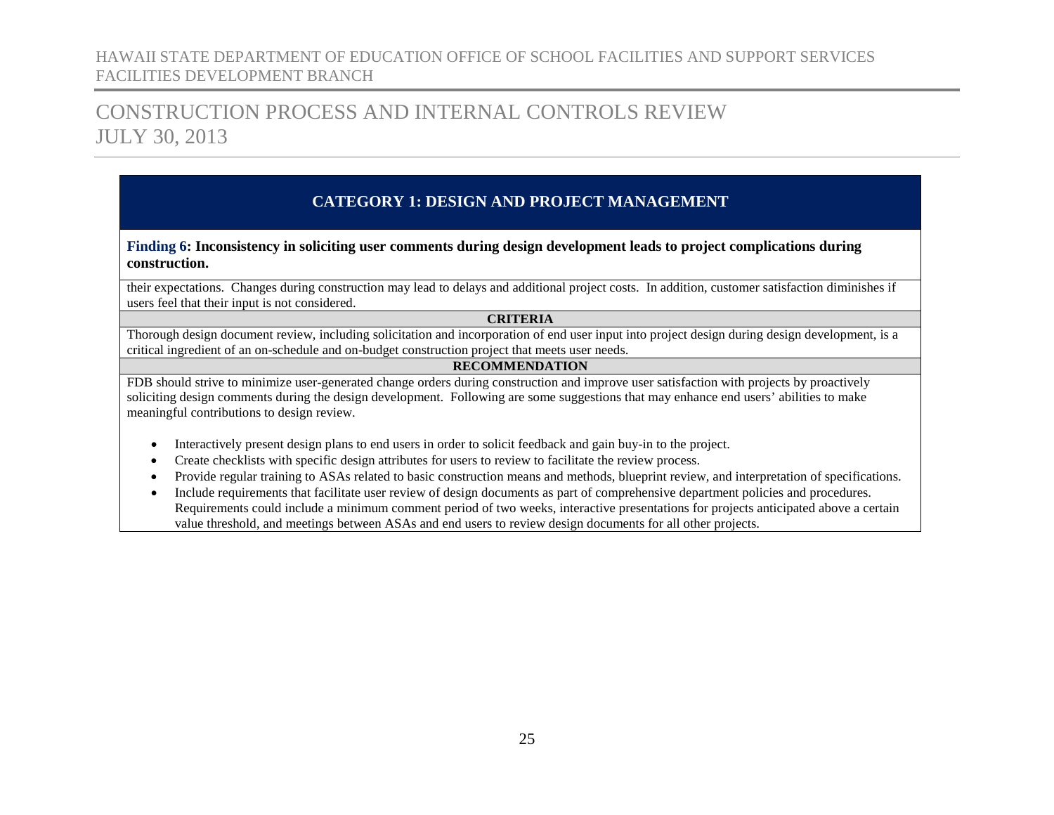## CATEGORY 1: DESIGN AND PROJECT MANAGEMENT

**Finding 6: Inconsistency in soliciting user comments during design development leads to project complications during construction.**

their expectations. Changes during construction may lead to delays and additional project costs. In addition, customer satisfaction diminishes if users feel that their input is not considered.

**CRITERIA**

Thorough design document review, including solicitation and incorporation of end user input into project design during design development, is a critical ingredient of an on-schedule and on-budget construction project that meets user needs.

**RECOMMENDATION**

FDB should strive to minimize user-generated change orders during construction and improve user satisfaction with projects by proactively soliciting design comments during the design development. Following are some suggestions that may enhance end users' abilities to make meaningful contributions to design review.

- Interactively present design plans to end users in order to solicit feedback and gain buy-in to the project.
- Create checklists with specific design attributes for users to review to facilitate the review process.
- Provide regular training to ASAs related to basic construction means and methods, blueprint review, and interpretation of specifications.
- Include requirements that facilitate user review of design documents as part of comprehensive department policies and procedures. Requirements could include a minimum comment period of two weeks, interactive presentations for projects anticipated above a certain value threshold, and meetings between ASAs and end users to review design documents for all other projects.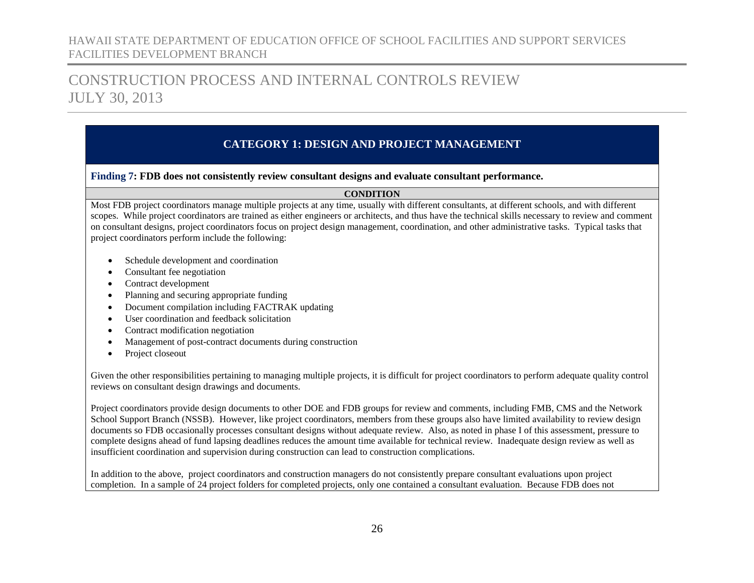## CATEGORY 1: DESIGN AND PROJECT MANAGEMENT

**Finding 7: FDB does not consistently review consultant designs and evaluate consultant performance.**

**CONDITION**

Most FDB project coordinators manage multiple projects at any time, usually with different consultants, at different schools, and with different scopes. While project coordinators are trained as either engineers or architects, and thus have the technical skills necessary to review and comment on consultant designs, project coordinators focus on project design management, coordination, and other administrative tasks. Typical tasks that project coordinators perform include the following:

- Schedule development and coordination
- Consultant fee negotiation
- Contract development
- Planning and securing appropriate funding
- Document compilation including FACTRAK updating
- User coordination and feedback solicitation
- Contract modification negotiation
- Management of post-contract documents during construction
- Project closeout

Given the other responsibilities pertaining to managing multiple projects, it is difficult for project coordinators to perform adequate quality control reviews on consultant design drawings and documents.

Project coordinators provide design documents to other DOE and FDB groups for review and comments, including FMB, CMS and the Network School Support Branch (NSSB). However, like project coordinators, members from these groups also have limited availability to review design documents so FDB occasionally processes consultant designs without adequate review. Also, as noted in phase I of this assessment, pressure to complete designs ahead of fund lapsing deadlines reduces the amount time available for technical review. Inadequate design review as well as insufficient coordination and supervision during construction can lead to construction complications.

In addition to the above, project coordinators and construction managers do not consistently prepare consultant evaluations upon project completion. In a sample of 24 project folders for completed projects, only one contained a consultant evaluation. Because FDB does not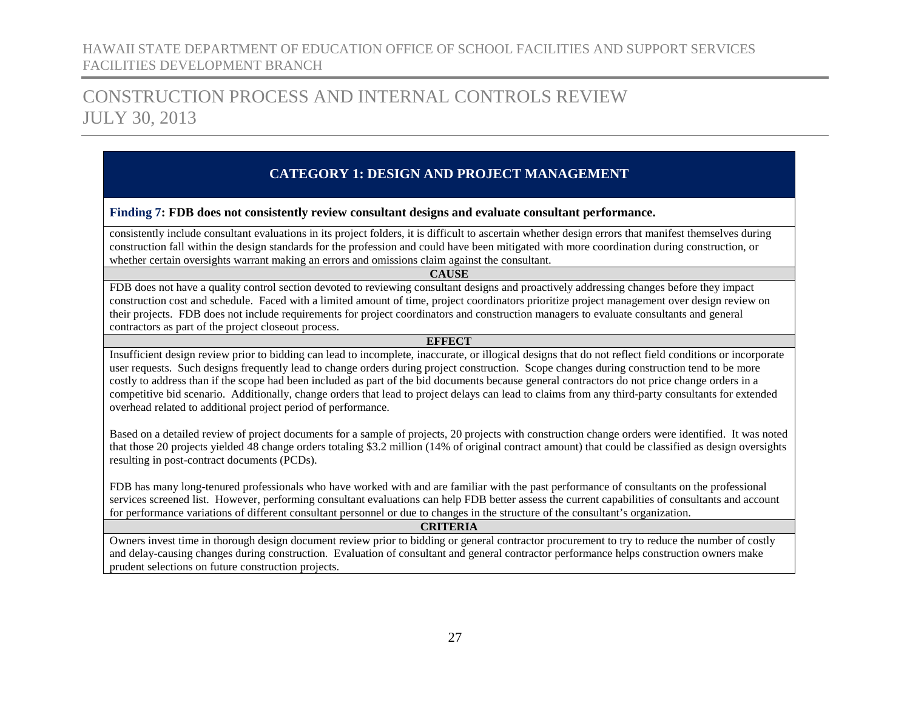## CATEGORY 1: DESIGN AND PROJECT MANAGEMENT

**Finding 7: FDB does not consistently review consultant designs and evaluate consultant performance.**

consistently include consultant evaluations in its project folders, it is difficult to ascertain whether design errors that manifest themselves during construction fall within the design standards for the profession and could have been mitigated with more coordination during construction, or whether certain oversights warrant making an errors and omissions claim against the consultant.

**CAUSE**

FDB does not have a quality control section devoted to reviewing consultant designs and proactively addressing changes before they impact construction cost and schedule. Faced with a limited amount of time, project coordinators prioritize project management over design review on their projects. FDB does not include requirements for project coordinators and construction managers to evaluate consultants and general contractors as part of the project closeout process.

**EFFECT**

Insufficient design review prior to bidding can lead to incomplete, inaccurate, or illogical designs that do not reflect field conditions or incorporate user requests. Such designs frequently lead to change orders during project construction. Scope changes during construction tend to be more costly to address than if the scope had been included as part of the bid documents because general contractors do not price change orders in a competitive bid scenario. Additionally, change orders that lead to project delays can lead to claims from any third-party consultants for extended overhead related to additional project period of performance.

Based on a detailed review of project documents for a sample of projects, 20 projects with construction change orders were identified. It was noted that those 20 projects yielded 48 change orders totaling $3.2 million (14% of original contract amount) that could be classified as design oversights resulting in post-contract documents (PCDs).

FDB has many long-tenured professionals who have worked with and are familiar with the past performance of consultants on the professional services screened list. However, performing consultant evaluations can help FDB better assess the current capabilities of consultants and account for performance variations of different consultant personnel or due to changes in the structure of the consultant's organization.

**CRITERIA**

Owners invest time in thorough design document review prior to bidding or general contractor procurement to try to reduce the number of costly and delay-causing changes during construction. Evaluation of consultant and general contractor performance helps construction owners make prudent selections on future construction projects.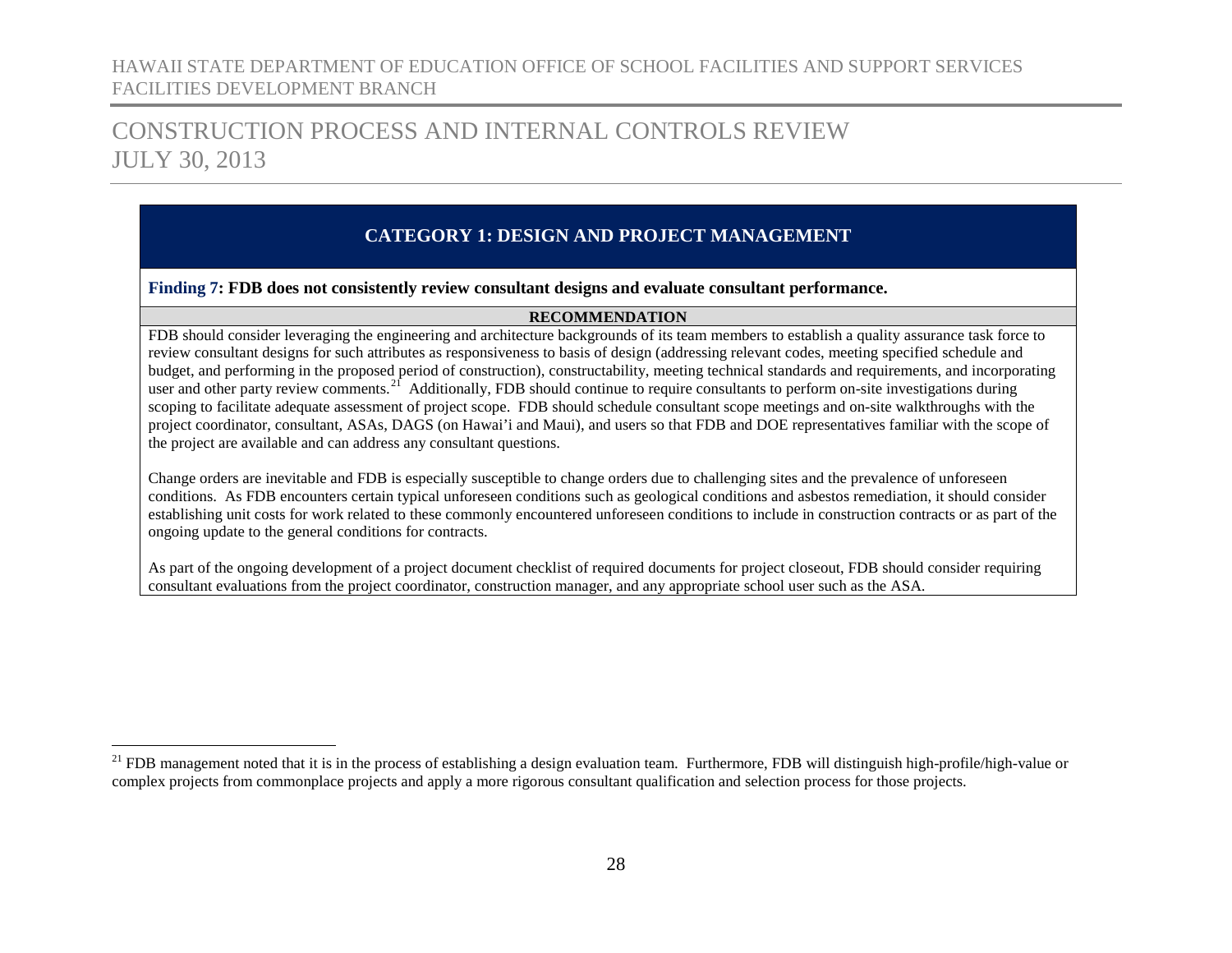## CATEGORY 1: DESIGN AND PROJECT MANAGEMENT

**Finding 7: FDB does not consistently review consultant designs and evaluate consultant performance.**

**RECOMMENDATION**

FDB should consider leveraging the engineering and architecture backgrounds of its team members to establish a quality assurance task force to review consultant designs for such attributes as responsiveness to basis of design (addressing relevant codes, meeting specified schedule and budget, and performing in the proposed period of construction), constructability, meeting technical standards and requirements, and incorporating user and other party review comments.[21] Additionally, FDB should continue to require consultants to perform on-site investigations during scoping to facilitate adequate assessment of project scope. FDB should schedule consultant scope meetings and on-site walkthroughs with the project coordinator, consultant, ASAs, DAGS (on Hawai'i and Maui), and users so that FDB and DOE representatives familiar with the scope of the project are available and can address any consultant questions.

Change orders are inevitable and FDB is especially susceptible to change orders due to challenging sites and the prevalence of unforeseen conditions. As FDB encounters certain typical unforeseen conditions such as geological conditions and asbestos remediation, it should consider establishing unit costs for work related to these commonly encountered unforeseen conditions to include in construction contracts or as part of the ongoing update to the general conditions for contracts.

As part of the ongoing development of a project document checklist of required documents for project closeout, FDB should consider requiring consultant evaluations from the project coordinator, construction manager, and any appropriate school user such as the ASA.

[21] FDB management noted that it is in the process of establishing a design evaluation team. Furthermore, FDB will distinguish high-profile/high-value or complex projects from commonplace projects and apply a more rigorous consultant qualification and selection process for those projects.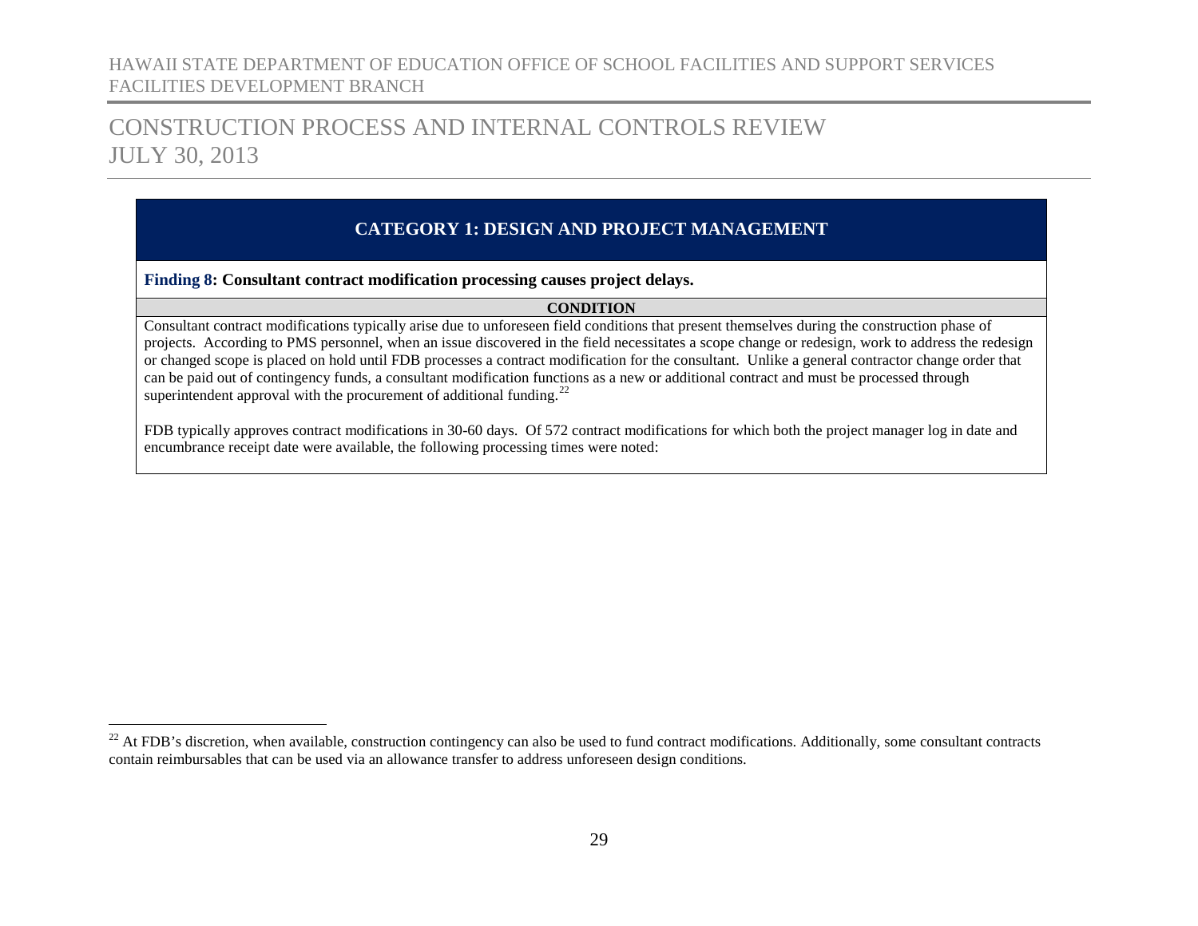## CATEGORY 1: DESIGN AND PROJECT MANAGEMENT

**Finding 8: Consultant contract modification processing causes project delays.**

**CONDITION**

Consultant contract modifications typically arise due to unforeseen field conditions that present themselves during the construction phase of projects. According to PMS personnel, when an issue discovered in the field necessitates a scope change or redesign, work to address the redesign or changed scope is placed on hold until FDB processes a contract modification for the consultant. Unlike a general contractor change order that can be paid out of contingency funds, a consultant modification functions as a new or additional contract and must be processed through superintendent approval with the procurement of additional funding.[22]

FDB typically approves contract modifications in 30-60 days. Of 572 contract modifications for which both the project manager log in date and encumbrance receipt date were available, the following processing times were noted:

[22] At FDB's discretion, when available, construction contingency can also be used to fund contract modifications. Additionally, some consultant contracts contain reimbursables that can be used via an allowance transfer to address unforeseen design conditions.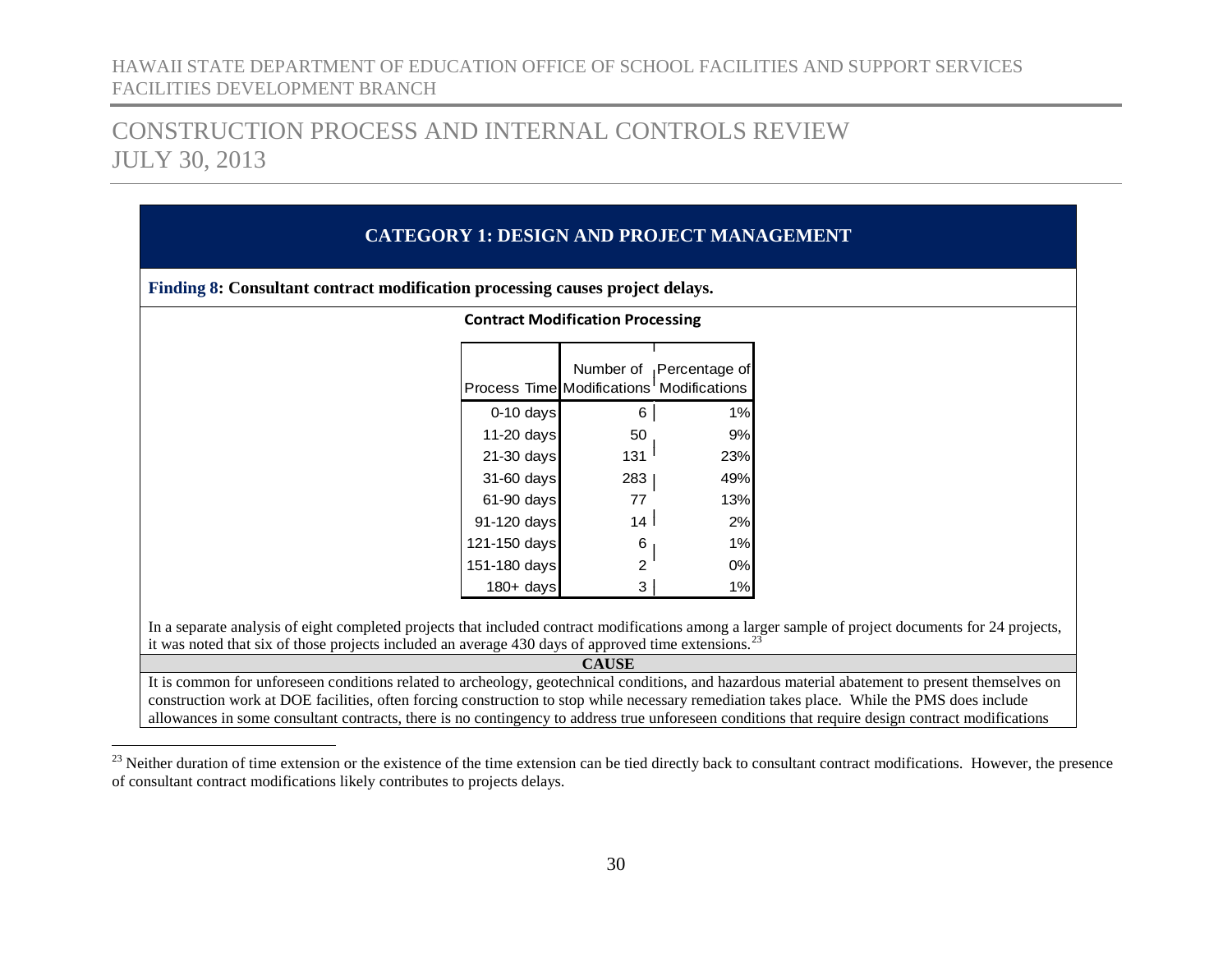## CATEGORY 1: DESIGN AND PROJECT MANAGEMENT

**Finding 8: Consultant contract modification processing causes project delays.**

**Contract Modification Processing**

| Process Time | Number of Modifications | Percentage of Modifications |
|---|---|---|
| 0-10 days | 6 | 1% |
| 11-20 days | 50 | 9% |
| 21-30 days | 131 | 23% |
| 31-60 days | 283 | 49% |
| 61-90 days | 77 | 13% |
| 91-120 days | 14 | 2% |
| 121-150 days | 6 | 1% |
| 151-180 days | 2 | 0% |
| 180+ days | 3 | 1% |

In a separate analysis of eight completed projects that included contract modifications among a larger sample of project documents for 24 projects, it was noted that six of those projects included an average 430 days of approved time extensions.[23]

**CAUSE**

It is common for unforeseen conditions related to archeology, geotechnical conditions, and hazardous material abatement to present themselves on construction work at DOE facilities, often forcing construction to stop while necessary remediation takes place. While the PMS does include allowances in some consultant contracts, there is no contingency to address true unforeseen conditions that require design contract modifications

[23] Neither duration of time extension or the existence of the time extension can be tied directly back to consultant contract modifications. However, the presence of consultant contract modifications likely contributes to projects delays.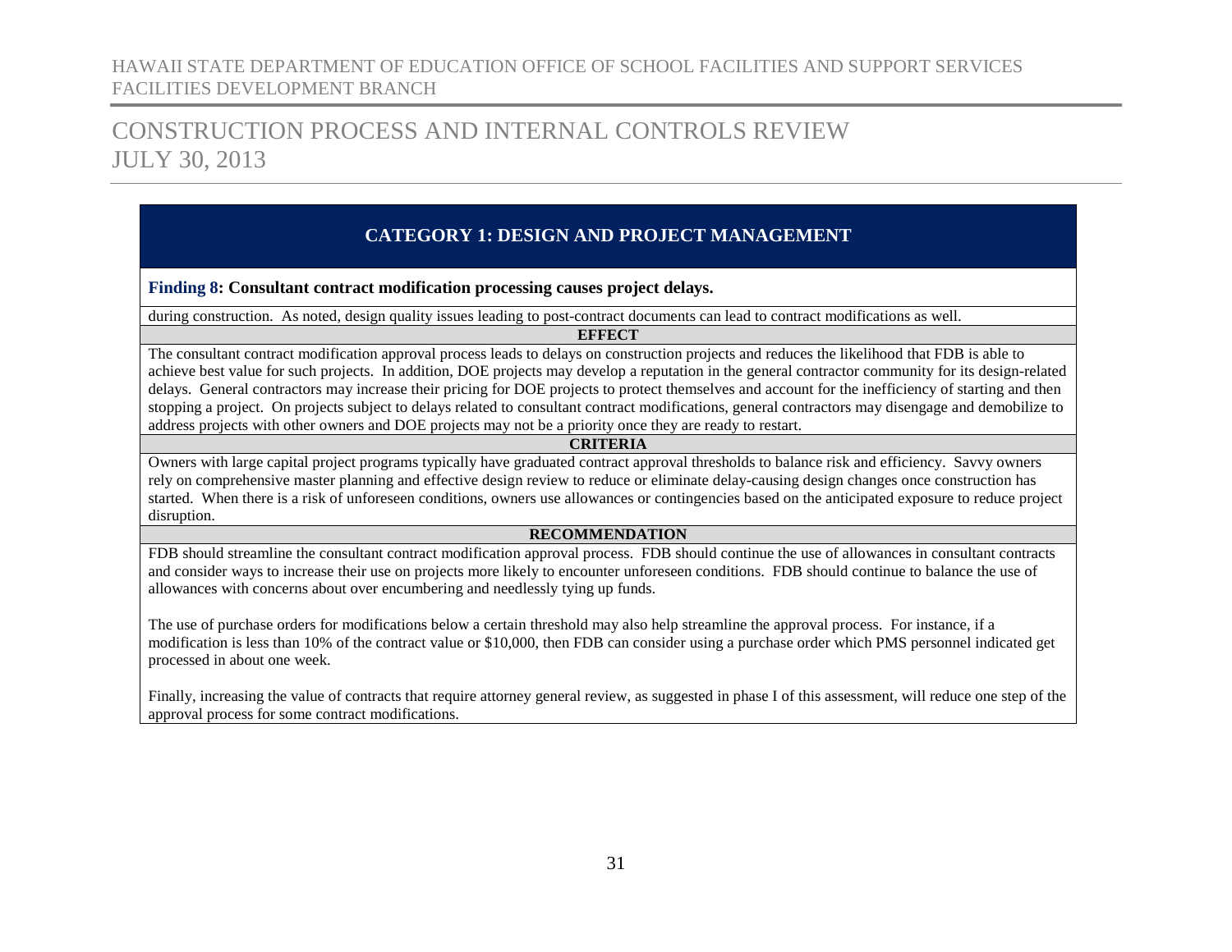## CATEGORY 1: DESIGN AND PROJECT MANAGEMENT

**Finding 8: Consultant contract modification processing causes project delays.**

during construction. As noted, design quality issues leading to post-contract documents can lead to contract modifications as well.

**EFFECT**

The consultant contract modification approval process leads to delays on construction projects and reduces the likelihood that FDB is able to achieve best value for such projects. In addition, DOE projects may develop a reputation in the general contractor community for its design-related delays. General contractors may increase their pricing for DOE projects to protect themselves and account for the inefficiency of starting and then stopping a project. On projects subject to delays related to consultant contract modifications, general contractors may disengage and demobilize to address projects with other owners and DOE projects may not be a priority once they are ready to restart.

**CRITERIA**

Owners with large capital project programs typically have graduated contract approval thresholds to balance risk and efficiency. Savvy owners rely on comprehensive master planning and effective design review to reduce or eliminate delay-causing design changes once construction has started. When there is a risk of unforeseen conditions, owners use allowances or contingencies based on the anticipated exposure to reduce project disruption.

**RECOMMENDATION**

FDB should streamline the consultant contract modification approval process. FDB should continue the use of allowances in consultant contracts and consider ways to increase their use on projects more likely to encounter unforeseen conditions. FDB should continue to balance the use of allowances with concerns about over encumbering and needlessly tying up funds.

The use of purchase orders for modifications below a certain threshold may also help streamline the approval process. For instance, if a modification is less than 10% of the contract value or $10,000, then FDB can consider using a purchase order which PMS personnel indicated get processed in about one week.

Finally, increasing the value of contracts that require attorney general review, as suggested in phase I of this assessment, will reduce one step of the approval process for some contract modifications.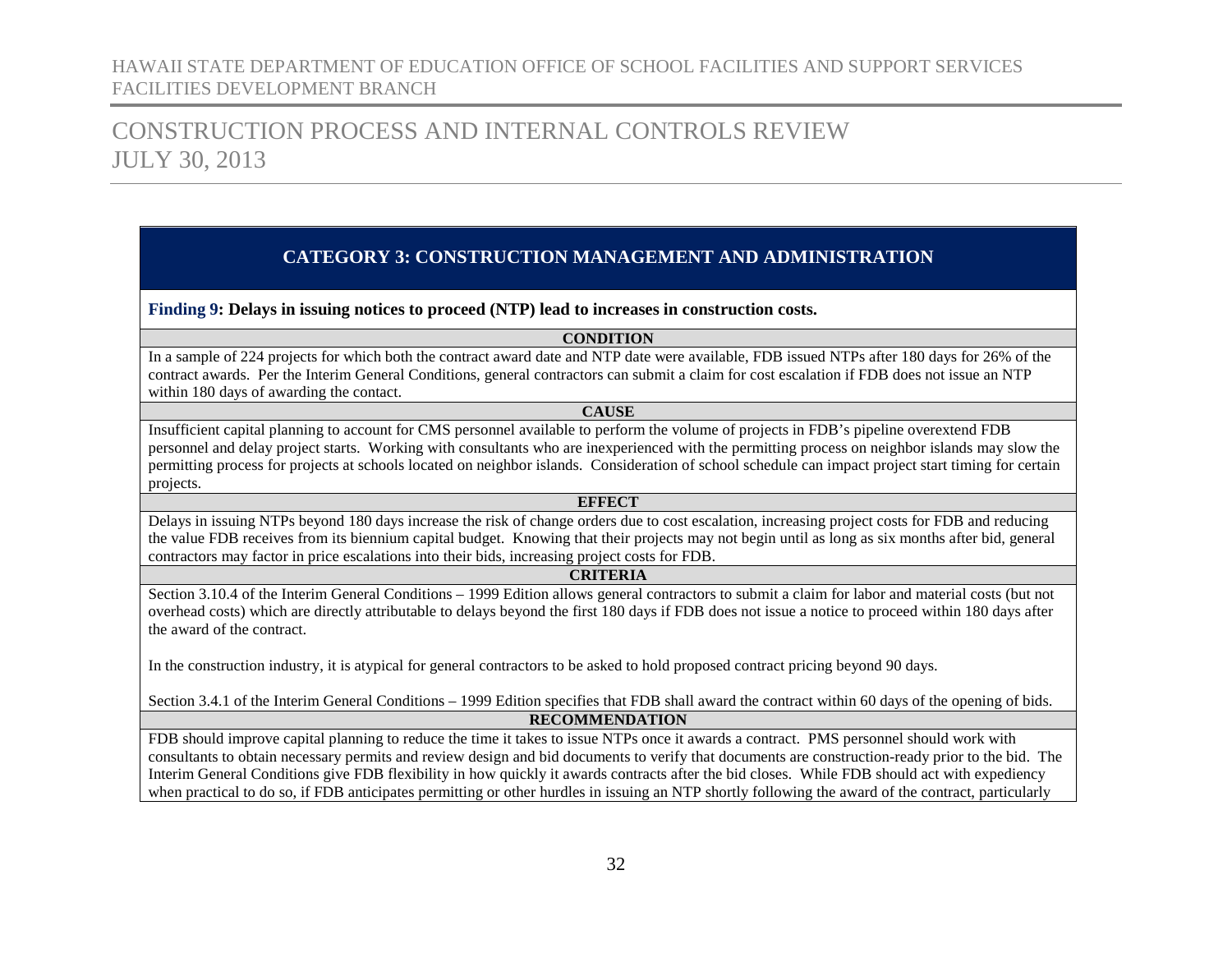## CATEGORY 3: CONSTRUCTION MANAGEMENT AND ADMINISTRATION

**Finding 9: Delays in issuing notices to proceed (NTP) lead to increases in construction costs.**

**CONDITION**

In a sample of 224 projects for which both the contract award date and NTP date were available, FDB issued NTPs after 180 days for 26% of the contract awards. Per the Interim General Conditions, general contractors can submit a claim for cost escalation if FDB does not issue an NTP within 180 days of awarding the contact.

**CAUSE**

Insufficient capital planning to account for CMS personnel available to perform the volume of projects in FDB's pipeline overextend FDB personnel and delay project starts. Working with consultants who are inexperienced with the permitting process on neighbor islands may slow the permitting process for projects at schools located on neighbor islands. Consideration of school schedule can impact project start timing for certain projects.

**EFFECT**

Delays in issuing NTPs beyond 180 days increase the risk of change orders due to cost escalation, increasing project costs for FDB and reducing the value FDB receives from its biennium capital budget. Knowing that their projects may not begin until as long as six months after bid, general contractors may factor in price escalations into their bids, increasing project costs for FDB.

**CRITERIA**

Section 3.10.4 of the Interim General Conditions – 1999 Edition allows general contractors to submit a claim for labor and material costs (but not overhead costs) which are directly attributable to delays beyond the first 180 days if FDB does not issue a notice to proceed within 180 days after the award of the contract.

In the construction industry, it is atypical for general contractors to be asked to hold proposed contract pricing beyond 90 days.

Section 3.4.1 of the Interim General Conditions – 1999 Edition specifies that FDB shall award the contract within 60 days of the opening of bids.

**RECOMMENDATION**

FDB should improve capital planning to reduce the time it takes to issue NTPs once it awards a contract. PMS personnel should work with consultants to obtain necessary permits and review design and bid documents to verify that documents are construction-ready prior to the bid. The Interim General Conditions give FDB flexibility in how quickly it awards contracts after the bid closes. While FDB should act with expediency when practical to do so, if FDB anticipates permitting or other hurdles in issuing an NTP shortly following the award of the contract, particularly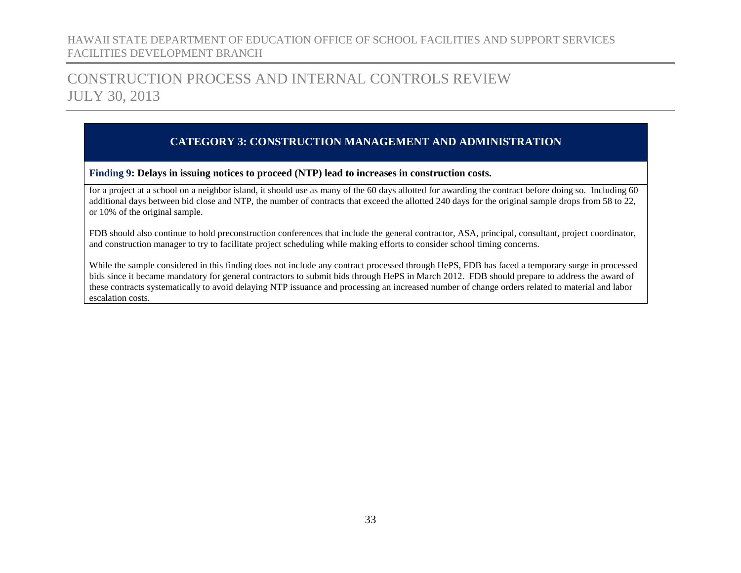## CATEGORY 3: CONSTRUCTION MANAGEMENT AND ADMINISTRATION

**Finding 9: Delays in issuing notices to proceed (NTP) lead to increases in construction costs.**

for a project at a school on a neighbor island, it should use as many of the 60 days allotted for awarding the contract before doing so. Including 60 additional days between bid close and NTP, the number of contracts that exceed the allotted 240 days for the original sample drops from 58 to 22, or 10% of the original sample.

FDB should also continue to hold preconstruction conferences that include the general contractor, ASA, principal, consultant, project coordinator, and construction manager to try to facilitate project scheduling while making efforts to consider school timing concerns.

While the sample considered in this finding does not include any contract processed through HePS, FDB has faced a temporary surge in processed bids since it became mandatory for general contractors to submit bids through HePS in March 2012. FDB should prepare to address the award of these contracts systematically to avoid delaying NTP issuance and processing an increased number of change orders related to material and labor escalation costs.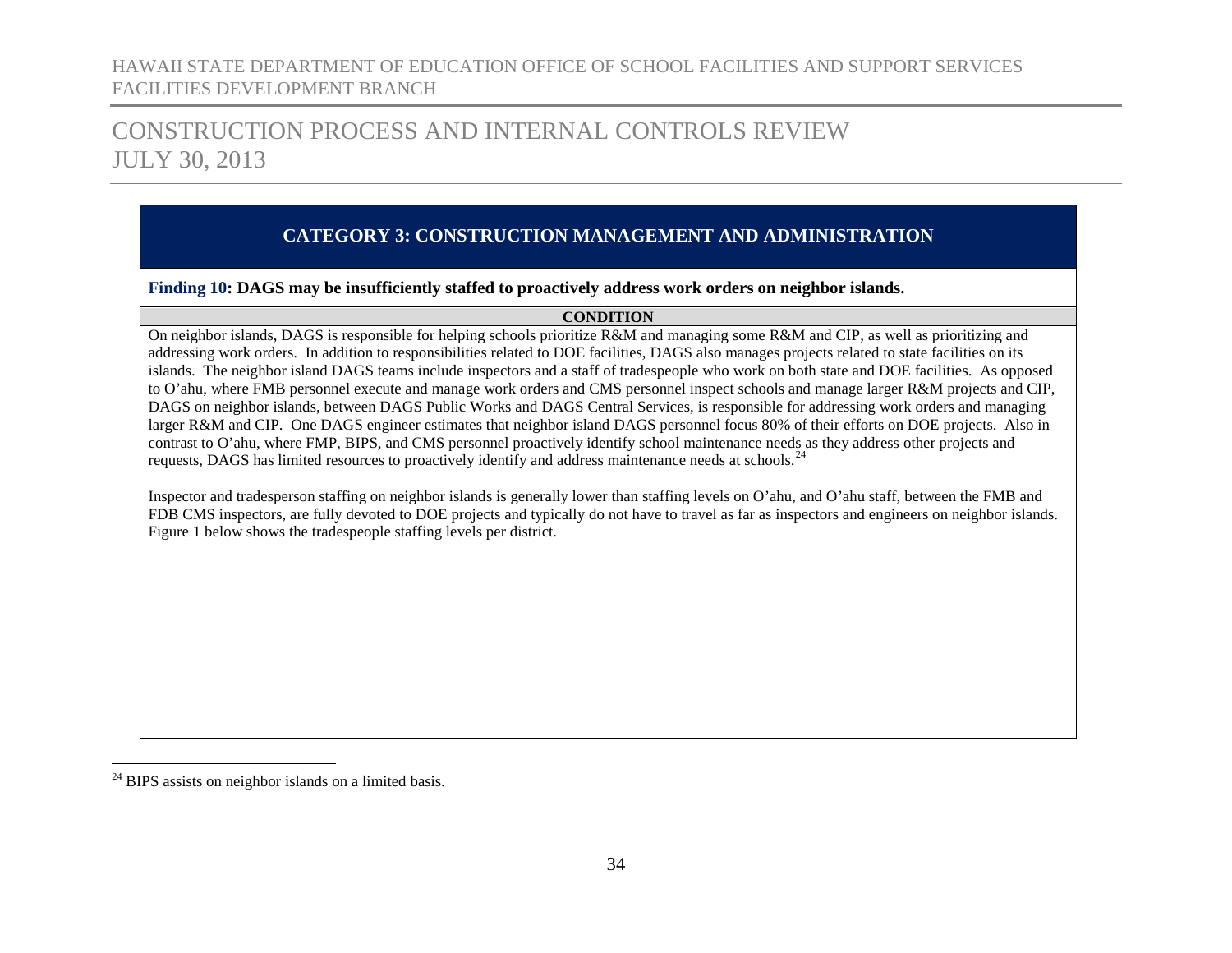## CATEGORY 3: CONSTRUCTION MANAGEMENT AND ADMINISTRATION

**Finding 10: DAGS may be insufficiently staffed to proactively address work orders on neighbor islands.**

**CONDITION**

On neighbor islands, DAGS is responsible for helping schools prioritize R&M and managing some R&M and CIP, as well as prioritizing and addressing work orders. In addition to responsibilities related to DOE facilities, DAGS also manages projects related to state facilities on its islands. The neighbor island DAGS teams include inspectors and a staff of tradespeople who work on both state and DOE facilities. As opposed to O'ahu, where FMB personnel execute and manage work orders and CMS personnel inspect schools and manage larger R&M projects and CIP, DAGS on neighbor islands, between DAGS Public Works and DAGS Central Services, is responsible for addressing work orders and managing larger R&M and CIP. One DAGS engineer estimates that neighbor island DAGS personnel focus 80% of their efforts on DOE projects. Also in contrast to O'ahu, where FMP, BIPS, and CMS personnel proactively identify school maintenance needs as they address other projects and requests, DAGS has limited resources to proactively identify and address maintenance needs at schools.[24]

Inspector and tradesperson staffing on neighbor islands is generally lower than staffing levels on O'ahu, and O'ahu staff, between the FMB and FDB CMS inspectors, are fully devoted to DOE projects and typically do not have to travel as far as inspectors and engineers on neighbor islands. Figure 1 below shows the tradespeople staffing levels per district.

---

[24] BIPS assists on neighbor islands on a limited basis.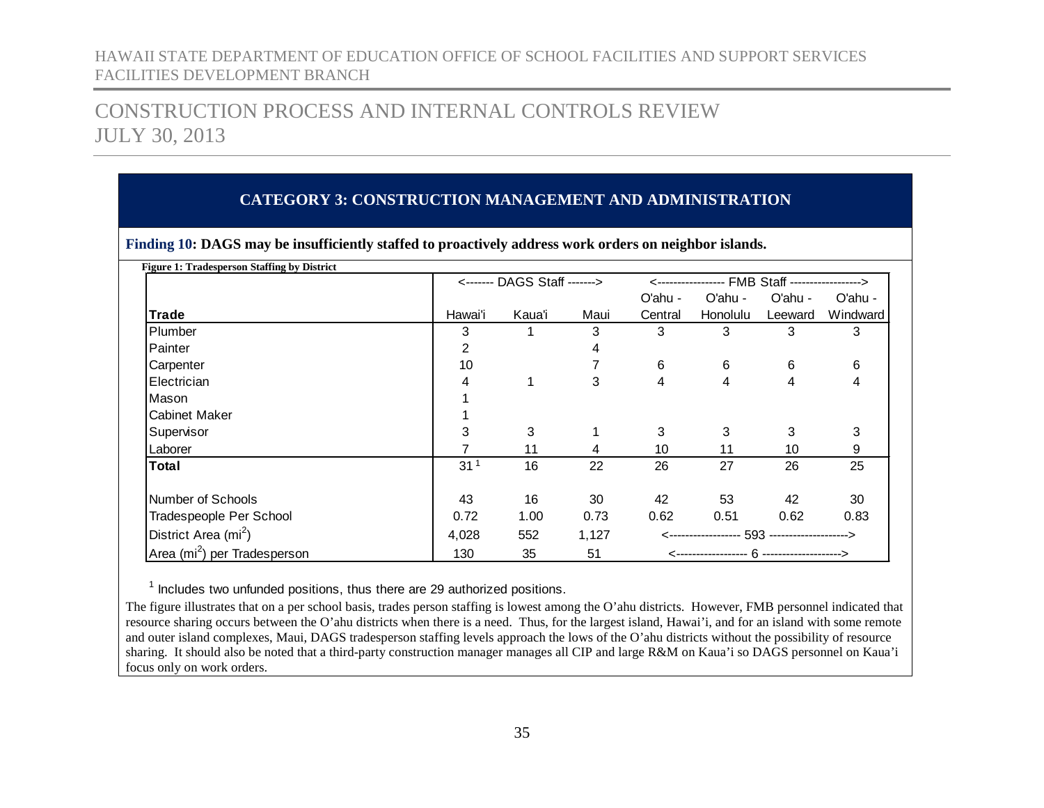## CATEGORY 3: CONSTRUCTION MANAGEMENT AND ADMINISTRATION

**Finding 10: DAGS may be insufficiently staffed to proactively address work orders on neighbor islands.**

**Figure 1: Tradesperson Staffing by District**

| | <------- DAGS Staff -------> | | | <----------------- FMB Staff ------------------> | | | |
|---|---|---|---|---|---|---|---|
| **Trade** | Hawai'i | Kaua'i | Maui | O'ahu - Central | O'ahu - Honolulu | O'ahu - Leeward | O'ahu - Windward |
| Plumber | 3 | 1 | 3 | 3 | 3 | 3 | 3 |
| Painter | 2 | | 4 | | | | |
| Carpenter | 10 | | 7 | 6 | 6 | 6 | 6 |
| Electrician | 4 | 1 | 3 | 4 | 4 | 4 | 4 |
| Mason | 1 | | | | | | |
| Cabinet Maker | 1 | | | | | | |
| Supervisor | 3 | 3 | 1 | 3 | 3 | 3 | 3 |
| Laborer | 7 | 11 | 4 | 10 | 11 | 10 | 9 |
| **Total** | 31 [1] | 16 | 22 | 26 | 27 | 26 | 25 |
| | | | | | | | |
| Number of Schools | 43 | 16 | 30 | 42 | 53 | 42 | 30 |
| Tradespeople Per School | 0.72 | 1.00 | 0.73 | 0.62 | 0.51 | 0.62 | 0.83 |
| District Area ($mi^2$) | 4,028 | 552 | 1,127 | <------------------ 593 --------------------> | | | |
| Area ($mi^2$) per Tradesperson | 130 | 35 | 51 | <------------------ 6 --------------------> | | | |

[1] Includes two unfunded positions, thus there are 29 authorized positions.

The figure illustrates that on a per school basis, trades person staffing is lowest among the O'ahu districts. However, FMB personnel indicated that resource sharing occurs between the O'ahu districts when there is a need. Thus, for the largest island, Hawai'i, and for an island with some remote and outer island complexes, Maui, DAGS tradesperson staffing levels approach the lows of the O'ahu districts without the possibility of resource sharing. It should also be noted that a third-party construction manager manages all CIP and large R&M on Kaua'i so DAGS personnel on Kaua'i focus only on work orders.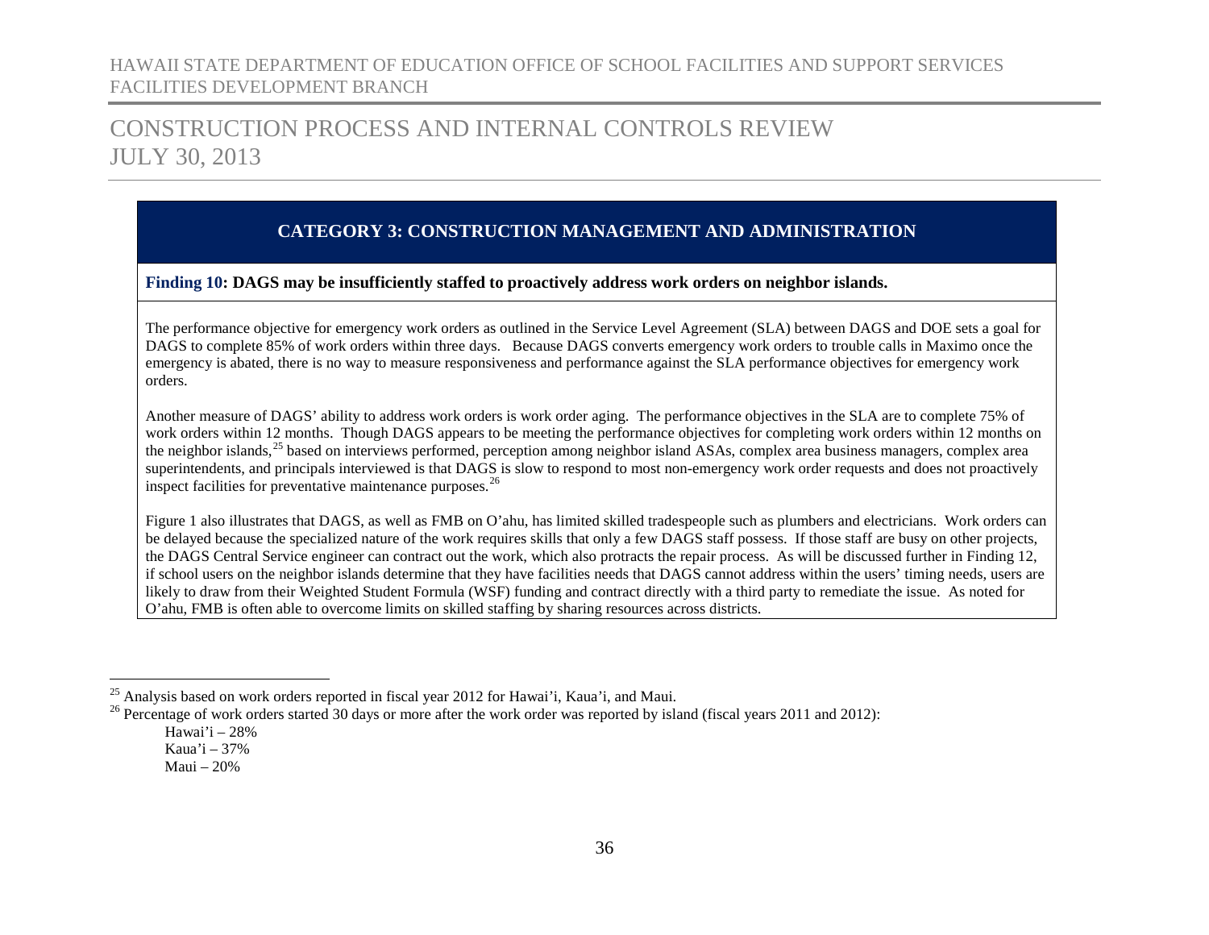## CATEGORY 3: CONSTRUCTION MANAGEMENT AND ADMINISTRATION

**Finding 10: DAGS may be insufficiently staffed to proactively address work orders on neighbor islands.**

The performance objective for emergency work orders as outlined in the Service Level Agreement (SLA) between DAGS and DOE sets a goal for DAGS to complete 85% of work orders within three days. Because DAGS converts emergency work orders to trouble calls in Maximo once the emergency is abated, there is no way to measure responsiveness and performance against the SLA performance objectives for emergency work orders.

Another measure of DAGS' ability to address work orders is work order aging. The performance objectives in the SLA are to complete 75% of work orders within 12 months. Though DAGS appears to be meeting the performance objectives for completing work orders within 12 months on the neighbor islands,[25] based on interviews performed, perception among neighbor island ASAs, complex area business managers, complex area superintendents, and principals interviewed is that DAGS is slow to respond to most non-emergency work order requests and does not proactively inspect facilities for preventative maintenance purposes.[26]

Figure 1 also illustrates that DAGS, as well as FMB on O'ahu, has limited skilled tradespeople such as plumbers and electricians. Work orders can be delayed because the specialized nature of the work requires skills that only a few DAGS staff possess. If those staff are busy on other projects, the DAGS Central Service engineer can contract out the work, which also protracts the repair process. As will be discussed further in Finding 12, if school users on the neighbor islands determine that they have facilities needs that DAGS cannot address within the users' timing needs, users are likely to draw from their Weighted Student Formula (WSF) funding and contract directly with a third party to remediate the issue. As noted for O'ahu, FMB is often able to overcome limits on skilled staffing by sharing resources across districts.

---

[25] Analysis based on work orders reported in fiscal year 2012 for Hawai'i, Kaua'i, and Maui.

[26] Percentage of work orders started 30 days or more after the work order was reported by island (fiscal years 2011 and 2012):

Hawai'i – 28%
Kaua'i – 37%
Maui – 20%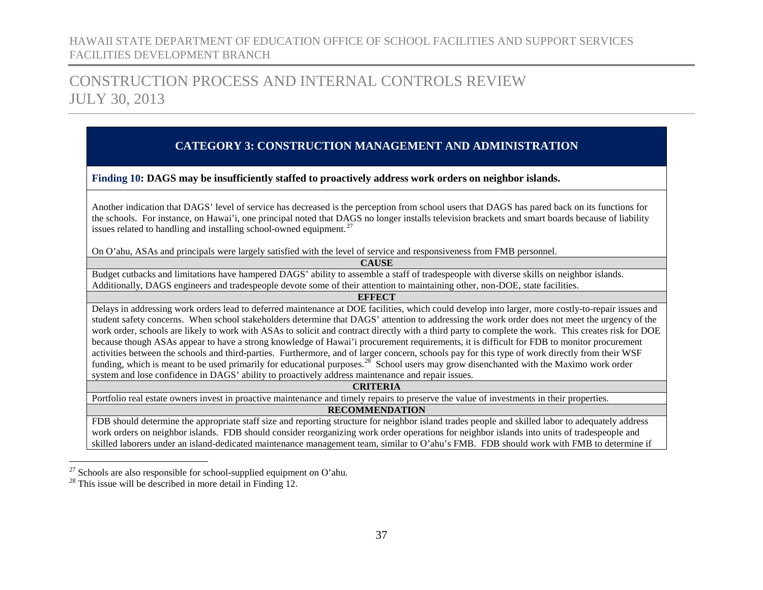## CATEGORY 3: CONSTRUCTION MANAGEMENT AND ADMINISTRATION

**Finding 10: DAGS may be insufficiently staffed to proactively address work orders on neighbor islands.**

Another indication that DAGS' level of service has decreased is the perception from school users that DAGS has pared back on its functions for the schools. For instance, on Hawai'i, one principal noted that DAGS no longer installs television brackets and smart boards because of liability issues related to handling and installing school-owned equipment.[27]

On O'ahu, ASAs and principals were largely satisfied with the level of service and responsiveness from FMB personnel.

**CAUSE**

Budget cutbacks and limitations have hampered DAGS' ability to assemble a staff of tradespeople with diverse skills on neighbor islands. Additionally, DAGS engineers and tradespeople devote some of their attention to maintaining other, non-DOE, state facilities.

**EFFECT**

Delays in addressing work orders lead to deferred maintenance at DOE facilities, which could develop into larger, more costly-to-repair issues and student safety concerns. When school stakeholders determine that DAGS' attention to addressing the work order does not meet the urgency of the work order, schools are likely to work with ASAs to solicit and contract directly with a third party to complete the work. This creates risk for DOE because though ASAs appear to have a strong knowledge of Hawai'i procurement requirements, it is difficult for FDB to monitor procurement activities between the schools and third-parties. Furthermore, and of larger concern, schools pay for this type of work directly from their WSF funding, which is meant to be used primarily for educational purposes.[28] School users may grow disenchanted with the Maximo work order system and lose confidence in DAGS' ability to proactively address maintenance and repair issues.

**CRITERIA**

Portfolio real estate owners invest in proactive maintenance and timely repairs to preserve the value of investments in their properties.

**RECOMMENDATION**

FDB should determine the appropriate staff size and reporting structure for neighbor island trades people and skilled labor to adequately address work orders on neighbor islands. FDB should consider reorganizing work order operations for neighbor islands into units of tradespeople and skilled laborers under an island-dedicated maintenance management team, similar to O'ahu's FMB. FDB should work with FMB to determine if

[27] Schools are also responsible for school-supplied equipment on O'ahu.

[28] This issue will be described in more detail in Finding 12.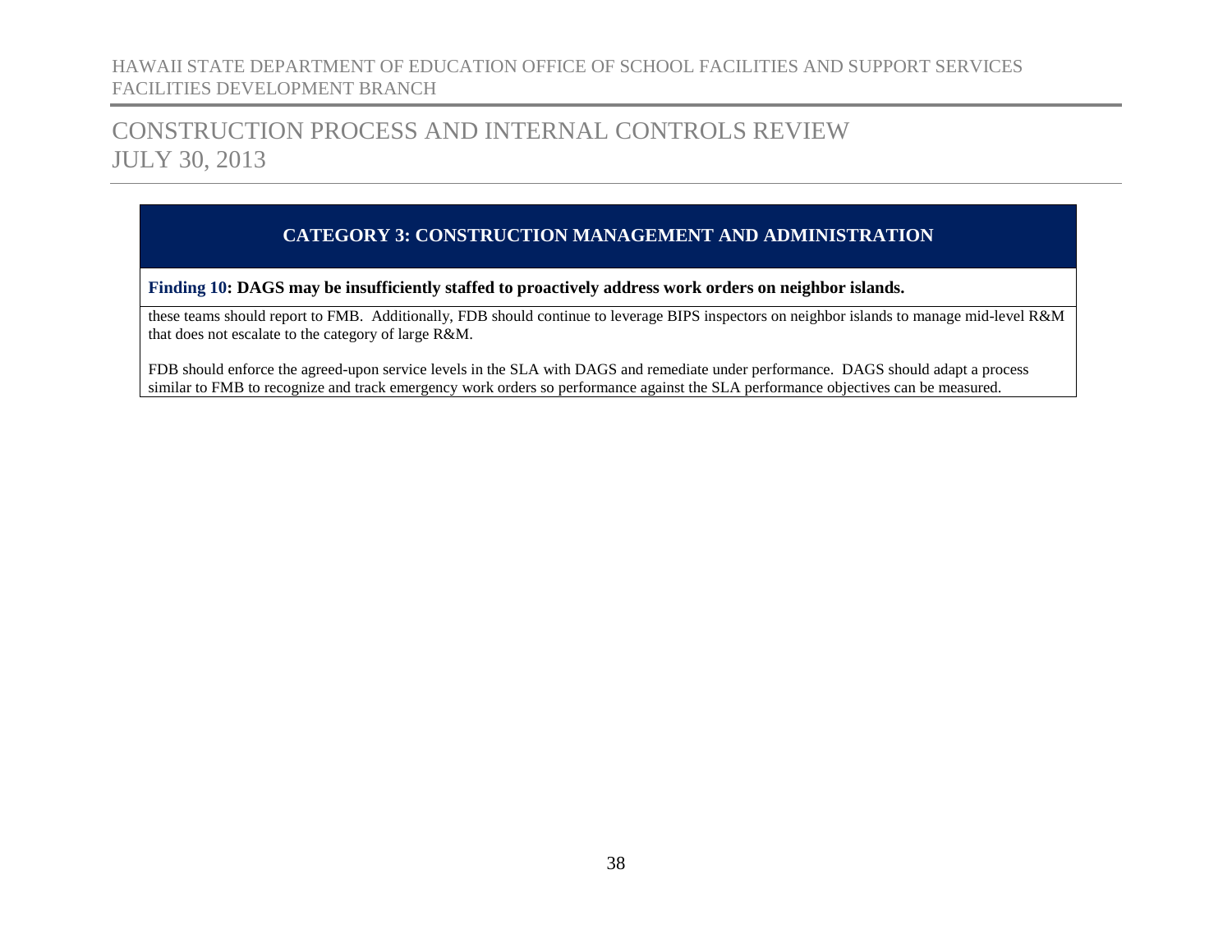**CATEGORY 3: CONSTRUCTION MANAGEMENT AND ADMINISTRATION**

**Finding 10: DAGS may be insufficiently staffed to proactively address work orders on neighbor islands.**

these teams should report to FMB. Additionally, FDB should continue to leverage BIPS inspectors on neighbor islands to manage mid-level R&M that does not escalate to the category of large R&M.

FDB should enforce the agreed-upon service levels in the SLA with DAGS and remediate under performance. DAGS should adapt a process similar to FMB to recognize and track emergency work orders so performance against the SLA performance objectives can be measured.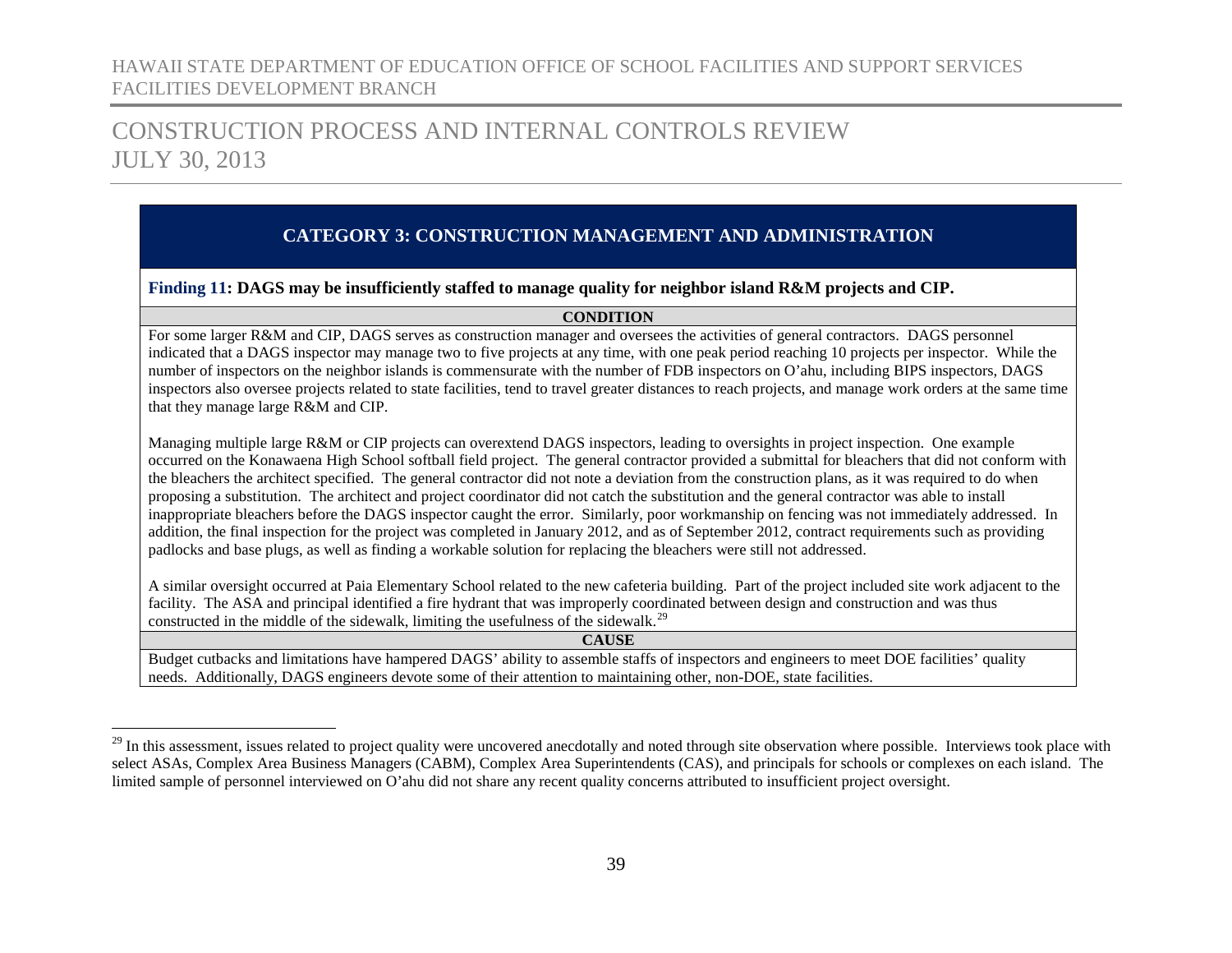## CATEGORY 3: CONSTRUCTION MANAGEMENT AND ADMINISTRATION

**Finding 11: DAGS may be insufficiently staffed to manage quality for neighbor island R&M projects and CIP.**

**CONDITION**

For some larger R&M and CIP, DAGS serves as construction manager and oversees the activities of general contractors. DAGS personnel indicated that a DAGS inspector may manage two to five projects at any time, with one peak period reaching 10 projects per inspector. While the number of inspectors on the neighbor islands is commensurate with the number of FDB inspectors on O'ahu, including BIPS inspectors, DAGS inspectors also oversee projects related to state facilities, tend to travel greater distances to reach projects, and manage work orders at the same time that they manage large R&M and CIP.

Managing multiple large R&M or CIP projects can overextend DAGS inspectors, leading to oversights in project inspection. One example occurred on the Konawaena High School softball field project. The general contractor provided a submittal for bleachers that did not conform with the bleachers the architect specified. The general contractor did not note a deviation from the construction plans, as it was required to do when proposing a substitution. The architect and project coordinator did not catch the substitution and the general contractor was able to install inappropriate bleachers before the DAGS inspector caught the error. Similarly, poor workmanship on fencing was not immediately addressed. In addition, the final inspection for the project was completed in January 2012, and as of September 2012, contract requirements such as providing padlocks and base plugs, as well as finding a workable solution for replacing the bleachers were still not addressed.

A similar oversight occurred at Paia Elementary School related to the new cafeteria building. Part of the project included site work adjacent to the facility. The ASA and principal identified a fire hydrant that was improperly coordinated between design and construction and was thus constructed in the middle of the sidewalk, limiting the usefulness of the sidewalk.[29]

**CAUSE**

Budget cutbacks and limitations have hampered DAGS' ability to assemble staffs of inspectors and engineers to meet DOE facilities' quality needs. Additionally, DAGS engineers devote some of their attention to maintaining other, non-DOE, state facilities.

---

[29] In this assessment, issues related to project quality were uncovered anecdotally and noted through site observation where possible. Interviews took place with select ASAs, Complex Area Business Managers (CABM), Complex Area Superintendents (CAS), and principals for schools or complexes on each island. The limited sample of personnel interviewed on O'ahu did not share any recent quality concerns attributed to insufficient project oversight.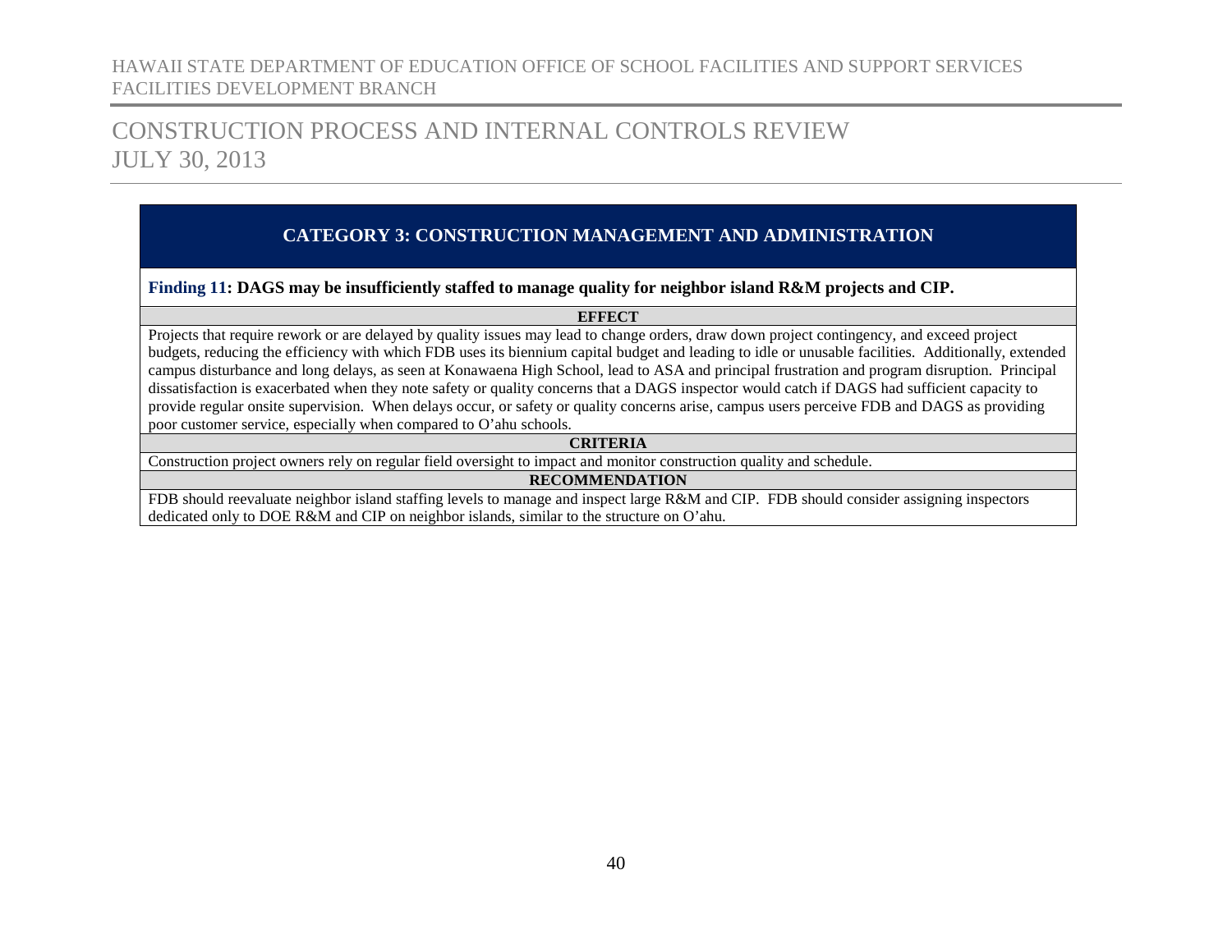## CATEGORY 3: CONSTRUCTION MANAGEMENT AND ADMINISTRATION

**Finding 11: DAGS may be insufficiently staffed to manage quality for neighbor island R&M projects and CIP.**

**EFFECT**

Projects that require rework or are delayed by quality issues may lead to change orders, draw down project contingency, and exceed project budgets, reducing the efficiency with which FDB uses its biennium capital budget and leading to idle or unusable facilities. Additionally, extended campus disturbance and long delays, as seen at Konawaena High School, lead to ASA and principal frustration and program disruption. Principal dissatisfaction is exacerbated when they note safety or quality concerns that a DAGS inspector would catch if DAGS had sufficient capacity to provide regular onsite supervision. When delays occur, or safety or quality concerns arise, campus users perceive FDB and DAGS as providing poor customer service, especially when compared to O'ahu schools.

**CRITERIA**

Construction project owners rely on regular field oversight to impact and monitor construction quality and schedule.

**RECOMMENDATION**

FDB should reevaluate neighbor island staffing levels to manage and inspect large R&M and CIP. FDB should consider assigning inspectors dedicated only to DOE R&M and CIP on neighbor islands, similar to the structure on O'ahu.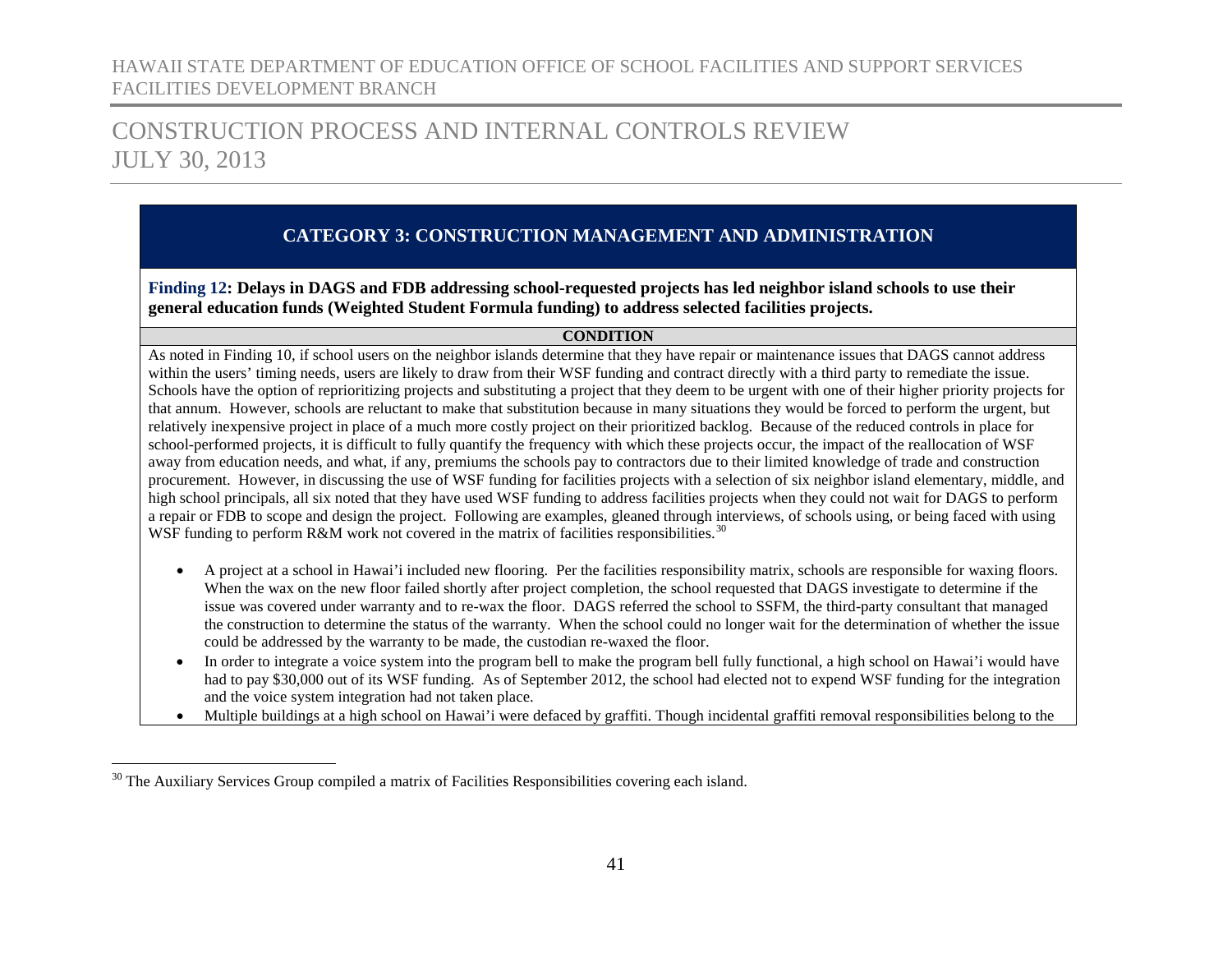## CATEGORY 3: CONSTRUCTION MANAGEMENT AND ADMINISTRATION

**Finding 12: Delays in DAGS and FDB addressing school-requested projects has led neighbor island schools to use their general education funds (Weighted Student Formula funding) to address selected facilities projects.**

**CONDITION**

As noted in Finding 10, if school users on the neighbor islands determine that they have repair or maintenance issues that DAGS cannot address within the users' timing needs, users are likely to draw from their WSF funding and contract directly with a third party to remediate the issue. Schools have the option of reprioritizing projects and substituting a project that they deem to be urgent with one of their higher priority projects for that annum. However, schools are reluctant to make that substitution because in many situations they would be forced to perform the urgent, but relatively inexpensive project in place of a much more costly project on their prioritized backlog. Because of the reduced controls in place for school-performed projects, it is difficult to fully quantify the frequency with which these projects occur, the impact of the reallocation of WSF away from education needs, and what, if any, premiums the schools pay to contractors due to their limited knowledge of trade and construction procurement. However, in discussing the use of WSF funding for facilities projects with a selection of six neighbor island elementary, middle, and high school principals, all six noted that they have used WSF funding to address facilities projects when they could not wait for DAGS to perform a repair or FDB to scope and design the project. Following are examples, gleaned through interviews, of schools using, or being faced with using WSF funding to perform R&M work not covered in the matrix of facilities responsibilities.[30]

- A project at a school in Hawai'i included new flooring. Per the facilities responsibility matrix, schools are responsible for waxing floors. When the wax on the new floor failed shortly after project completion, the school requested that DAGS investigate to determine if the issue was covered under warranty and to re-wax the floor. DAGS referred the school to SSFM, the third-party consultant that managed the construction to determine the status of the warranty. When the school could no longer wait for the determination of whether the issue could be addressed by the warranty to be made, the custodian re-waxed the floor.
- In order to integrate a voice system into the program bell to make the program bell fully functional, a high school on Hawai'i would have had to pay $30,000 out of its WSF funding. As of September 2012, the school had elected not to expend WSF funding for the integration and the voice system integration had not taken place.
- Multiple buildings at a high school on Hawai'i were defaced by graffiti. Though incidental graffiti removal responsibilities belong to the

[30] The Auxiliary Services Group compiled a matrix of Facilities Responsibilities covering each island.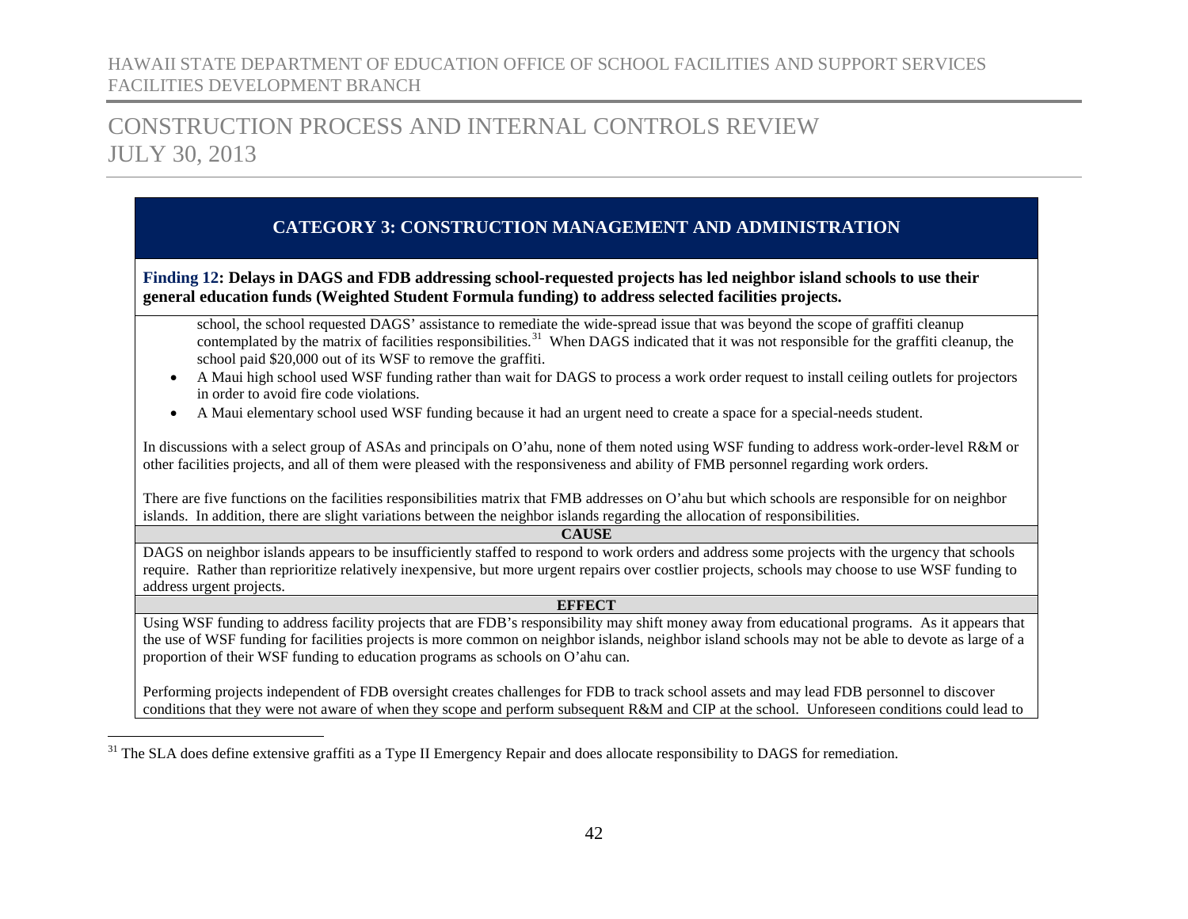## CATEGORY 3: CONSTRUCTION MANAGEMENT AND ADMINISTRATION

**Finding 12: Delays in DAGS and FDB addressing school-requested projects has led neighbor island schools to use their general education funds (Weighted Student Formula funding) to address selected facilities projects.**

school, the school requested DAGS' assistance to remediate the wide-spread issue that was beyond the scope of graffiti cleanup contemplated by the matrix of facilities responsibilities.[31] When DAGS indicated that it was not responsible for the graffiti cleanup, the school paid $20,000 out of its WSF to remove the graffiti.

- A Maui high school used WSF funding rather than wait for DAGS to process a work order request to install ceiling outlets for projectors in order to avoid fire code violations.
- A Maui elementary school used WSF funding because it had an urgent need to create a space for a special-needs student.

In discussions with a select group of ASAs and principals on O'ahu, none of them noted using WSF funding to address work-order-level R&M or other facilities projects, and all of them were pleased with the responsiveness and ability of FMB personnel regarding work orders.

There are five functions on the facilities responsibilities matrix that FMB addresses on O'ahu but which schools are responsible for on neighbor islands. In addition, there are slight variations between the neighbor islands regarding the allocation of responsibilities.

**CAUSE**

DAGS on neighbor islands appears to be insufficiently staffed to respond to work orders and address some projects with the urgency that schools require. Rather than reprioritize relatively inexpensive, but more urgent repairs over costlier projects, schools may choose to use WSF funding to address urgent projects.

**EFFECT**

Using WSF funding to address facility projects that are FDB's responsibility may shift money away from educational programs. As it appears that the use of WSF funding for facilities projects is more common on neighbor islands, neighbor island schools may not be able to devote as large of a proportion of their WSF funding to education programs as schools on O'ahu can.

Performing projects independent of FDB oversight creates challenges for FDB to track school assets and may lead FDB personnel to discover conditions that they were not aware of when they scope and perform subsequent R&M and CIP at the school. Unforeseen conditions could lead to

---

[31] The SLA does define extensive graffiti as a Type II Emergency Repair and does allocate responsibility to DAGS for remediation.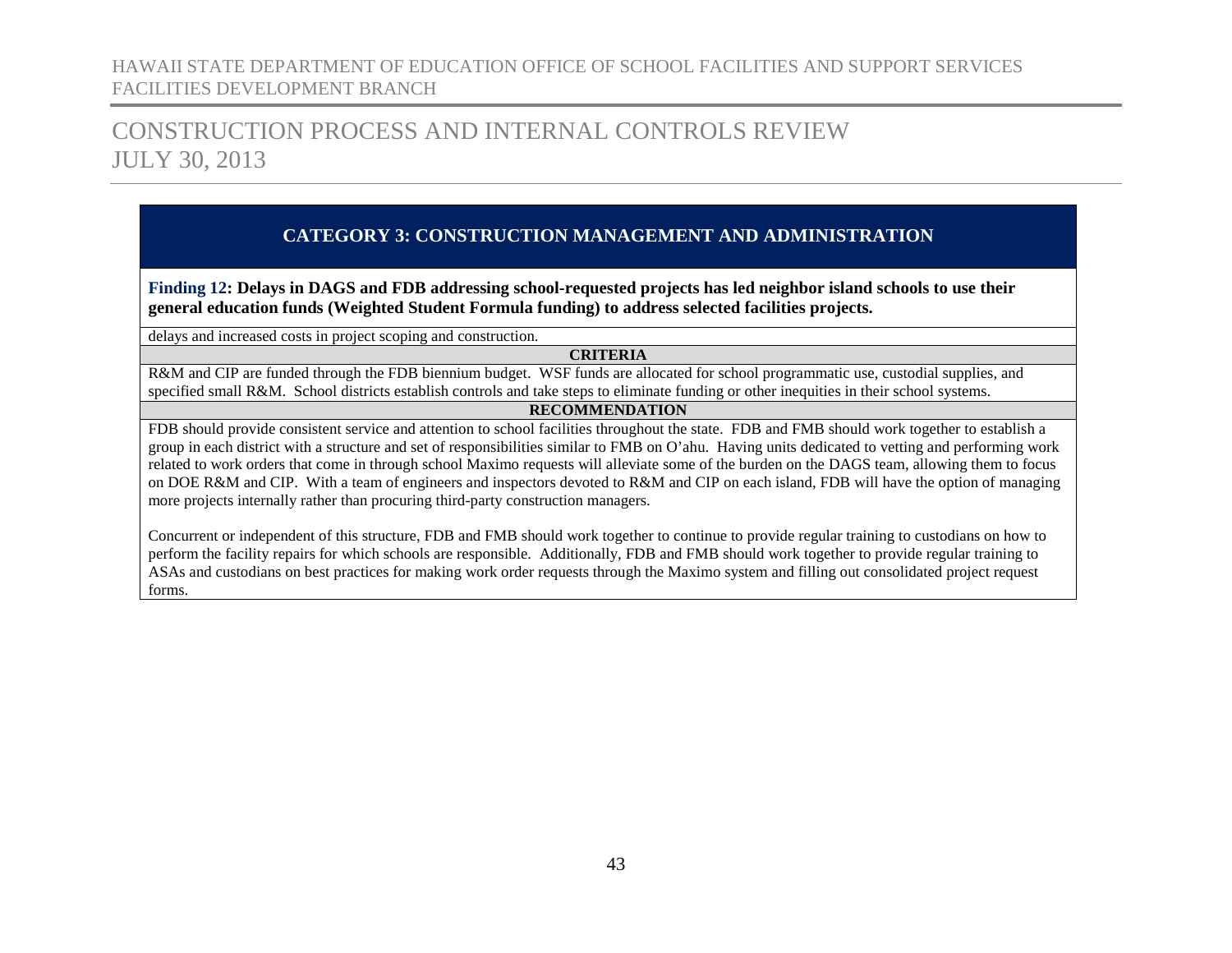## CATEGORY 3: CONSTRUCTION MANAGEMENT AND ADMINISTRATION

**Finding 12: Delays in DAGS and FDB addressing school-requested projects has led neighbor island schools to use their general education funds (Weighted Student Formula funding) to address selected facilities projects.**

delays and increased costs in project scoping and construction.

**CRITERIA**

R&M and CIP are funded through the FDB biennium budget. WSF funds are allocated for school programmatic use, custodial supplies, and specified small R&M. School districts establish controls and take steps to eliminate funding or other inequities in their school systems.

**RECOMMENDATION**

FDB should provide consistent service and attention to school facilities throughout the state. FDB and FMB should work together to establish a group in each district with a structure and set of responsibilities similar to FMB on O'ahu. Having units dedicated to vetting and performing work related to work orders that come in through school Maximo requests will alleviate some of the burden on the DAGS team, allowing them to focus on DOE R&M and CIP. With a team of engineers and inspectors devoted to R&M and CIP on each island, FDB will have the option of managing more projects internally rather than procuring third-party construction managers.

Concurrent or independent of this structure, FDB and FMB should work together to continue to provide regular training to custodians on how to perform the facility repairs for which schools are responsible. Additionally, FDB and FMB should work together to provide regular training to ASAs and custodians on best practices for making work order requests through the Maximo system and filling out consolidated project request forms.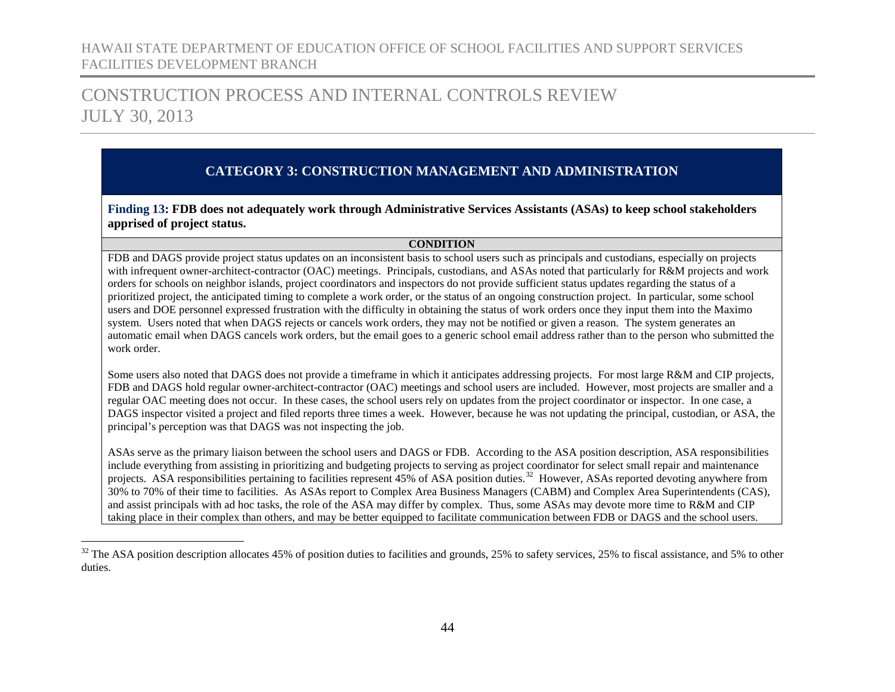## CATEGORY 3: CONSTRUCTION MANAGEMENT AND ADMINISTRATION

**Finding 13: FDB does not adequately work through Administrative Services Assistants (ASAs) to keep school stakeholders apprised of project status.**

**CONDITION**

FDB and DAGS provide project status updates on an inconsistent basis to school users such as principals and custodians, especially on projects with infrequent owner-architect-contractor (OAC) meetings. Principals, custodians, and ASAs noted that particularly for R&M projects and work orders for schools on neighbor islands, project coordinators and inspectors do not provide sufficient status updates regarding the status of a prioritized project, the anticipated timing to complete a work order, or the status of an ongoing construction project. In particular, some school users and DOE personnel expressed frustration with the difficulty in obtaining the status of work orders once they input them into the Maximo system. Users noted that when DAGS rejects or cancels work orders, they may not be notified or given a reason. The system generates an automatic email when DAGS cancels work orders, but the email goes to a generic school email address rather than to the person who submitted the work order.

Some users also noted that DAGS does not provide a timeframe in which it anticipates addressing projects. For most large R&M and CIP projects, FDB and DAGS hold regular owner-architect-contractor (OAC) meetings and school users are included. However, most projects are smaller and a regular OAC meeting does not occur. In these cases, the school users rely on updates from the project coordinator or inspector. In one case, a DAGS inspector visited a project and filed reports three times a week. However, because he was not updating the principal, custodian, or ASA, the principal's perception was that DAGS was not inspecting the job.

ASAs serve as the primary liaison between the school users and DAGS or FDB. According to the ASA position description, ASA responsibilities include everything from assisting in prioritizing and budgeting projects to serving as project coordinator for select small repair and maintenance projects. ASA responsibilities pertaining to facilities represent 45% of ASA position duties.[32] However, ASAs reported devoting anywhere from 30% to 70% of their time to facilities. As ASAs report to Complex Area Business Managers (CABM) and Complex Area Superintendents (CAS), and assist principals with ad hoc tasks, the role of the ASA may differ by complex. Thus, some ASAs may devote more time to R&M and CIP taking place in their complex than others, and may be better equipped to facilitate communication between FDB or DAGS and the school users.

---

[32] The ASA position description allocates 45% of position duties to facilities and grounds, 25% to safety services, 25% to fiscal assistance, and 5% to other duties.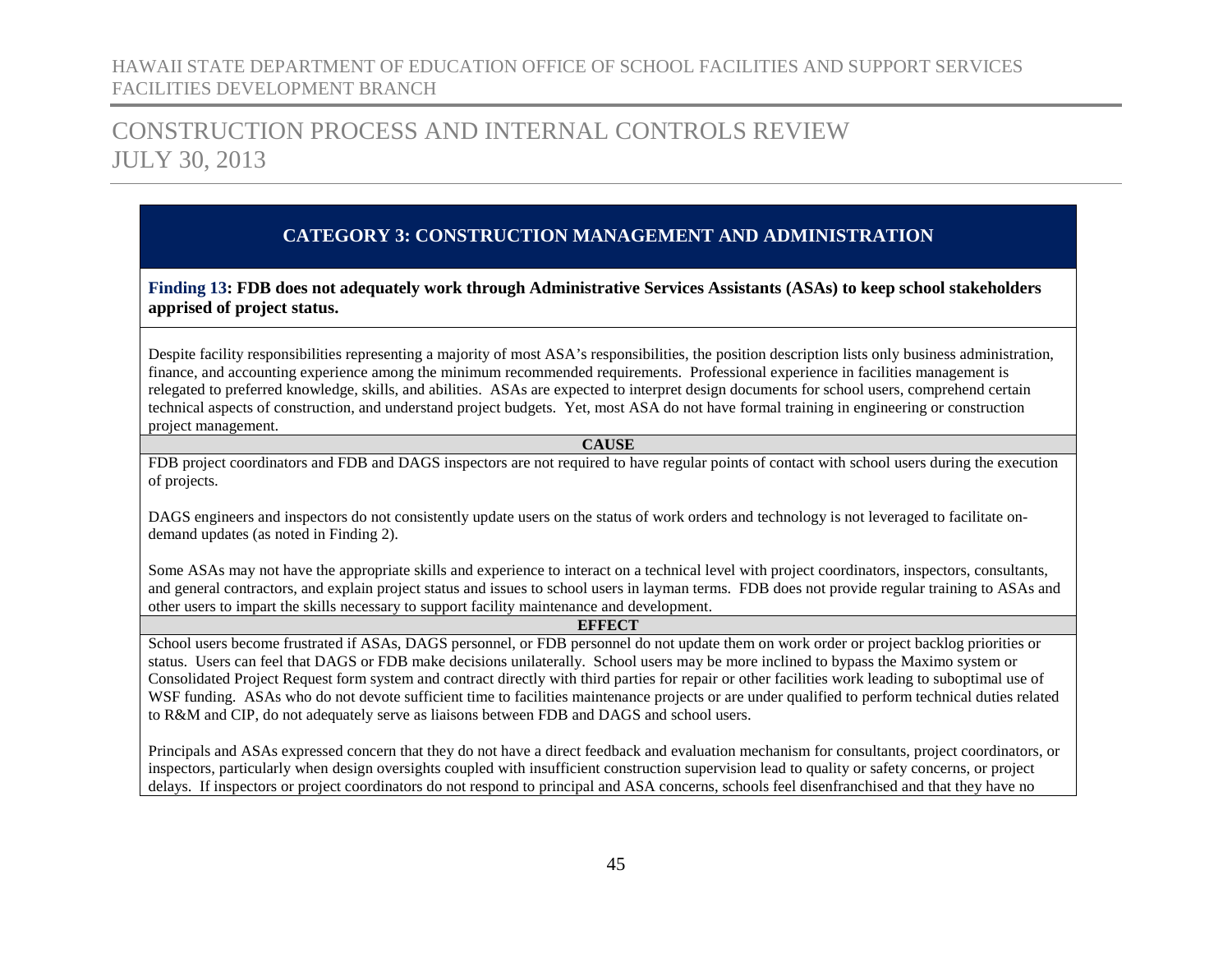## CATEGORY 3: CONSTRUCTION MANAGEMENT AND ADMINISTRATION

**Finding 13: FDB does not adequately work through Administrative Services Assistants (ASAs) to keep school stakeholders apprised of project status.**

Despite facility responsibilities representing a majority of most ASA's responsibilities, the position description lists only business administration, finance, and accounting experience among the minimum recommended requirements. Professional experience in facilities management is relegated to preferred knowledge, skills, and abilities. ASAs are expected to interpret design documents for school users, comprehend certain technical aspects of construction, and understand project budgets. Yet, most ASA do not have formal training in engineering or construction project management.

**CAUSE**

FDB project coordinators and FDB and DAGS inspectors are not required to have regular points of contact with school users during the execution of projects.

DAGS engineers and inspectors do not consistently update users on the status of work orders and technology is not leveraged to facilitate on-demand updates (as noted in Finding 2).

Some ASAs may not have the appropriate skills and experience to interact on a technical level with project coordinators, inspectors, consultants, and general contractors, and explain project status and issues to school users in layman terms. FDB does not provide regular training to ASAs and other users to impart the skills necessary to support facility maintenance and development.

**EFFECT**

School users become frustrated if ASAs, DAGS personnel, or FDB personnel do not update them on work order or project backlog priorities or status. Users can feel that DAGS or FDB make decisions unilaterally. School users may be more inclined to bypass the Maximo system or Consolidated Project Request form system and contract directly with third parties for repair or other facilities work leading to suboptimal use of WSF funding. ASAs who do not devote sufficient time to facilities maintenance projects or are under qualified to perform technical duties related to R&M and CIP, do not adequately serve as liaisons between FDB and DAGS and school users.

Principals and ASAs expressed concern that they do not have a direct feedback and evaluation mechanism for consultants, project coordinators, or inspectors, particularly when design oversights coupled with insufficient construction supervision lead to quality or safety concerns, or project delays. If inspectors or project coordinators do not respond to principal and ASA concerns, schools feel disenfranchised and that they have no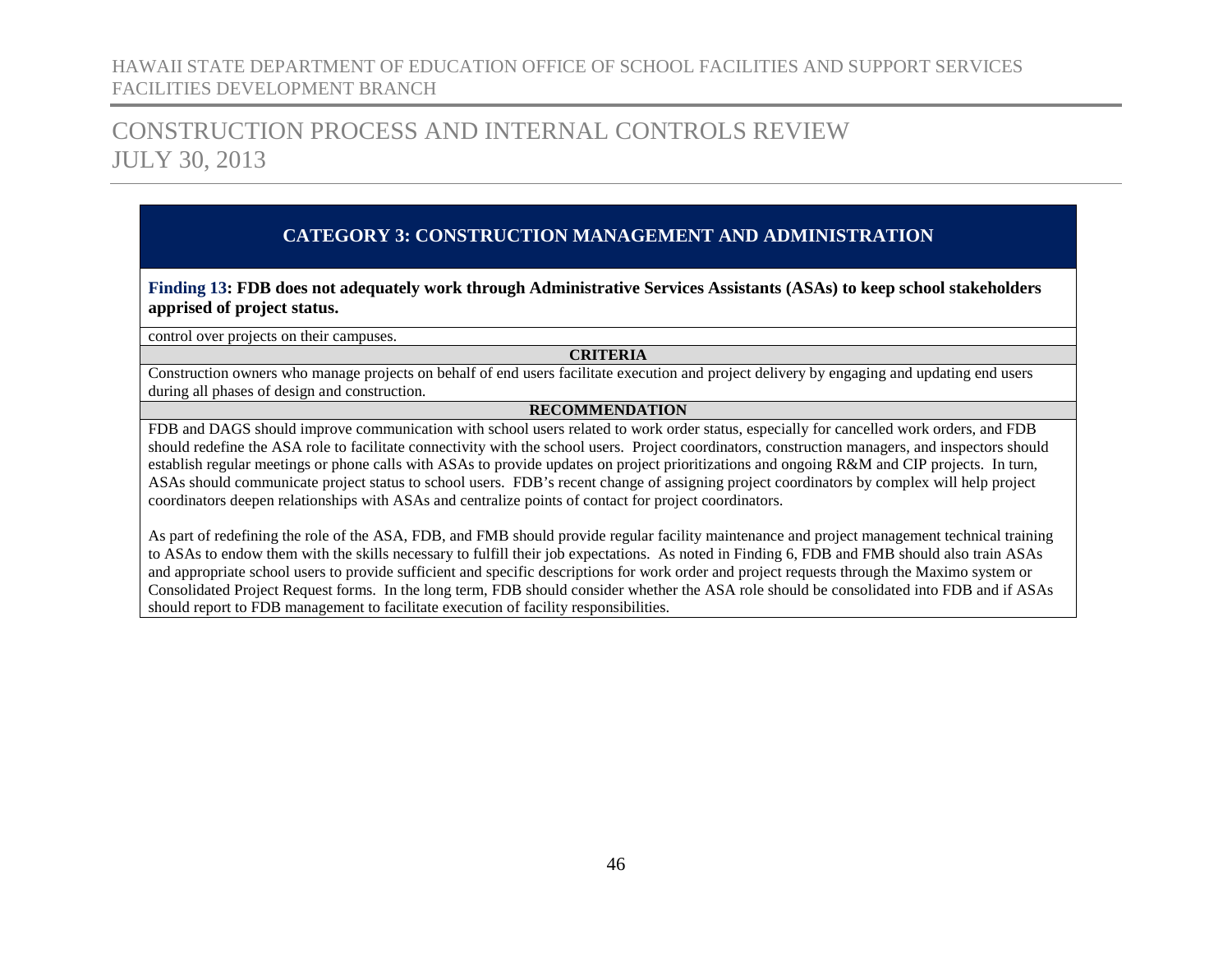## CATEGORY 3: CONSTRUCTION MANAGEMENT AND ADMINISTRATION

**Finding 13: FDB does not adequately work through Administrative Services Assistants (ASAs) to keep school stakeholders apprised of project status.**

control over projects on their campuses.

**CRITERIA**

Construction owners who manage projects on behalf of end users facilitate execution and project delivery by engaging and updating end users during all phases of design and construction.

**RECOMMENDATION**

FDB and DAGS should improve communication with school users related to work order status, especially for cancelled work orders, and FDB should redefine the ASA role to facilitate connectivity with the school users. Project coordinators, construction managers, and inspectors should establish regular meetings or phone calls with ASAs to provide updates on project prioritizations and ongoing R&M and CIP projects. In turn, ASAs should communicate project status to school users. FDB's recent change of assigning project coordinators by complex will help project coordinators deepen relationships with ASAs and centralize points of contact for project coordinators.

As part of redefining the role of the ASA, FDB, and FMB should provide regular facility maintenance and project management technical training to ASAs to endow them with the skills necessary to fulfill their job expectations. As noted in Finding 6, FDB and FMB should also train ASAs and appropriate school users to provide sufficient and specific descriptions for work order and project requests through the Maximo system or Consolidated Project Request forms. In the long term, FDB should consider whether the ASA role should be consolidated into FDB and if ASAs should report to FDB management to facilitate execution of facility responsibilities.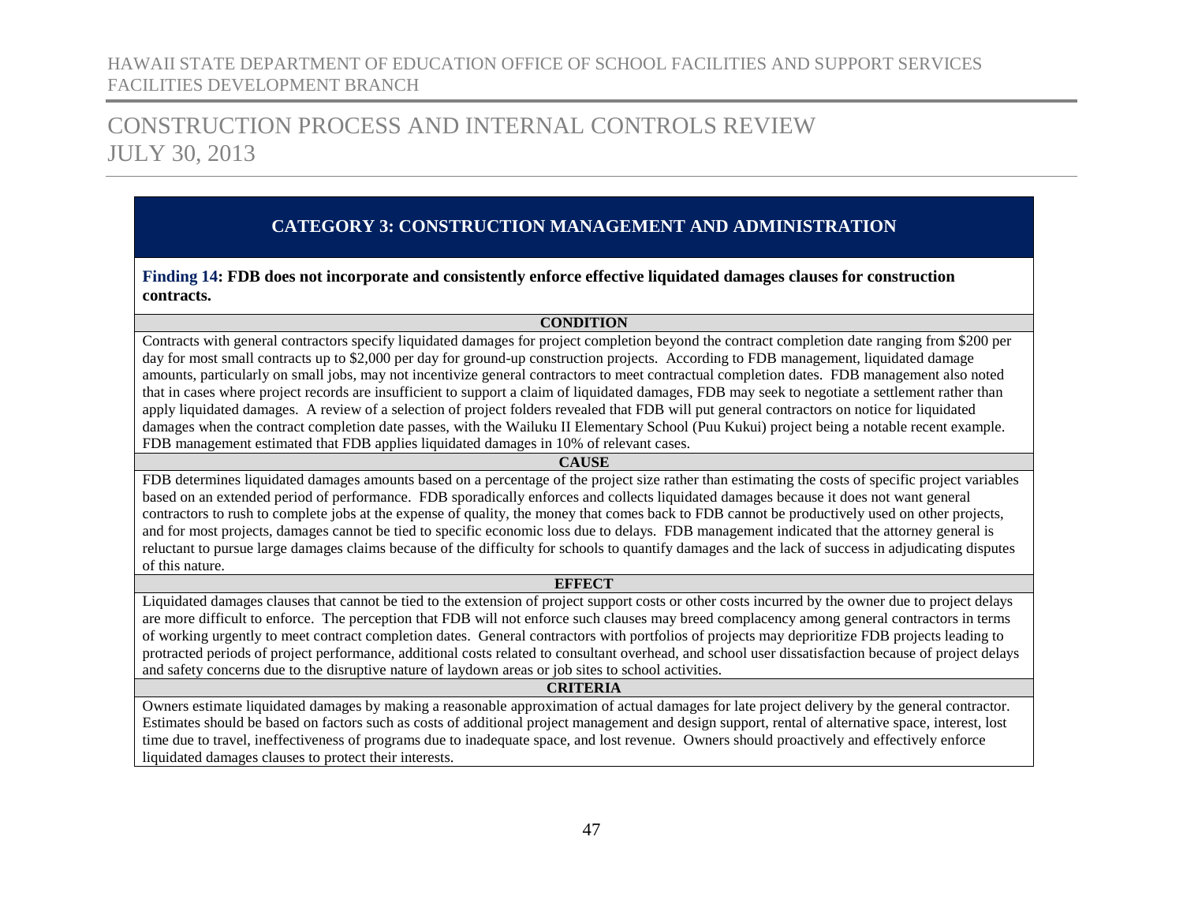## CATEGORY 3: CONSTRUCTION MANAGEMENT AND ADMINISTRATION

**Finding 14: FDB does not incorporate and consistently enforce effective liquidated damages clauses for construction contracts.**

**CONDITION**

Contracts with general contractors specify liquidated damages for project completion beyond the contract completion date ranging from $200 per day for most small contracts up to $2,000 per day for ground-up construction projects. According to FDB management, liquidated damage amounts, particularly on small jobs, may not incentivize general contractors to meet contractual completion dates. FDB management also noted that in cases where project records are insufficient to support a claim of liquidated damages, FDB may seek to negotiate a settlement rather than apply liquidated damages. A review of a selection of project folders revealed that FDB will put general contractors on notice for liquidated damages when the contract completion date passes, with the Wailuku II Elementary School (Puu Kukui) project being a notable recent example. FDB management estimated that FDB applies liquidated damages in 10% of relevant cases.

**CAUSE**

FDB determines liquidated damages amounts based on a percentage of the project size rather than estimating the costs of specific project variables based on an extended period of performance. FDB sporadically enforces and collects liquidated damages because it does not want general contractors to rush to complete jobs at the expense of quality, the money that comes back to FDB cannot be productively used on other projects, and for most projects, damages cannot be tied to specific economic loss due to delays. FDB management indicated that the attorney general is reluctant to pursue large damages claims because of the difficulty for schools to quantify damages and the lack of success in adjudicating disputes of this nature.

**EFFECT**

Liquidated damages clauses that cannot be tied to the extension of project support costs or other costs incurred by the owner due to project delays are more difficult to enforce. The perception that FDB will not enforce such clauses may breed complacency among general contractors in terms of working urgently to meet contract completion dates. General contractors with portfolios of projects may deprioritize FDB projects leading to protracted periods of project performance, additional costs related to consultant overhead, and school user dissatisfaction because of project delays and safety concerns due to the disruptive nature of laydown areas or job sites to school activities.

**CRITERIA**

Owners estimate liquidated damages by making a reasonable approximation of actual damages for late project delivery by the general contractor. Estimates should be based on factors such as costs of additional project management and design support, rental of alternative space, interest, lost time due to travel, ineffectiveness of programs due to inadequate space, and lost revenue. Owners should proactively and effectively enforce liquidated damages clauses to protect their interests.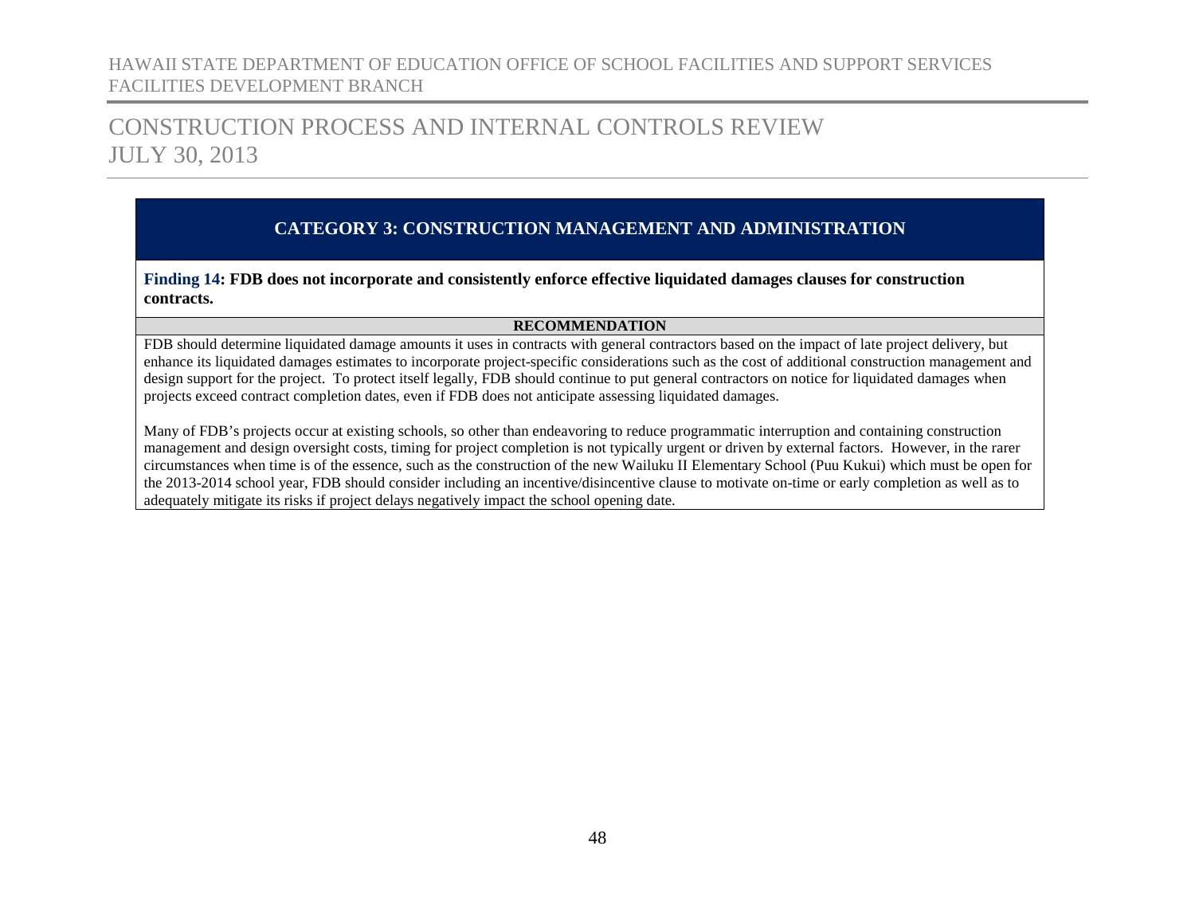## CATEGORY 3: CONSTRUCTION MANAGEMENT AND ADMINISTRATION

**Finding 14: FDB does not incorporate and consistently enforce effective liquidated damages clauses for construction contracts.**

**RECOMMENDATION**

FDB should determine liquidated damage amounts it uses in contracts with general contractors based on the impact of late project delivery, but enhance its liquidated damages estimates to incorporate project-specific considerations such as the cost of additional construction management and design support for the project. To protect itself legally, FDB should continue to put general contractors on notice for liquidated damages when projects exceed contract completion dates, even if FDB does not anticipate assessing liquidated damages.

Many of FDB's projects occur at existing schools, so other than endeavoring to reduce programmatic interruption and containing construction management and design oversight costs, timing for project completion is not typically urgent or driven by external factors. However, in the rarer circumstances when time is of the essence, such as the construction of the new Wailuku II Elementary School (Puu Kukui) which must be open for the 2013-2014 school year, FDB should consider including an incentive/disincentive clause to motivate on-time or early completion as well as to adequately mitigate its risks if project delays negatively impact the school opening date.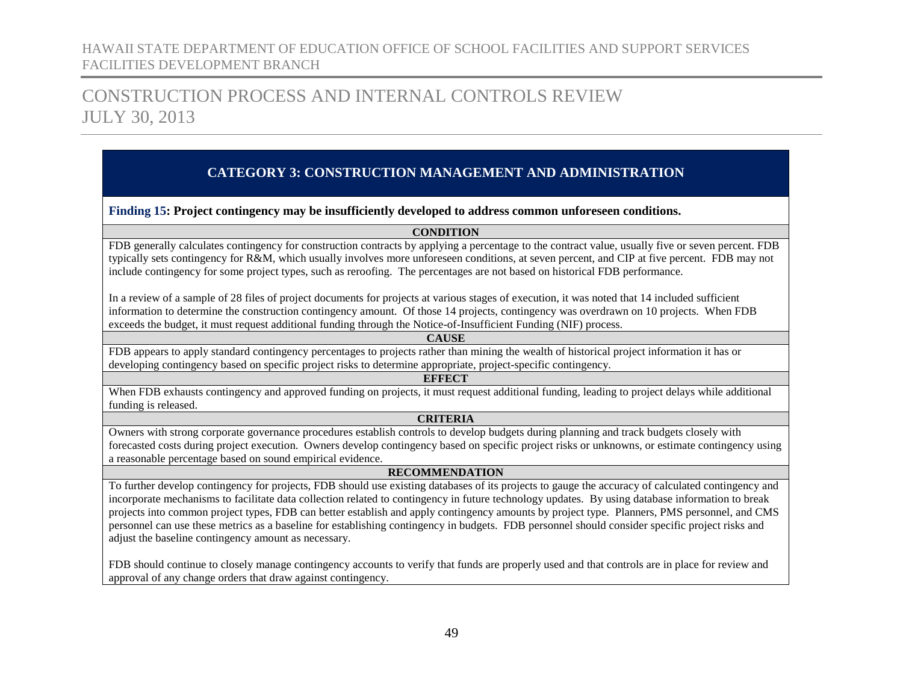## CATEGORY 3: CONSTRUCTION MANAGEMENT AND ADMINISTRATION

**Finding 15: Project contingency may be insufficiently developed to address common unforeseen conditions.**

**CONDITION**

FDB generally calculates contingency for construction contracts by applying a percentage to the contract value, usually five or seven percent. FDB typically sets contingency for R&M, which usually involves more unforeseen conditions, at seven percent, and CIP at five percent. FDB may not include contingency for some project types, such as reroofing. The percentages are not based on historical FDB performance.

In a review of a sample of 28 files of project documents for projects at various stages of execution, it was noted that 14 included sufficient information to determine the construction contingency amount. Of those 14 projects, contingency was overdrawn on 10 projects. When FDB exceeds the budget, it must request additional funding through the Notice-of-Insufficient Funding (NIF) process.

**CAUSE**

FDB appears to apply standard contingency percentages to projects rather than mining the wealth of historical project information it has or developing contingency based on specific project risks to determine appropriate, project-specific contingency.

**EFFECT**

When FDB exhausts contingency and approved funding on projects, it must request additional funding, leading to project delays while additional funding is released.

**CRITERIA**

Owners with strong corporate governance procedures establish controls to develop budgets during planning and track budgets closely with forecasted costs during project execution. Owners develop contingency based on specific project risks or unknowns, or estimate contingency using a reasonable percentage based on sound empirical evidence.

**RECOMMENDATION**

To further develop contingency for projects, FDB should use existing databases of its projects to gauge the accuracy of calculated contingency and incorporate mechanisms to facilitate data collection related to contingency in future technology updates. By using database information to break projects into common project types, FDB can better establish and apply contingency amounts by project type. Planners, PMS personnel, and CMS personnel can use these metrics as a baseline for establishing contingency in budgets. FDB personnel should consider specific project risks and adjust the baseline contingency amount as necessary.

FDB should continue to closely manage contingency accounts to verify that funds are properly used and that controls are in place for review and approval of any change orders that draw against contingency.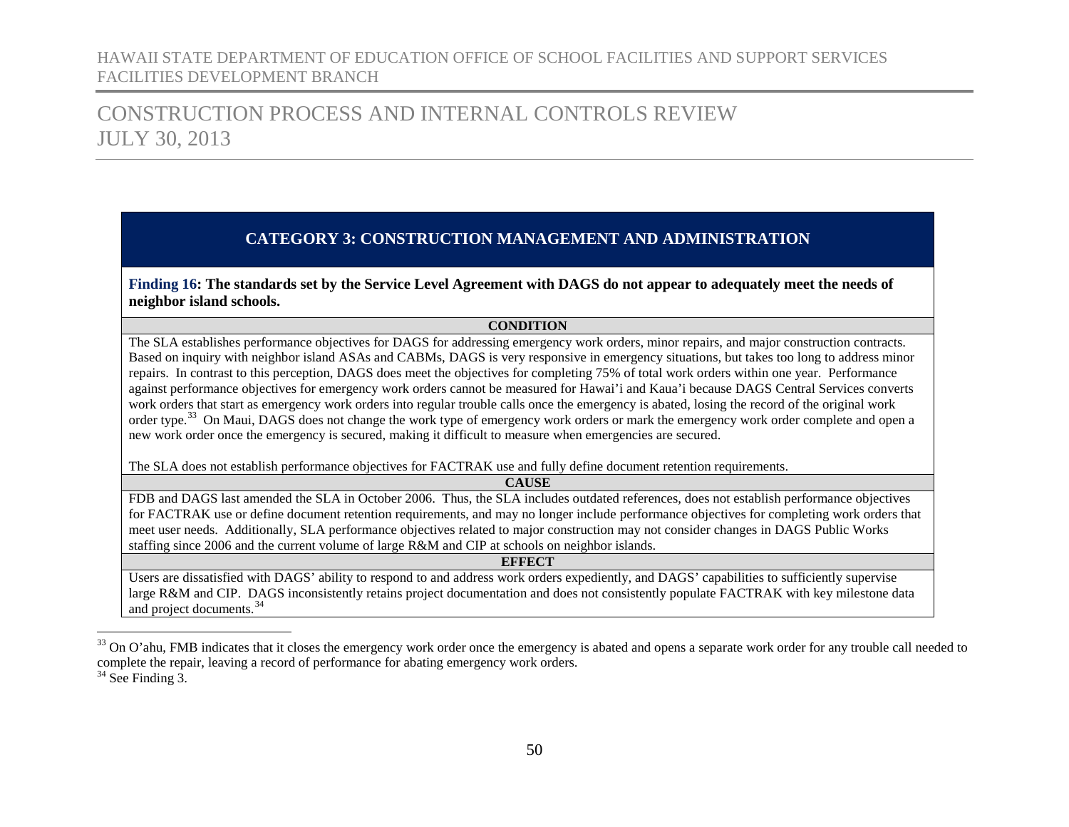## CATEGORY 3: CONSTRUCTION MANAGEMENT AND ADMINISTRATION

**Finding 16: The standards set by the Service Level Agreement with DAGS do not appear to adequately meet the needs of neighbor island schools.**

**CONDITION**

The SLA establishes performance objectives for DAGS for addressing emergency work orders, minor repairs, and major construction contracts. Based on inquiry with neighbor island ASAs and CABMs, DAGS is very responsive in emergency situations, but takes too long to address minor repairs. In contrast to this perception, DAGS does meet the objectives for completing 75% of total work orders within one year. Performance against performance objectives for emergency work orders cannot be measured for Hawai'i and Kaua'i because DAGS Central Services converts work orders that start as emergency work orders into regular trouble calls once the emergency is abated, losing the record of the original work order type.[33] On Maui, DAGS does not change the work type of emergency work orders or mark the emergency work order complete and open a new work order once the emergency is secured, making it difficult to measure when emergencies are secured.

The SLA does not establish performance objectives for FACTRAK use and fully define document retention requirements.

**CAUSE**

FDB and DAGS last amended the SLA in October 2006. Thus, the SLA includes outdated references, does not establish performance objectives for FACTRAK use or define document retention requirements, and may no longer include performance objectives for completing work orders that meet user needs. Additionally, SLA performance objectives related to major construction may not consider changes in DAGS Public Works staffing since 2006 and the current volume of large R&M and CIP at schools on neighbor islands.

**EFFECT**

Users are dissatisfied with DAGS' ability to respond to and address work orders expediently, and DAGS' capabilities to sufficiently supervise large R&M and CIP. DAGS inconsistently retains project documentation and does not consistently populate FACTRAK with key milestone data and project documents.[34]

---

[33] On O'ahu, FMB indicates that it closes the emergency work order once the emergency is abated and opens a separate work order for any trouble call needed to complete the repair, leaving a record of performance for abating emergency work orders.

[34] See Finding 3.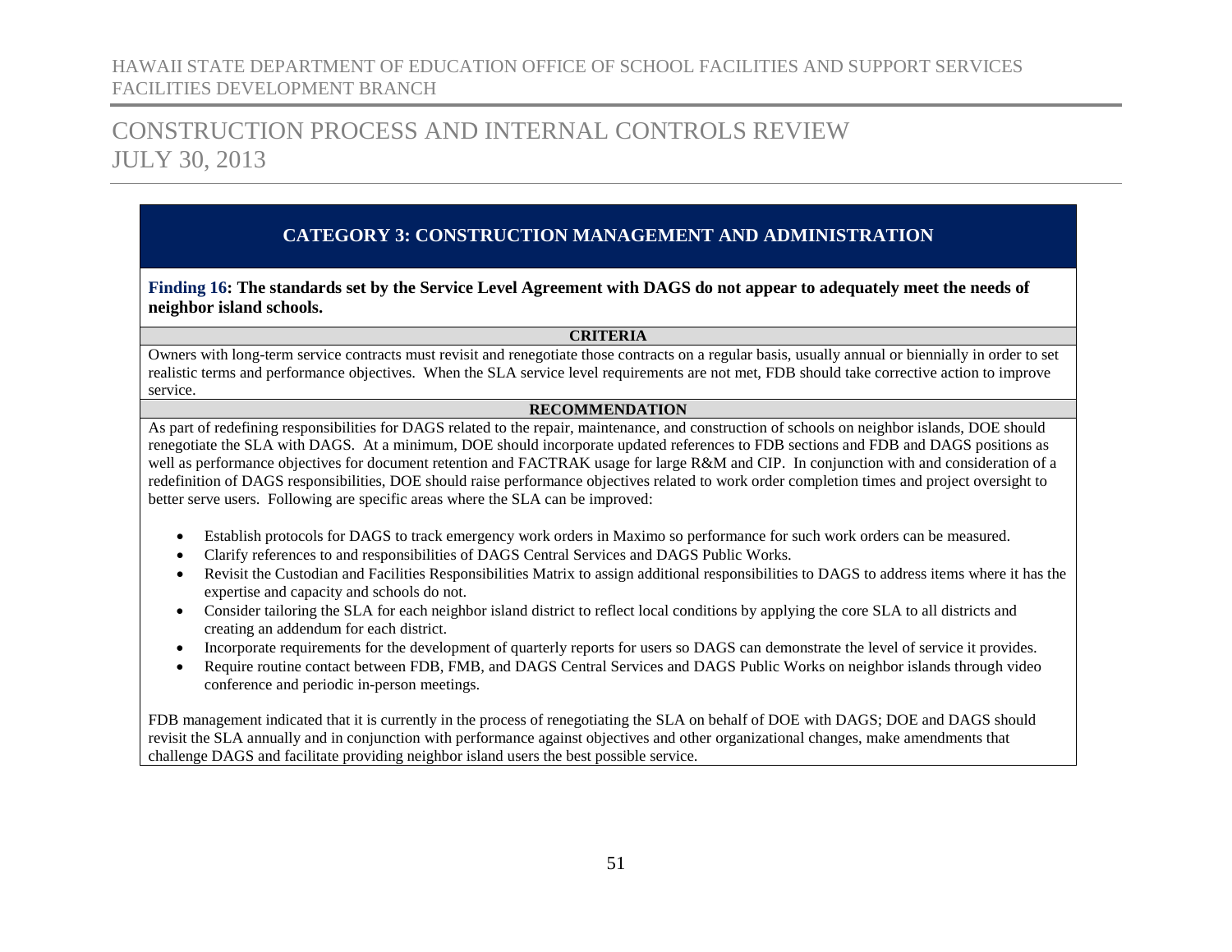## CATEGORY 3: CONSTRUCTION MANAGEMENT AND ADMINISTRATION

**Finding 16: The standards set by the Service Level Agreement with DAGS do not appear to adequately meet the needs of neighbor island schools.**

**CRITERIA**

Owners with long-term service contracts must revisit and renegotiate those contracts on a regular basis, usually annual or biennially in order to set realistic terms and performance objectives. When the SLA service level requirements are not met, FDB should take corrective action to improve service.

**RECOMMENDATION**

As part of redefining responsibilities for DAGS related to the repair, maintenance, and construction of schools on neighbor islands, DOE should renegotiate the SLA with DAGS. At a minimum, DOE should incorporate updated references to FDB sections and FDB and DAGS positions as well as performance objectives for document retention and FACTRAK usage for large R&M and CIP. In conjunction with and consideration of a redefinition of DAGS responsibilities, DOE should raise performance objectives related to work order completion times and project oversight to better serve users. Following are specific areas where the SLA can be improved:

- Establish protocols for DAGS to track emergency work orders in Maximo so performance for such work orders can be measured.
- Clarify references to and responsibilities of DAGS Central Services and DAGS Public Works.
- Revisit the Custodian and Facilities Responsibilities Matrix to assign additional responsibilities to DAGS to address items where it has the expertise and capacity and schools do not.
- Consider tailoring the SLA for each neighbor island district to reflect local conditions by applying the core SLA to all districts and creating an addendum for each district.
- Incorporate requirements for the development of quarterly reports for users so DAGS can demonstrate the level of service it provides.
- Require routine contact between FDB, FMB, and DAGS Central Services and DAGS Public Works on neighbor islands through video conference and periodic in-person meetings.

FDB management indicated that it is currently in the process of renegotiating the SLA on behalf of DOE with DAGS; DOE and DAGS should revisit the SLA annually and in conjunction with performance against objectives and other organizational changes, make amendments that challenge DAGS and facilitate providing neighbor island users the best possible service.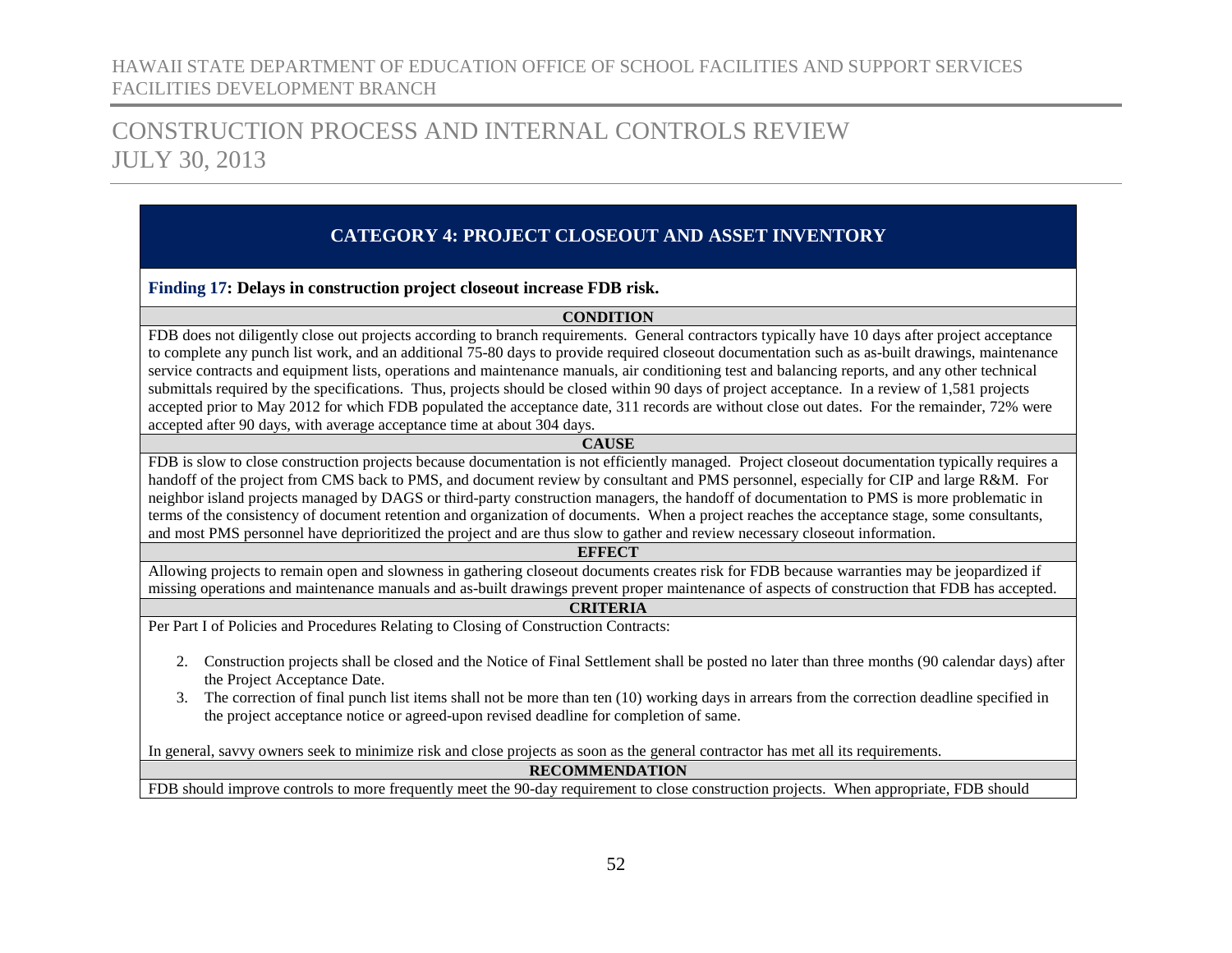## CATEGORY 4: PROJECT CLOSEOUT AND ASSET INVENTORY

**Finding 17: Delays in construction project closeout increase FDB risk.**

**CONDITION**

FDB does not diligently close out projects according to branch requirements. General contractors typically have 10 days after project acceptance to complete any punch list work, and an additional 75-80 days to provide required closeout documentation such as as-built drawings, maintenance service contracts and equipment lists, operations and maintenance manuals, air conditioning test and balancing reports, and any other technical submittals required by the specifications. Thus, projects should be closed within 90 days of project acceptance. In a review of 1,581 projects accepted prior to May 2012 for which FDB populated the acceptance date, 311 records are without close out dates. For the remainder, 72% were accepted after 90 days, with average acceptance time at about 304 days.

**CAUSE**

FDB is slow to close construction projects because documentation is not efficiently managed. Project closeout documentation typically requires a handoff of the project from CMS back to PMS, and document review by consultant and PMS personnel, especially for CIP and large R&M. For neighbor island projects managed by DAGS or third-party construction managers, the handoff of documentation to PMS is more problematic in terms of the consistency of document retention and organization of documents. When a project reaches the acceptance stage, some consultants, and most PMS personnel have deprioritized the project and are thus slow to gather and review necessary closeout information.

**EFFECT**

Allowing projects to remain open and slowness in gathering closeout documents creates risk for FDB because warranties may be jeopardized if missing operations and maintenance manuals and as-built drawings prevent proper maintenance of aspects of construction that FDB has accepted.

**CRITERIA**

Per Part I of Policies and Procedures Relating to Closing of Construction Contracts:

2. Construction projects shall be closed and the Notice of Final Settlement shall be posted no later than three months (90 calendar days) after the Project Acceptance Date.
3. The correction of final punch list items shall not be more than ten (10) working days in arrears from the correction deadline specified in the project acceptance notice or agreed-upon revised deadline for completion of same.

In general, savvy owners seek to minimize risk and close projects as soon as the general contractor has met all its requirements.

**RECOMMENDATION**

FDB should improve controls to more frequently meet the 90-day requirement to close construction projects. When appropriate, FDB should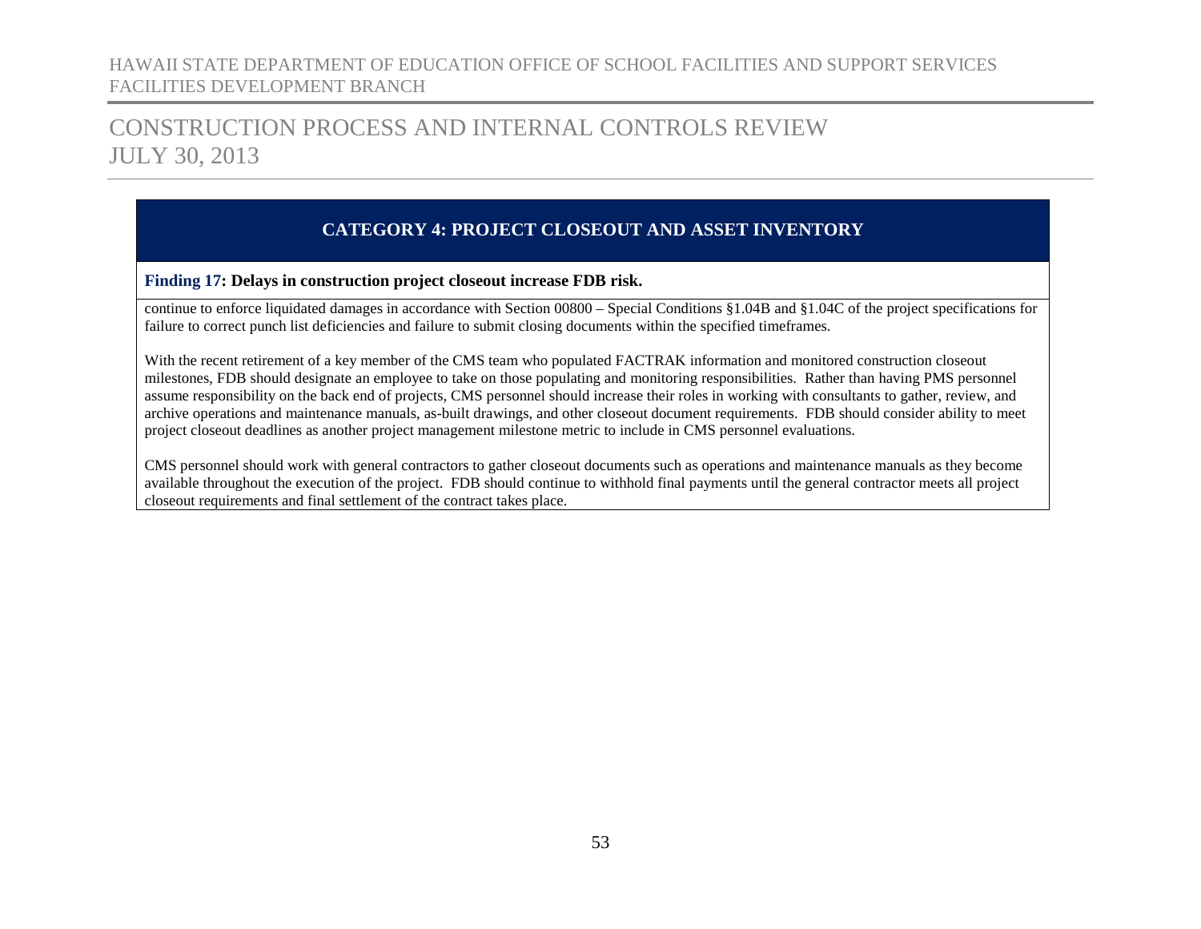## CATEGORY 4: PROJECT CLOSEOUT AND ASSET INVENTORY

**Finding 17: Delays in construction project closeout increase FDB risk.**

continue to enforce liquidated damages in accordance with Section 00800 – Special Conditions §1.04B and §1.04C of the project specifications for failure to correct punch list deficiencies and failure to submit closing documents within the specified timeframes.

With the recent retirement of a key member of the CMS team who populated FACTRAK information and monitored construction closeout milestones, FDB should designate an employee to take on those populating and monitoring responsibilities. Rather than having PMS personnel assume responsibility on the back end of projects, CMS personnel should increase their roles in working with consultants to gather, review, and archive operations and maintenance manuals, as-built drawings, and other closeout document requirements. FDB should consider ability to meet project closeout deadlines as another project management milestone metric to include in CMS personnel evaluations.

CMS personnel should work with general contractors to gather closeout documents such as operations and maintenance manuals as they become available throughout the execution of the project. FDB should continue to withhold final payments until the general contractor meets all project closeout requirements and final settlement of the contract takes place.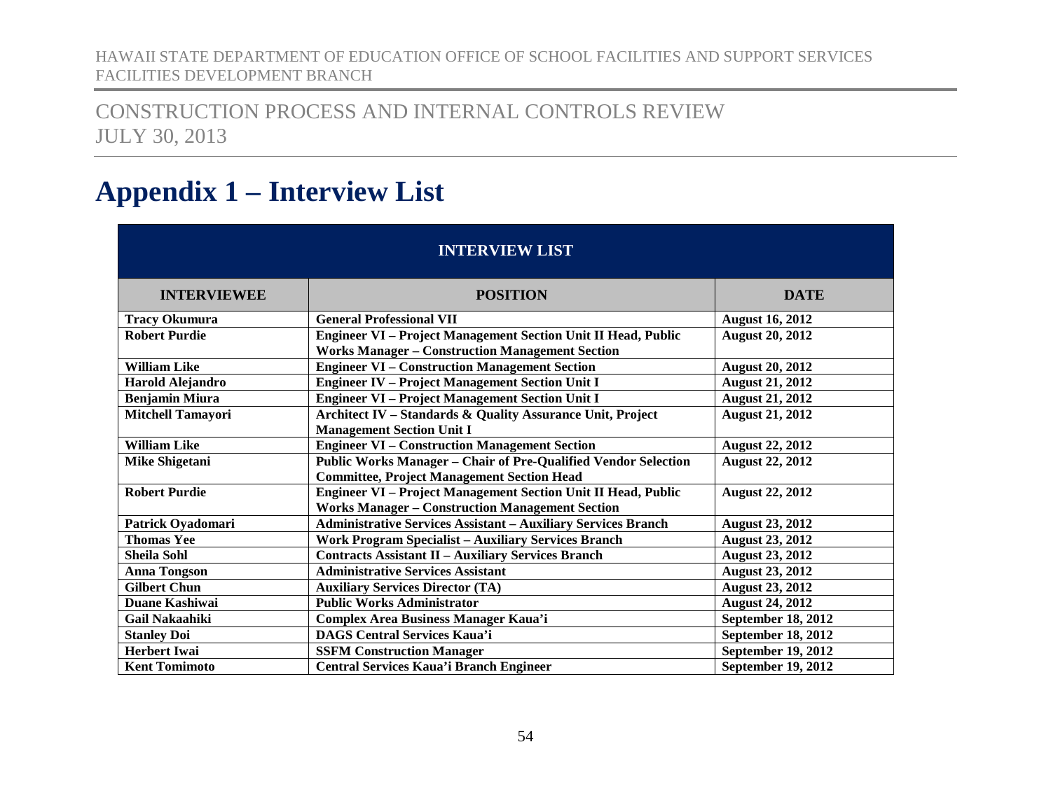# Appendix 1 – Interview List

| INTERVIEW LIST | | |
|---|---|---|
| **INTERVIEWEE** | **POSITION** | **DATE** |
| **Tracy Okumura** | **General Professional VII** | **August 16, 2012** |
| **Robert Purdie** | **Engineer VI – Project Management Section Unit II Head, Public Works Manager – Construction Management Section** | **August 20, 2012** |
| **William Like** | **Engineer VI – Construction Management Section** | **August 20, 2012** |
| **Harold Alejandro** | **Engineer IV – Project Management Section Unit I** | **August 21, 2012** |
| **Benjamin Miura** | **Engineer VI – Project Management Section Unit I** | **August 21, 2012** |
| **Mitchell Tamayori** | **Architect IV – Standards & Quality Assurance Unit, Project Management Section Unit I** | **August 21, 2012** |
| **William Like** | **Engineer VI – Construction Management Section** | **August 22, 2012** |
| **Mike Shigetani** | **Public Works Manager – Chair of Pre-Qualified Vendor Selection Committee, Project Management Section Head** | **August 22, 2012** |
| **Robert Purdie** | **Engineer VI – Project Management Section Unit II Head, Public Works Manager – Construction Management Section** | **August 22, 2012** |
| **Patrick Oyadomari** | **Administrative Services Assistant – Auxiliary Services Branch** | **August 23, 2012** |
| **Thomas Yee** | **Work Program Specialist – Auxiliary Services Branch** | **August 23, 2012** |
| **Sheila Sohl** | **Contracts Assistant II – Auxiliary Services Branch** | **August 23, 2012** |
| **Anna Tongson** | **Administrative Services Assistant** | **August 23, 2012** |
| **Gilbert Chun** | **Auxiliary Services Director (TA)** | **August 23, 2012** |
| **Duane Kashiwai** | **Public Works Administrator** | **August 24, 2012** |
| **Gail Nakaahiki** | **Complex Area Business Manager Kaua'i** | **September 18, 2012** |
| **Stanley Doi** | **DAGS Central Services Kaua'i** | **September 18, 2012** |
| **Herbert Iwai** | **SSFM Construction Manager** | **September 19, 2012** |
| **Kent Tomimoto** | **Central Services Kaua'i Branch Engineer** | **September 19, 2012** |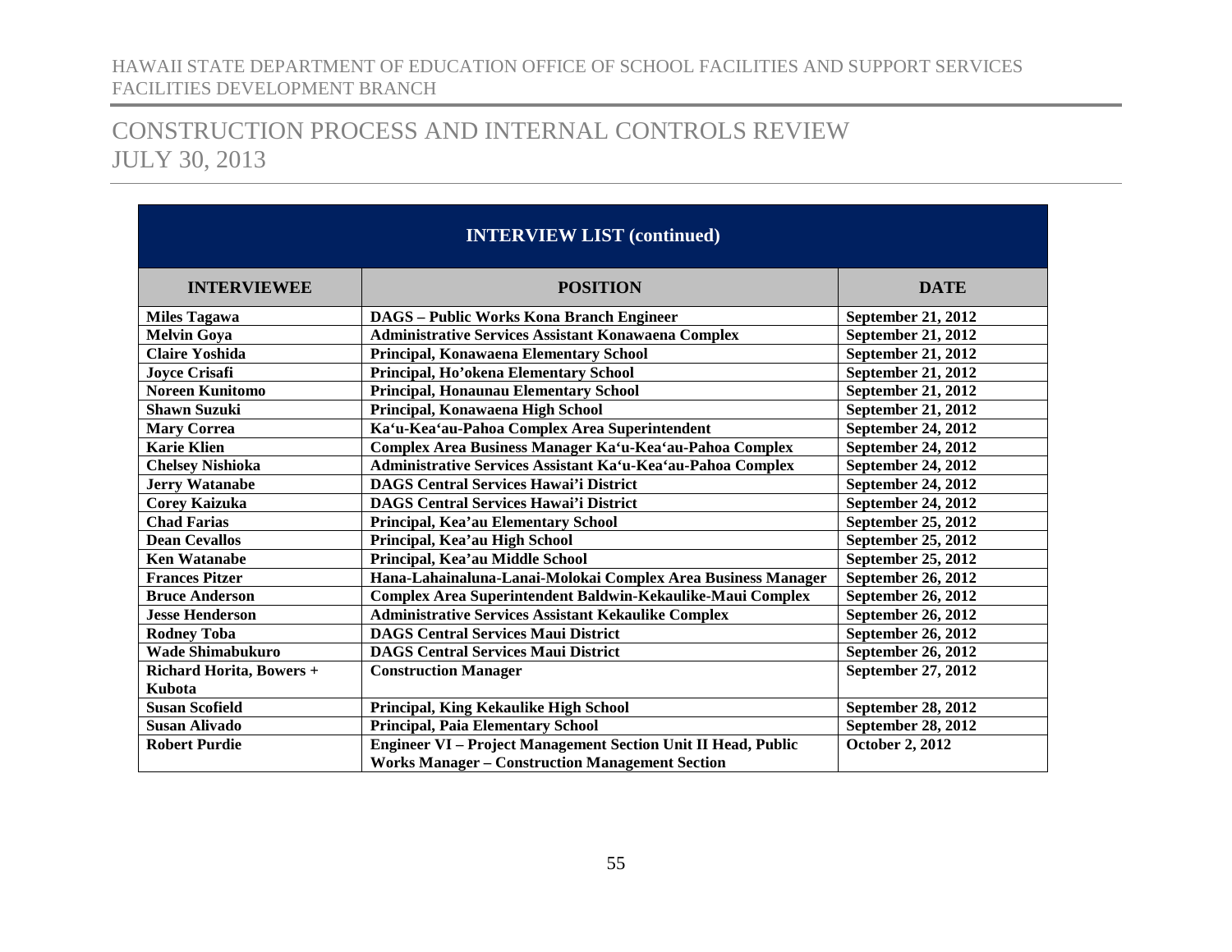| INTERVIEW LIST (continued) | | |
|---|---|---|
| **INTERVIEWEE** | **POSITION** | **DATE** |
| **Miles Tagawa** | **DAGS – Public Works Kona Branch Engineer** | **September 21, 2012** |
| **Melvin Goya** | **Administrative Services Assistant Konawaena Complex** | **September 21, 2012** |
| **Claire Yoshida** | **Principal, Konawaena Elementary School** | **September 21, 2012** |
| **Joyce Crisafi** | **Principal, Ho'okena Elementary School** | **September 21, 2012** |
| **Noreen Kunitomo** | **Principal, Honaunau Elementary School** | **September 21, 2012** |
| **Shawn Suzuki** | **Principal, Konawaena High School** | **September 21, 2012** |
| **Mary Correa** | **Ka'u-Kea'au-Pahoa Complex Area Superintendent** | **September 24, 2012** |
| **Karie Klien** | **Complex Area Business Manager Ka'u-Kea'au-Pahoa Complex** | **September 24, 2012** |
| **Chelsey Nishioka** | **Administrative Services Assistant Ka'u-Kea'au-Pahoa Complex** | **September 24, 2012** |
| **Jerry Watanabe** | **DAGS Central Services Hawai'i District** | **September 24, 2012** |
| **Corey Kaizuka** | **DAGS Central Services Hawai'i District** | **September 24, 2012** |
| **Chad Farias** | **Principal, Kea'au Elementary School** | **September 25, 2012** |
| **Dean Cevallos** | **Principal, Kea'au High School** | **September 25, 2012** |
| **Ken Watanabe** | **Principal, Kea'au Middle School** | **September 25, 2012** |
| **Frances Pitzer** | **Hana-Lahainaluna-Lanai-Molokai Complex Area Business Manager** | **September 26, 2012** |
| **Bruce Anderson** | **Complex Area Superintendent Baldwin-Kekaulike-Maui Complex** | **September 26, 2012** |
| **Jesse Henderson** | **Administrative Services Assistant Kekaulike Complex** | **September 26, 2012** |
| **Rodney Toba** | **DAGS Central Services Maui District** | **September 26, 2012** |
| **Wade Shimabukuro** | **DAGS Central Services Maui District** | **September 26, 2012** |
| **Richard Horita, Bowers + Kubota** | **Construction Manager** | **September 27, 2012** |
| **Susan Scofield** | **Principal, King Kekaulike High School** | **September 28, 2012** |
| **Susan Alivado** | **Principal, Paia Elementary School** | **September 28, 2012** |
| **Robert Purdie** | **Engineer VI – Project Management Section Unit II Head, Public Works Manager – Construction Management Section** | **October 2, 2012** |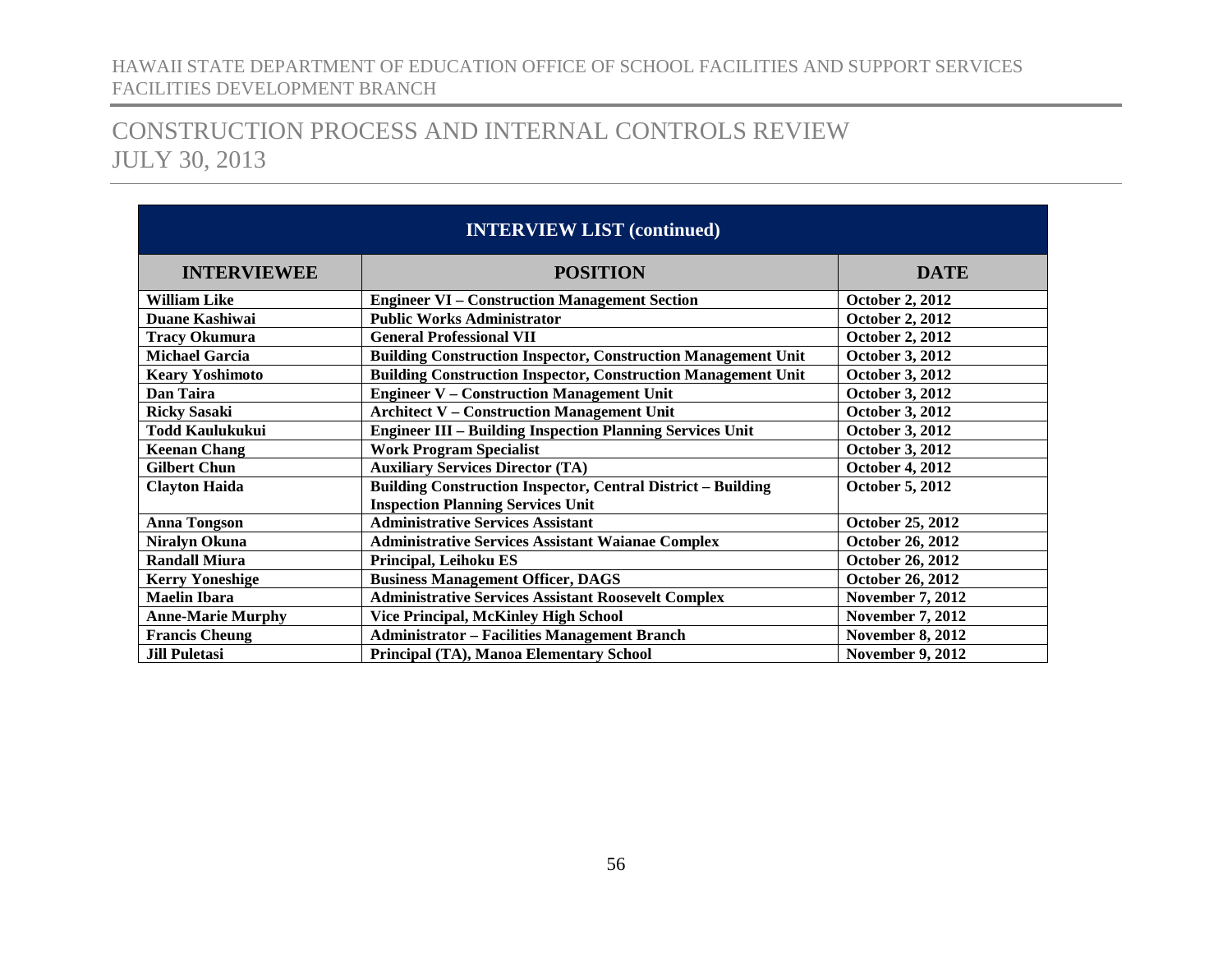| INTERVIEWEE | POSITION | DATE |
|---|---|---|
| **INTERVIEW LIST (continued)** | | |
| William Like | Engineer VI – Construction Management Section | October 2, 2012 |
| Duane Kashiwai | Public Works Administrator | October 2, 2012 |
| Tracy Okumura | General Professional VII | October 2, 2012 |
| Michael Garcia | Building Construction Inspector, Construction Management Unit | October 3, 2012 |
| Keary Yoshimoto | Building Construction Inspector, Construction Management Unit | October 3, 2012 |
| Dan Taira | Engineer V – Construction Management Unit | October 3, 2012 |
| Ricky Sasaki | Architect V – Construction Management Unit | October 3, 2012 |
| Todd Kaulukukui | Engineer III – Building Inspection Planning Services Unit | October 3, 2012 |
| Keenan Chang | Work Program Specialist | October 3, 2012 |
| Gilbert Chun | Auxiliary Services Director (TA) | October 4, 2012 |
| Clayton Haida | Building Construction Inspector, Central District – Building Inspection Planning Services Unit | October 5, 2012 |
| Anna Tongson | Administrative Services Assistant | October 25, 2012 |
| Niralyn Okuna | Administrative Services Assistant Waianae Complex | October 26, 2012 |
| Randall Miura | Principal, Leihoku ES | October 26, 2012 |
| Kerry Yoneshige | Business Management Officer, DAGS | October 26, 2012 |
| Maelin Ibara | Administrative Services Assistant Roosevelt Complex | November 7, 2012 |
| Anne-Marie Murphy | Vice Principal, McKinley High School | November 7, 2012 |
| Francis Cheung | Administrator – Facilities Management Branch | November 8, 2012 |
| Jill Puletasi | Principal (TA), Manoa Elementary School | November 9, 2012 |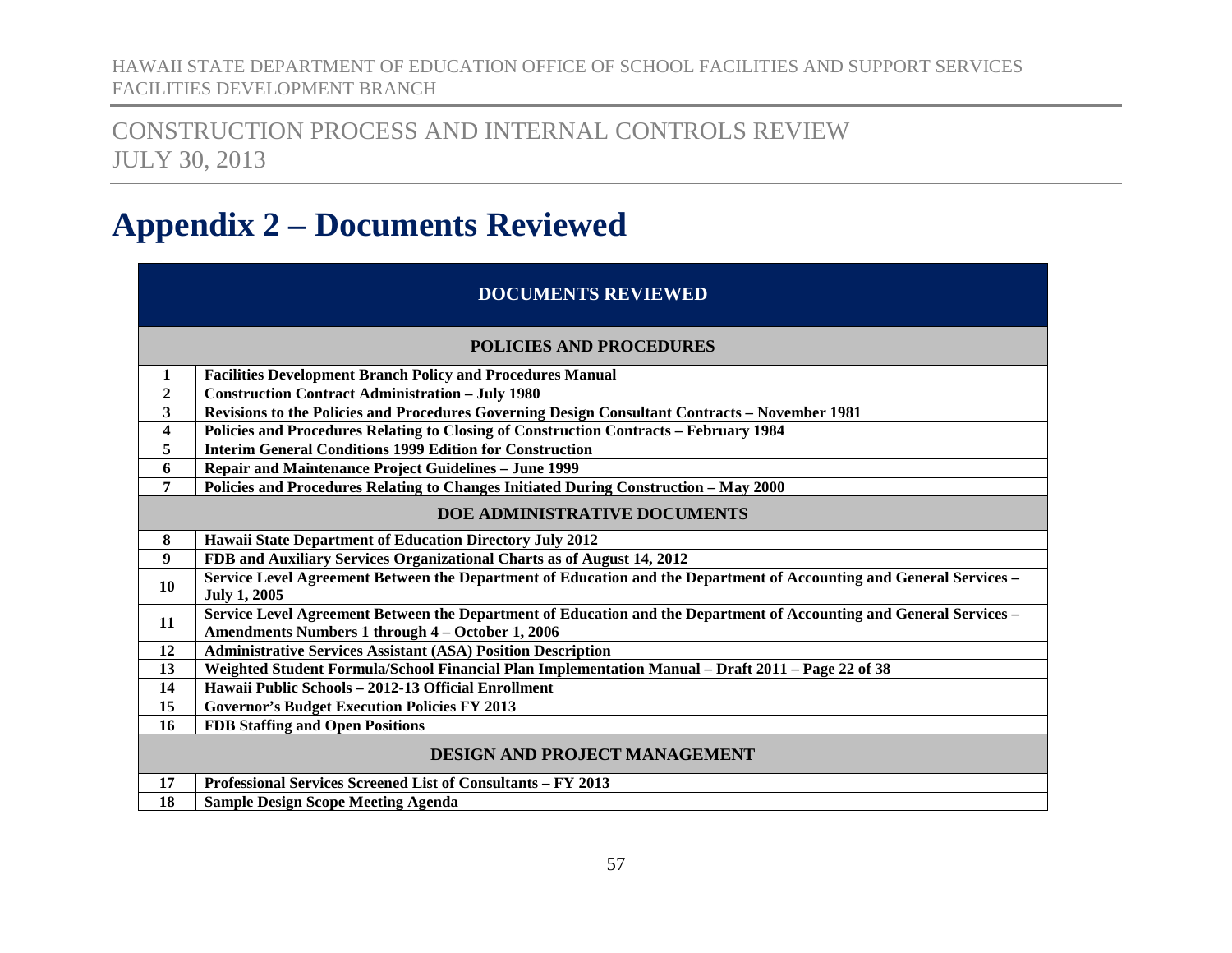# Appendix 2 – Documents Reviewed

| DOCUMENTS REVIEWED | |
|---|---|
| **POLICIES AND PROCEDURES** | |
| **1** | **Facilities Development Branch Policy and Procedures Manual** |
| **2** | **Construction Contract Administration – July 1980** |
| **3** | **Revisions to the Policies and Procedures Governing Design Consultant Contracts – November 1981** |
| **4** | **Policies and Procedures Relating to Closing of Construction Contracts – February 1984** |
| **5** | **Interim General Conditions 1999 Edition for Construction** |
| **6** | **Repair and Maintenance Project Guidelines – June 1999** |
| **7** | **Policies and Procedures Relating to Changes Initiated During Construction – May 2000** |
| **DOE ADMINISTRATIVE DOCUMENTS** | |
| **8** | **Hawaii State Department of Education Directory July 2012** |
| **9** | **FDB and Auxiliary Services Organizational Charts as of August 14, 2012** |
| **10** | **Service Level Agreement Between the Department of Education and the Department of Accounting and General Services – July 1, 2005** |
| **11** | **Service Level Agreement Between the Department of Education and the Department of Accounting and General Services – Amendments Numbers 1 through 4 – October 1, 2006** |
| **12** | **Administrative Services Assistant (ASA) Position Description** |
| **13** | **Weighted Student Formula/School Financial Plan Implementation Manual – Draft 2011 – Page 22 of 38** |
| **14** | **Hawaii Public Schools – 2012-13 Official Enrollment** |
| **15** | **Governor's Budget Execution Policies FY 2013** |
| **16** | **FDB Staffing and Open Positions** |
| **DESIGN AND PROJECT MANAGEMENT** | |
| **17** | **Professional Services Screened List of Consultants – FY 2013** |
| **18** | **Sample Design Scope Meeting Agenda** |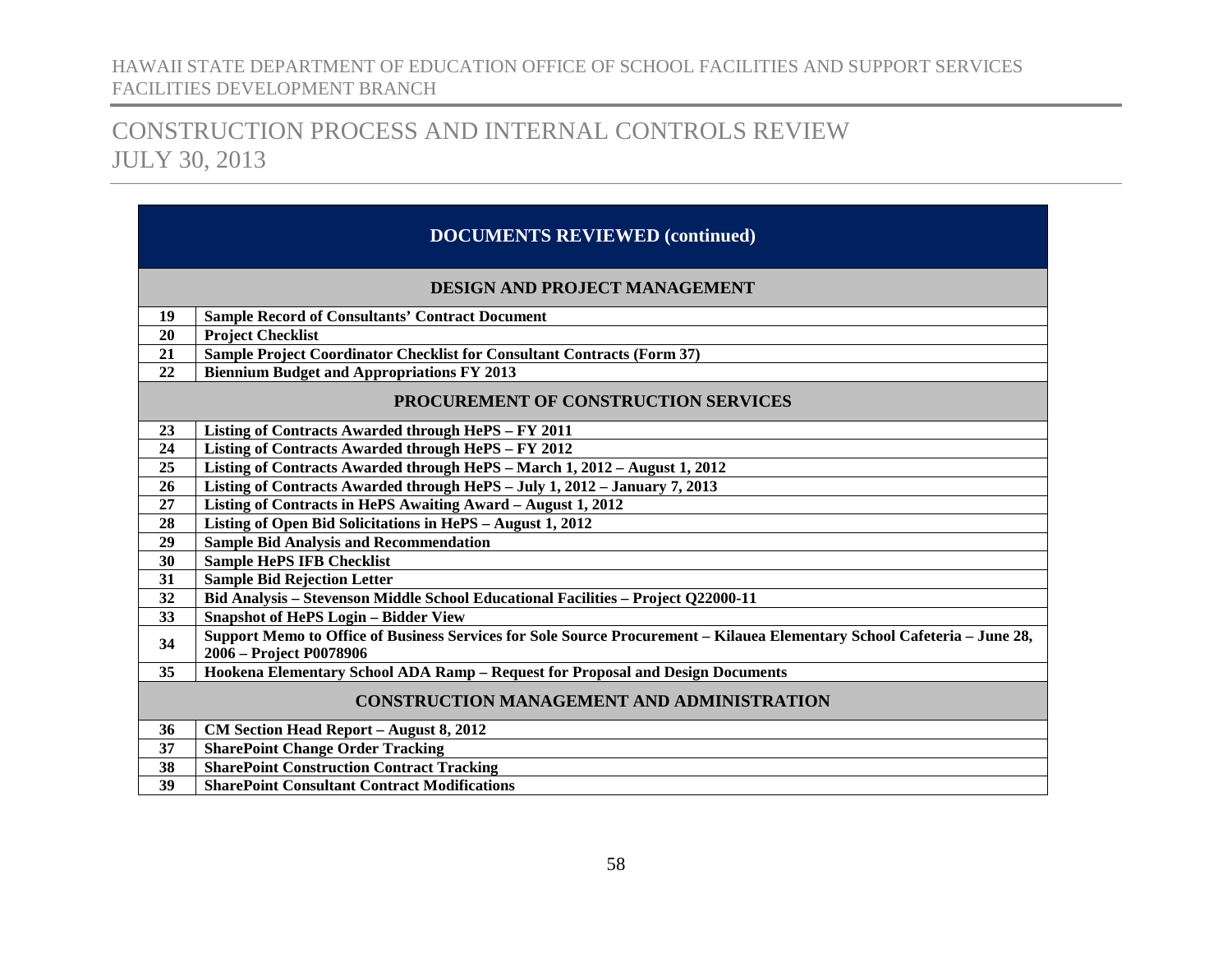# CONSTRUCTION PROCESS AND INTERNAL CONTROLS REVIEW

JULY 30, 2013

| DOCUMENTS REVIEWED (continued) | |
|---|---|
| **DESIGN AND PROJECT MANAGEMENT** | |
| 19 | Sample Record of Consultants' Contract Document |
| 20 | Project Checklist |
| 21 | Sample Project Coordinator Checklist for Consultant Contracts (Form 37) |
| 22 | Biennium Budget and Appropriations FY 2013 |
| **PROCUREMENT OF CONSTRUCTION SERVICES** | |
| 23 | Listing of Contracts Awarded through HePS – FY 2011 |
| 24 | Listing of Contracts Awarded through HePS – FY 2012 |
| 25 | Listing of Contracts Awarded through HePS – March 1, 2012 – August 1, 2012 |
| 26 | Listing of Contracts Awarded through HePS – July 1, 2012 – January 7, 2013 |
| 27 | Listing of Contracts in HePS Awaiting Award – August 1, 2012 |
| 28 | Listing of Open Bid Solicitations in HePS – August 1, 2012 |
| 29 | Sample Bid Analysis and Recommendation |
| 30 | Sample HePS IFB Checklist |
| 31 | Sample Bid Rejection Letter |
| 32 | Bid Analysis – Stevenson Middle School Educational Facilities – Project Q22000-11 |
| 33 | Snapshot of HePS Login – Bidder View |
| 34 | Support Memo to Office of Business Services for Sole Source Procurement – Kilauea Elementary School Cafeteria – June 28, 2006 – Project P0078906 |
| 35 | Hookena Elementary School ADA Ramp – Request for Proposal and Design Documents |
| **CONSTRUCTION MANAGEMENT AND ADMINISTRATION** | |
| 36 | CM Section Head Report – August 8, 2012 |
| 37 | SharePoint Change Order Tracking |
| 38 | SharePoint Construction Contract Tracking |
| 39 | SharePoint Consultant Contract Modifications |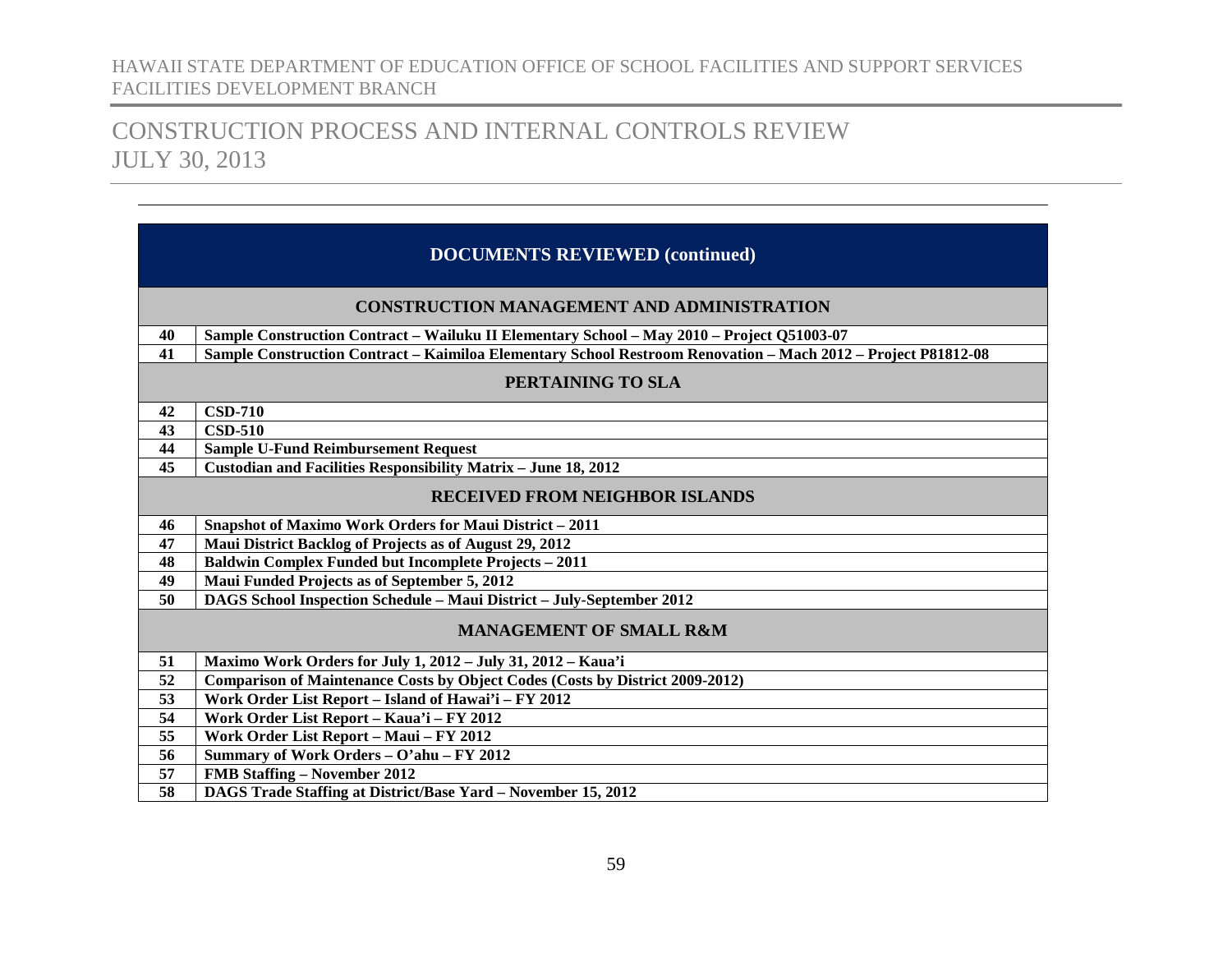| DOCUMENTS REVIEWED (continued) | |
|---|---|
| **CONSTRUCTION MANAGEMENT AND ADMINISTRATION** | |
| 40 | Sample Construction Contract – Wailuku II Elementary School – May 2010 – Project Q51003-07 |
| 41 | Sample Construction Contract – Kaimiloa Elementary School Restroom Renovation – Mach 2012 – Project P81812-08 |
| **PERTAINING TO SLA** | |
| 42 | CSD-710 |
| 43 | CSD-510 |
| 44 | Sample U-Fund Reimbursement Request |
| 45 | Custodian and Facilities Responsibility Matrix – June 18, 2012 |
| **RECEIVED FROM NEIGHBOR ISLANDS** | |
| 46 | Snapshot of Maximo Work Orders for Maui District – 2011 |
| 47 | Maui District Backlog of Projects as of August 29, 2012 |
| 48 | Baldwin Complex Funded but Incomplete Projects – 2011 |
| 49 | Maui Funded Projects as of September 5, 2012 |
| 50 | DAGS School Inspection Schedule – Maui District – July-September 2012 |
| **MANAGEMENT OF SMALL R&M** | |
| 51 | Maximo Work Orders for July 1, 2012 – July 31, 2012 – Kaua'i |
| 52 | Comparison of Maintenance Costs by Object Codes (Costs by District 2009-2012) |
| 53 | Work Order List Report – Island of Hawai'i – FY 2012 |
| 54 | Work Order List Report – Kaua'i – FY 2012 |
| 55 | Work Order List Report – Maui – FY 2012 |
| 56 | Summary of Work Orders – O'ahu – FY 2012 |
| 57 | FMB Staffing – November 2012 |
| 58 | DAGS Trade Staffing at District/Base Yard – November 15, 2012 |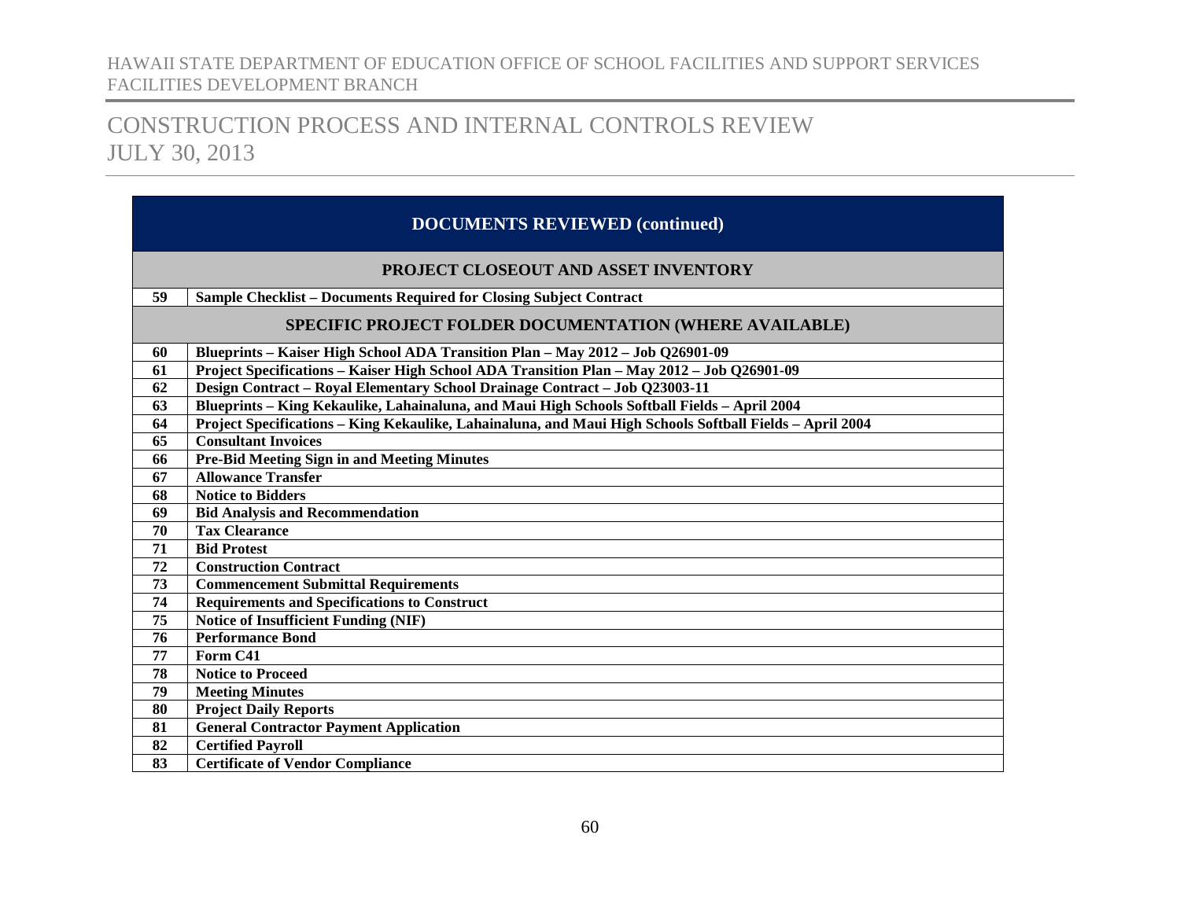| DOCUMENTS REVIEWED (continued) | |
|---|---|
| **PROJECT CLOSEOUT AND ASSET INVENTORY** | |
| **59** | **Sample Checklist – Documents Required for Closing Subject Contract** |
| **SPECIFIC PROJECT FOLDER DOCUMENTATION (WHERE AVAILABLE)** | |
| **60** | **Blueprints – Kaiser High School ADA Transition Plan – May 2012 – Job Q26901-09** |
| **61** | **Project Specifications – Kaiser High School ADA Transition Plan – May 2012 – Job Q26901-09** |
| **62** | **Design Contract – Royal Elementary School Drainage Contract – Job Q23003-11** |
| **63** | **Blueprints – King Kekaulike, Lahainaluna, and Maui High Schools Softball Fields – April 2004** |
| **64** | **Project Specifications – King Kekaulike, Lahainaluna, and Maui High Schools Softball Fields – April 2004** |
| **65** | **Consultant Invoices** |
| **66** | **Pre-Bid Meeting Sign in and Meeting Minutes** |
| **67** | **Allowance Transfer** |
| **68** | **Notice to Bidders** |
| **69** | **Bid Analysis and Recommendation** |
| **70** | **Tax Clearance** |
| **71** | **Bid Protest** |
| **72** | **Construction Contract** |
| **73** | **Commencement Submittal Requirements** |
| **74** | **Requirements and Specifications to Construct** |
| **75** | **Notice of Insufficient Funding (NIF)** |
| **76** | **Performance Bond** |
| **77** | **Form C41** |
| **78** | **Notice to Proceed** |
| **79** | **Meeting Minutes** |
| **80** | **Project Daily Reports** |
| **81** | **General Contractor Payment Application** |
| **82** | **Certified Payroll** |
| **83** | **Certificate of Vendor Compliance** |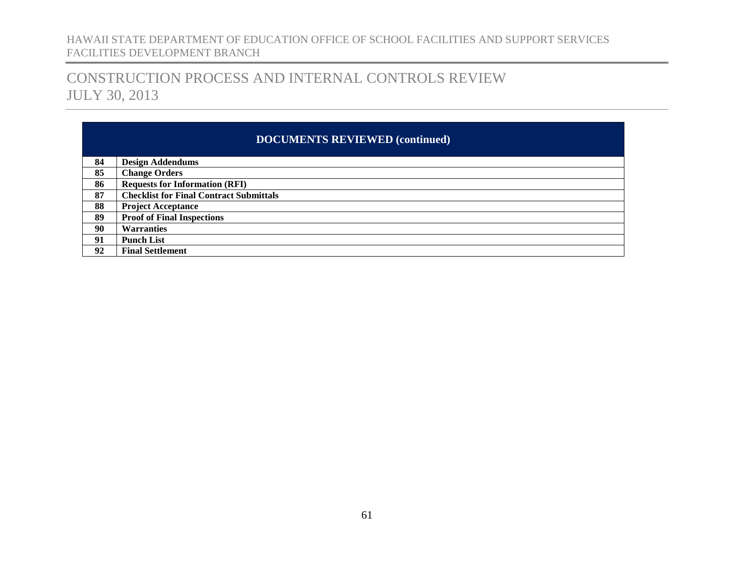| DOCUMENTS REVIEWED (continued) | |
|---|---|
| **84** | **Design Addendums** |
| **85** | **Change Orders** |
| **86** | **Requests for Information (RFI)** |
| **87** | **Checklist for Final Contract Submittals** |
| **88** | **Project Acceptance** |
| **89** | **Proof of Final Inspections** |
| **90** | **Warranties** |
| **91** | **Punch List** |
| **92** | **Final Settlement** |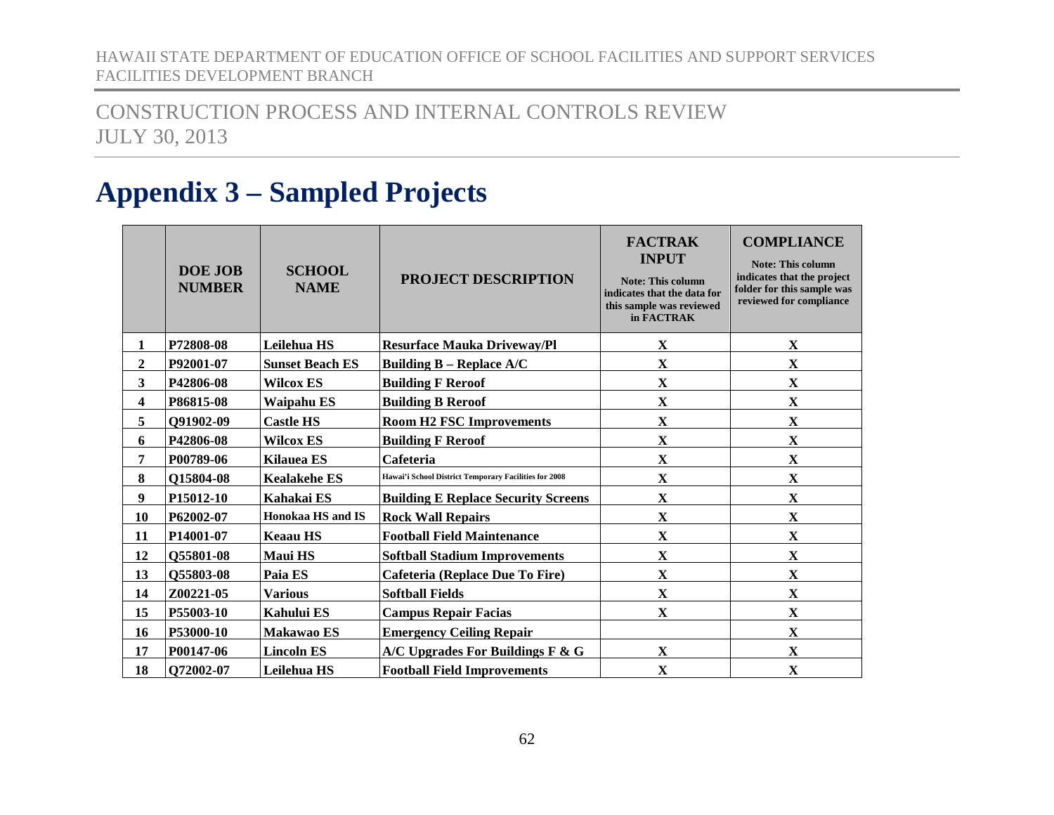# Appendix 3 – Sampled Projects

| | DOE JOB NUMBER | SCHOOL NAME | PROJECT DESCRIPTION | FACTRAK INPUT Note: This column indicates that the data for this sample was reviewed in FACTRAK | COMPLIANCE Note: This column indicates that the project folder for this sample was reviewed for compliance |
|---|---|---|---|---|---|
| 1 | P72808-08 | Leilehua HS | Resurface Mauka Driveway/Pl | X | X |
| 2 | P92001-07 | Sunset Beach ES | Building B – Replace A/C | X | X |
| 3 | P42806-08 | Wilcox ES | Building F Reroof | X | X |
| 4 | P86815-08 | Waipahu ES | Building B Reroof | X | X |
| 5 | Q91902-09 | Castle HS | Room H2 FSC Improvements | X | X |
| 6 | P42806-08 | Wilcox ES | Building F Reroof | X | X |
| 7 | P00789-06 | Kilauea ES | Cafeteria | X | X |
| 8 | Q15804-08 | Kealakehe ES | Hawai'i School District Temporary Facilities for 2008 | X | X |
| 9 | P15012-10 | Kahakai ES | Building E Replace Security Screens | X | X |
| 10 | P62002-07 | Honokaa HS and IS | Rock Wall Repairs | X | X |
| 11 | P14001-07 | Keaau HS | Football Field Maintenance | X | X |
| 12 | Q55801-08 | Maui HS | Softball Stadium Improvements | X | X |
| 13 | Q55803-08 | Paia ES | Cafeteria (Replace Due To Fire) | X | X |
| 14 | Z00221-05 | Various | Softball Fields | X | X |
| 15 | P55003-10 | Kahului ES | Campus Repair Facias | X | X |
| 16 | P53000-10 | Makawao ES | Emergency Ceiling Repair | | X |
| 17 | P00147-06 | Lincoln ES | A/C Upgrades For Buildings F & G | X | X |
| 18 | Q72002-07 | Leilehua HS | Football Field Improvements | X | X |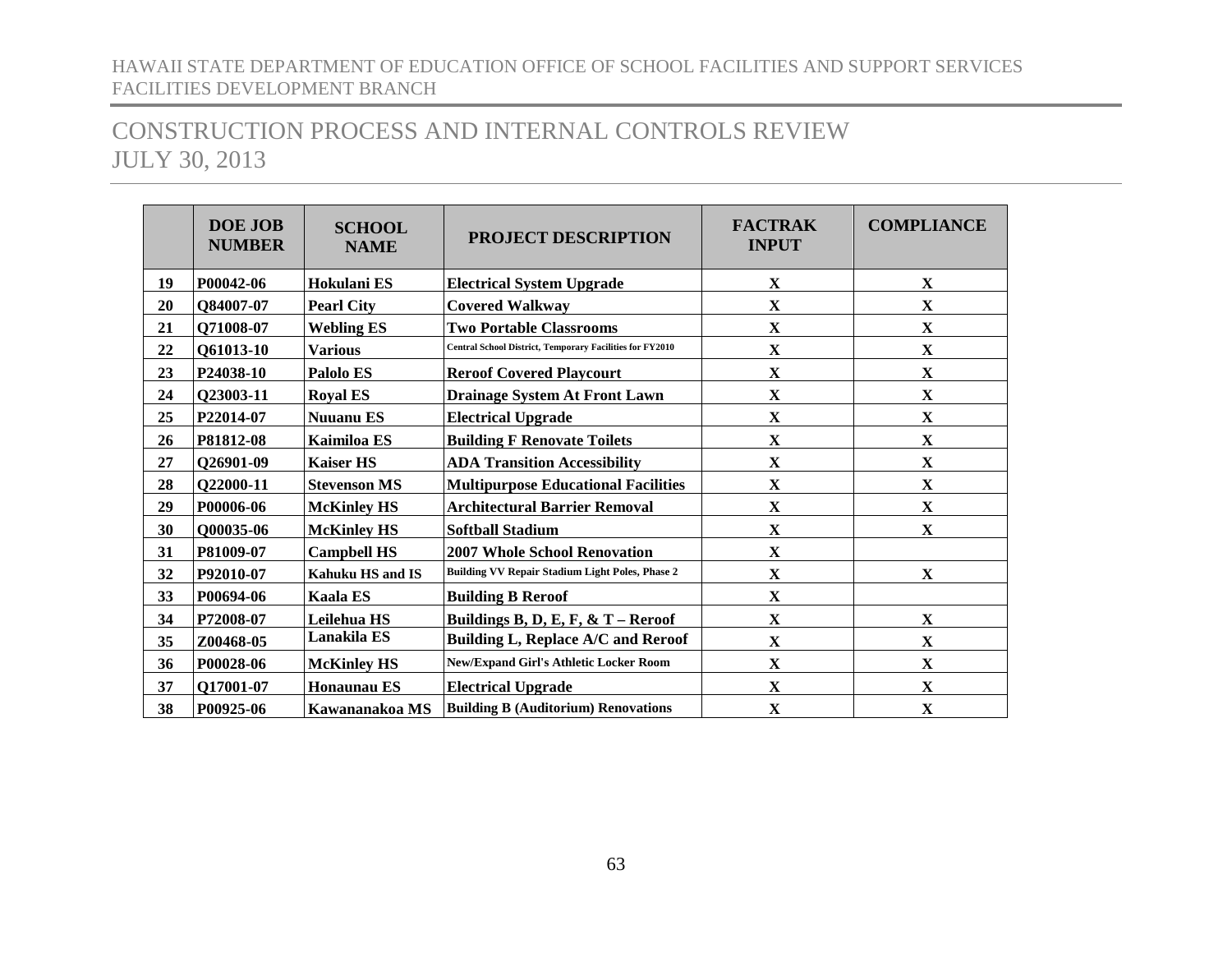| | DOE JOB NUMBER | SCHOOL NAME | PROJECT DESCRIPTION | FACTRAK INPUT | COMPLIANCE |
|---|---|---|---|---|---|
| 19 | P00042-06 | Hokulani ES | Electrical System Upgrade | X | X |
| 20 | Q84007-07 | Pearl City | Covered Walkway | X | X |
| 21 | Q71008-07 | Webling ES | Two Portable Classrooms | X | X |
| 22 | Q61013-10 | Various | Central School District, Temporary Facilities for FY2010 | X | X |
| 23 | P24038-10 | Palolo ES | Reroof Covered Playcourt | X | X |
| 24 | Q23003-11 | Royal ES | Drainage System At Front Lawn | X | X |
| 25 | P22014-07 | Nuuanu ES | Electrical Upgrade | X | X |
| 26 | P81812-08 | Kaimiloa ES | Building F Renovate Toilets | X | X |
| 27 | Q26901-09 | Kaiser HS | ADA Transition Accessibility | X | X |
| 28 | Q22000-11 | Stevenson MS | Multipurpose Educational Facilities | X | X |
| 29 | P00006-06 | McKinley HS | Architectural Barrier Removal | X | X |
| 30 | Q00035-06 | McKinley HS | Softball Stadium | X | X |
| 31 | P81009-07 | Campbell HS | 2007 Whole School Renovation | X | |
| 32 | P92010-07 | Kahuku HS and IS | Building VV Repair Stadium Light Poles, Phase 2 | X | X |
| 33 | P00694-06 | Kaala ES | Building B Reroof | X | |
| 34 | P72008-07 | Leilehua HS | Buildings B, D, E, F, & T – Reroof | X | X |
| 35 | Z00468-05 | Lanakila ES | Building L, Replace A/C and Reroof | X | X |
| 36 | P00028-06 | McKinley HS | New/Expand Girl's Athletic Locker Room | X | X |
| 37 | Q17001-07 | Honaunau ES | Electrical Upgrade | X | X |
| 38 | P00925-06 | Kawananakoa MS | Building B (Auditorium) Renovations | X | X |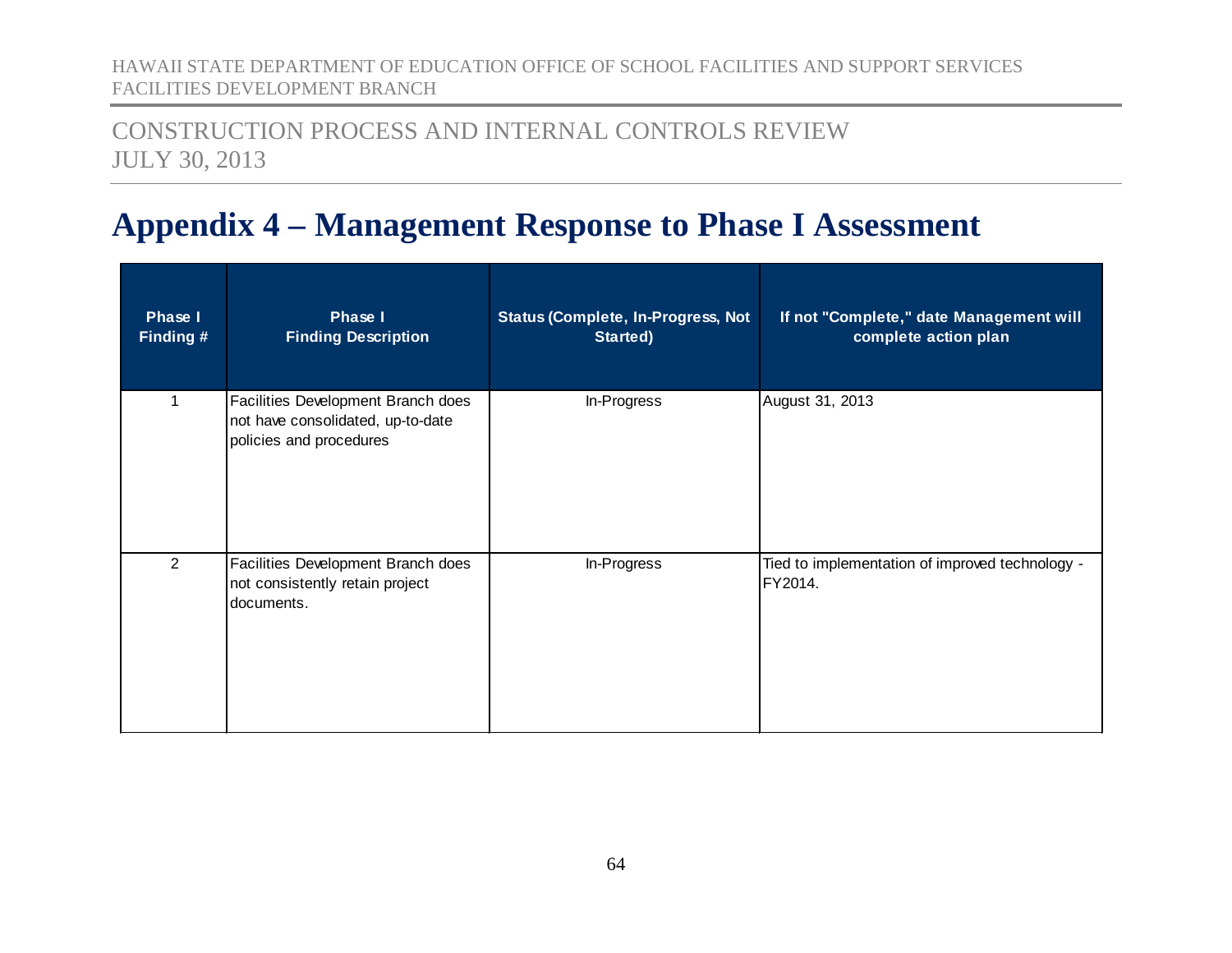# Appendix 4 – Management Response to Phase I Assessment

| Phase I Finding # | Phase I Finding Description | Status (Complete, In-Progress, Not Started) | If not "Complete," date Management will complete action plan |
|---|---|---|---|
| 1 | Facilities Development Branch does not have consolidated, up-to-date policies and procedures | In-Progress | August 31, 2013 |
| 2 | Facilities Development Branch does not consistently retain project documents. | In-Progress | Tied to implementation of improved technology - FY2014. |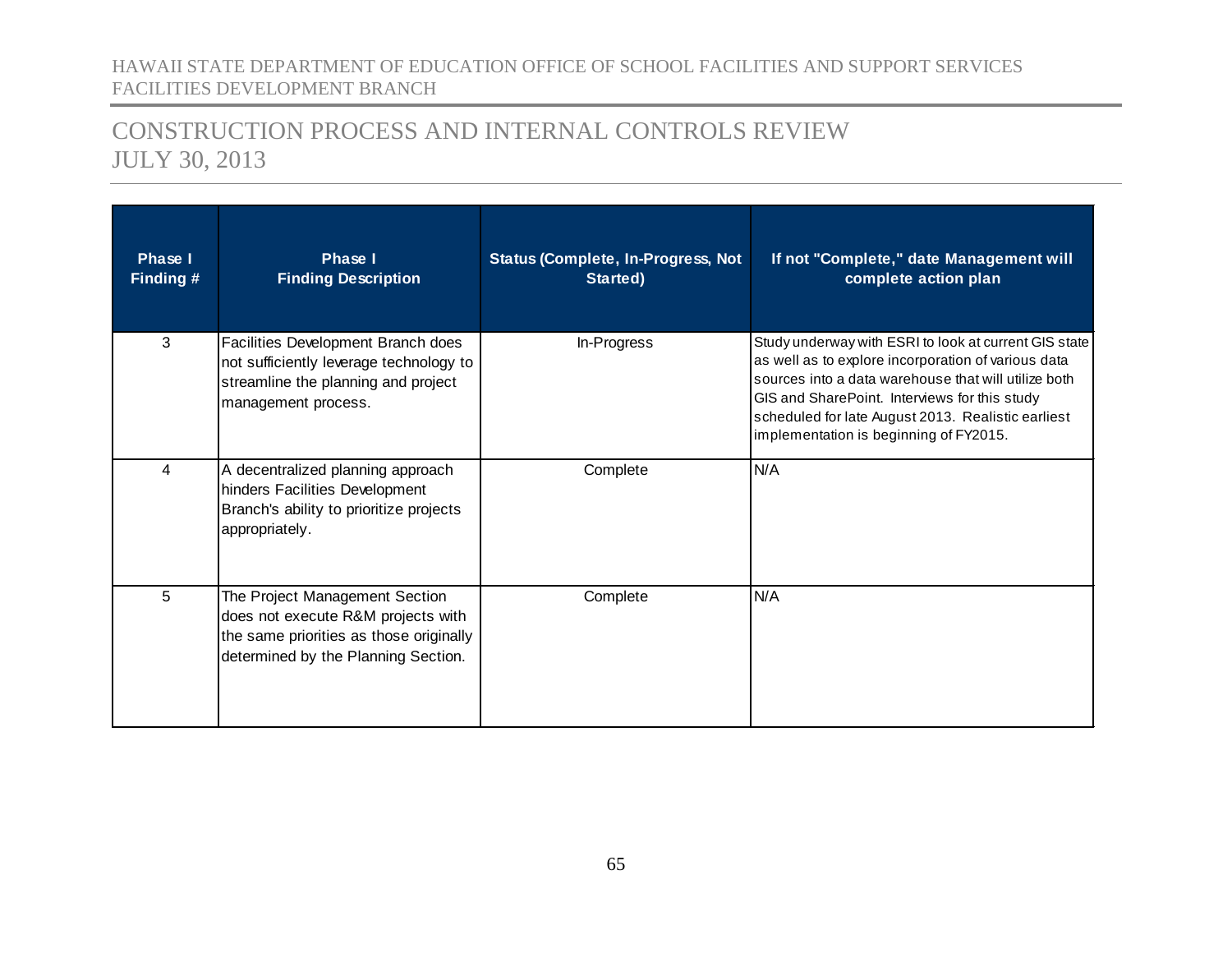| Phase I Finding # | Phase I Finding Description | Status (Complete, In-Progress, Not Started) | If not "Complete," date Management will complete action plan |
|---|---|---|---|
| 3 | Facilities Development Branch does not sufficiently leverage technology to streamline the planning and project management process. | In-Progress | Study underway with ESRI to look at current GIS state as well as to explore incorporation of various data sources into a data warehouse that will utilize both GIS and SharePoint. Interviews for this study scheduled for late August 2013. Realistic earliest implementation is beginning of FY2015. |
| 4 | A decentralized planning approach hinders Facilities Development Branch's ability to prioritize projects appropriately. | Complete | N/A |
| 5 | The Project Management Section does not execute R&M projects with the same priorities as those originally determined by the Planning Section. | Complete | N/A |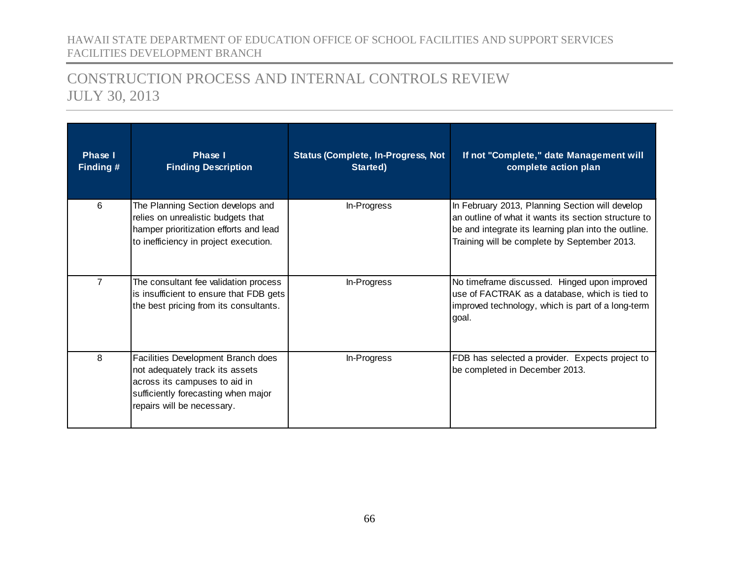| Phase I Finding # | Phase I Finding Description | Status (Complete, In-Progress, Not Started) | If not "Complete," date Management will complete action plan |
|---|---|---|---|
| 6 | The Planning Section develops and relies on unrealistic budgets that hamper prioritization efforts and lead to inefficiency in project execution. | In-Progress | In February 2013, Planning Section will develop an outline of what it wants its section structure to be and integrate its learning plan into the outline. Training will be complete by September 2013. |
| 7 | The consultant fee validation process is insufficient to ensure that FDB gets the best pricing from its consultants. | In-Progress | No timeframe discussed. Hinged upon improved use of FACTRAK as a database, which is tied to improved technology, which is part of a long-term goal. |
| 8 | Facilities Development Branch does not adequately track its assets across its campuses to aid in sufficiently forecasting when major repairs will be necessary. | In-Progress | FDB has selected a provider. Expects project to be completed in December 2013. |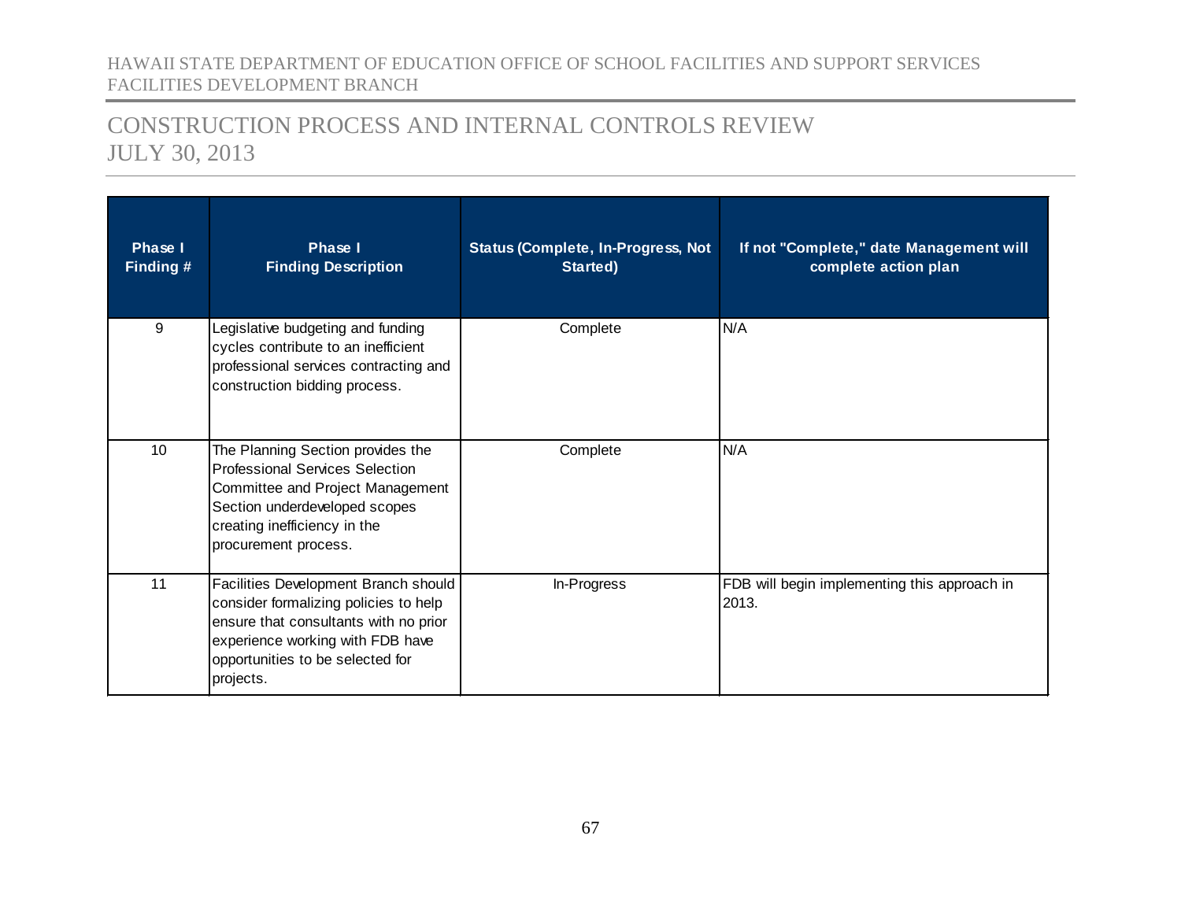| Phase I Finding # | Phase I Finding Description | Status (Complete, In-Progress, Not Started) | If not "Complete," date Management will complete action plan |
|---|---|---|---|
| 9 | Legislative budgeting and funding cycles contribute to an inefficient professional services contracting and construction bidding process. | Complete | N/A |
| 10 | The Planning Section provides the Professional Services Selection Committee and Project Management Section underdeveloped scopes creating inefficiency in the procurement process. | Complete | N/A |
| 11 | Facilities Development Branch should consider formalizing policies to help ensure that consultants with no prior experience working with FDB have opportunities to be selected for projects. | In-Progress | FDB will begin implementing this approach in 2013. |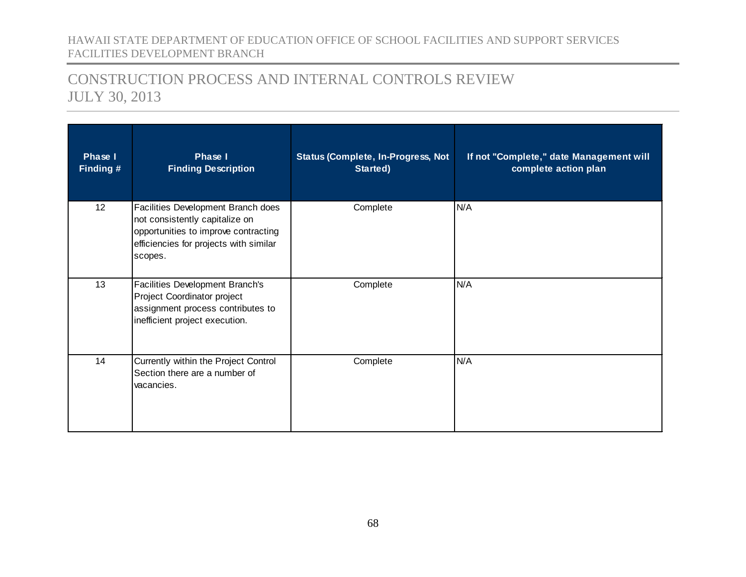| Phase I Finding # | Phase I Finding Description | Status (Complete, In-Progress, Not Started) | If not "Complete," date Management will complete action plan |
|---|---|---|---|
| 12 | Facilities Development Branch does not consistently capitalize on opportunities to improve contracting efficiencies for projects with similar scopes. | Complete | N/A |
| 13 | Facilities Development Branch's Project Coordinator project assignment process contributes to inefficient project execution. | Complete | N/A |
| 14 | Currently within the Project Control Section there are a number of vacancies. | Complete | N/A |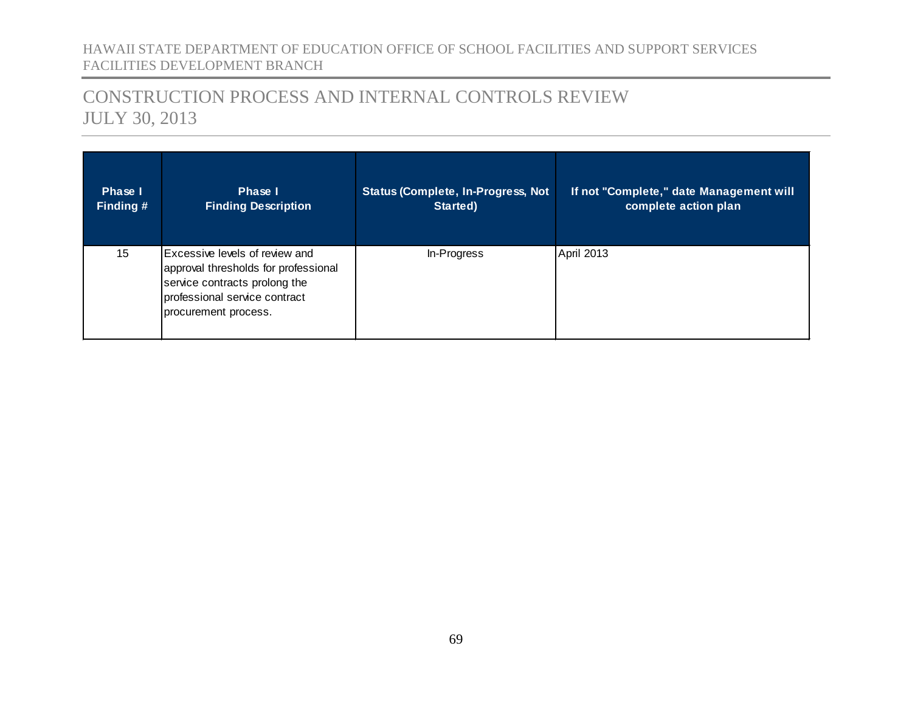| Phase I Finding # | Phase I Finding Description | Status (Complete, In-Progress, Not Started) | If not "Complete," date Management will complete action plan |
|---|---|---|---|
| 15 | Excessive levels of review and approval thresholds for professional service contracts prolong the professional service contract procurement process. | In-Progress | April 2013 |